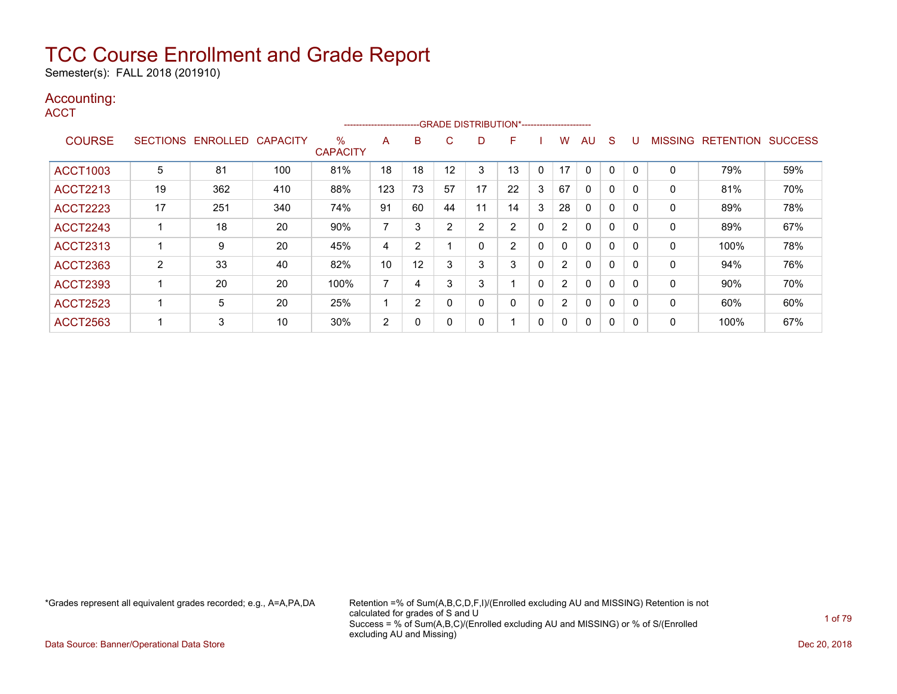# TCC Course Enrollment and Grade Report

Semester(s): FALL 2018 (201910)

## Accounting:

ACCT

| COURSE | SECTIONS | ENROLLED | CAPACITY | % CAPACITY | A | B | C | D | F | I | W | AU | S | U | MISSING | RETENTION | SUCCESS |
|---|---|---|---|---|---|---|---|---|---|---|---|---|---|---|---|---|---|
| | | | | | GRADE DISTRIBUTION* | | | | | | | | | | | | |
| ACCT1003 | 5 | 81 | 100 | 81% | 18 | 18 | 12 | 3 | 13 | 0 | 17 | 0 | 0 | 0 | 0 | 79% | 59% |
| ACCT2213 | 19 | 362 | 410 | 88% | 123 | 73 | 57 | 17 | 22 | 3 | 67 | 0 | 0 | 0 | 0 | 81% | 70% |
| ACCT2223 | 17 | 251 | 340 | 74% | 91 | 60 | 44 | 11 | 14 | 3 | 28 | 0 | 0 | 0 | 0 | 89% | 78% |
| ACCT2243 | 1 | 18 | 20 | 90% | 7 | 3 | 2 | 2 | 2 | 0 | 2 | 0 | 0 | 0 | 0 | 89% | 67% |
| ACCT2313 | 1 | 9 | 20 | 45% | 4 | 2 | 1 | 0 | 2 | 0 | 0 | 0 | 0 | 0 | 0 | 100% | 78% |
| ACCT2363 | 2 | 33 | 40 | 82% | 10 | 12 | 3 | 3 | 3 | 0 | 2 | 0 | 0 | 0 | 0 | 94% | 76% |
| ACCT2393 | 1 | 20 | 20 | 100% | 7 | 4 | 3 | 3 | 1 | 0 | 2 | 0 | 0 | 0 | 0 | 90% | 70% |
| ACCT2523 | 1 | 5 | 20 | 25% | 1 | 2 | 0 | 0 | 0 | 0 | 2 | 0 | 0 | 0 | 0 | 60% | 60% |
| ACCT2563 | 1 | 3 | 10 | 30% | 2 | 0 | 0 | 0 | 1 | 0 | 0 | 0 | 0 | 0 | 0 | 100% | 67% |

*Grades represent all equivalent grades recorded; e.g., A=A,PA,DA

Retention =% of Sum(A,B,C,D,F,I)/(Enrolled excluding AU and MISSING) Retention is not calculated for grades of S and U

Success = % of Sum(A,B,C)/(Enrolled excluding AU and MISSING) or % of S/(Enrolled excluding AU and Missing)

Data Source: Banner/Operational Data Store

Dec 20, 2018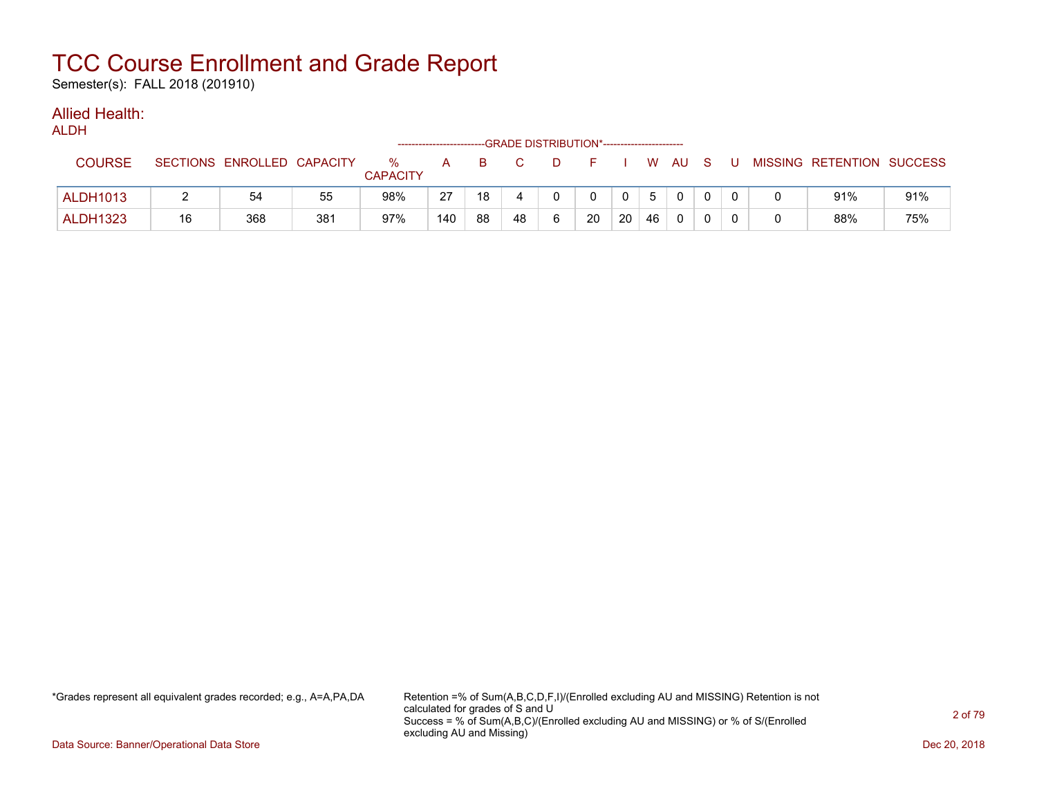# TCC Course Enrollment and Grade Report

Semester(s): FALL 2018 (201910)

## Allied Health:

### ALDH

| COURSE | SECTIONS | ENROLLED | CAPACITY | % CAPACITY | A | B | C | D | F | I | W | AU | S | U | MISSING | RETENTION | SUCCESS |
|---|---|---|---|---|---|---|---|---|---|---|---|---|---|---|---|---|---|
| | | | | | GRADE DISTRIBUTION* | | | | | | | | | | | | |
| ALDH1013 | 2 | 54 | 55 | 98% | 27 | 18 | 4 | 0 | 0 | 0 | 5 | 0 | 0 | 0 | 0 | 91% | 91% |
| ALDH1323 | 16 | 368 | 381 | 97% | 140 | 88 | 48 | 6 | 20 | 20 | 46 | 0 | 0 | 0 | 0 | 88% | 75% |

*Grades represent all equivalent grades recorded; e.g., A=A,PA,DA

Retention =% of Sum(A,B,C,D,F,I)/(Enrolled excluding AU and MISSING) Retention is not calculated for grades of S and U

Success = % of Sum(A,B,C)/(Enrolled excluding AU and MISSING) or % of S/(Enrolled excluding AU and Missing)

Data Source: Banner/Operational Data Store

Dec 20, 2018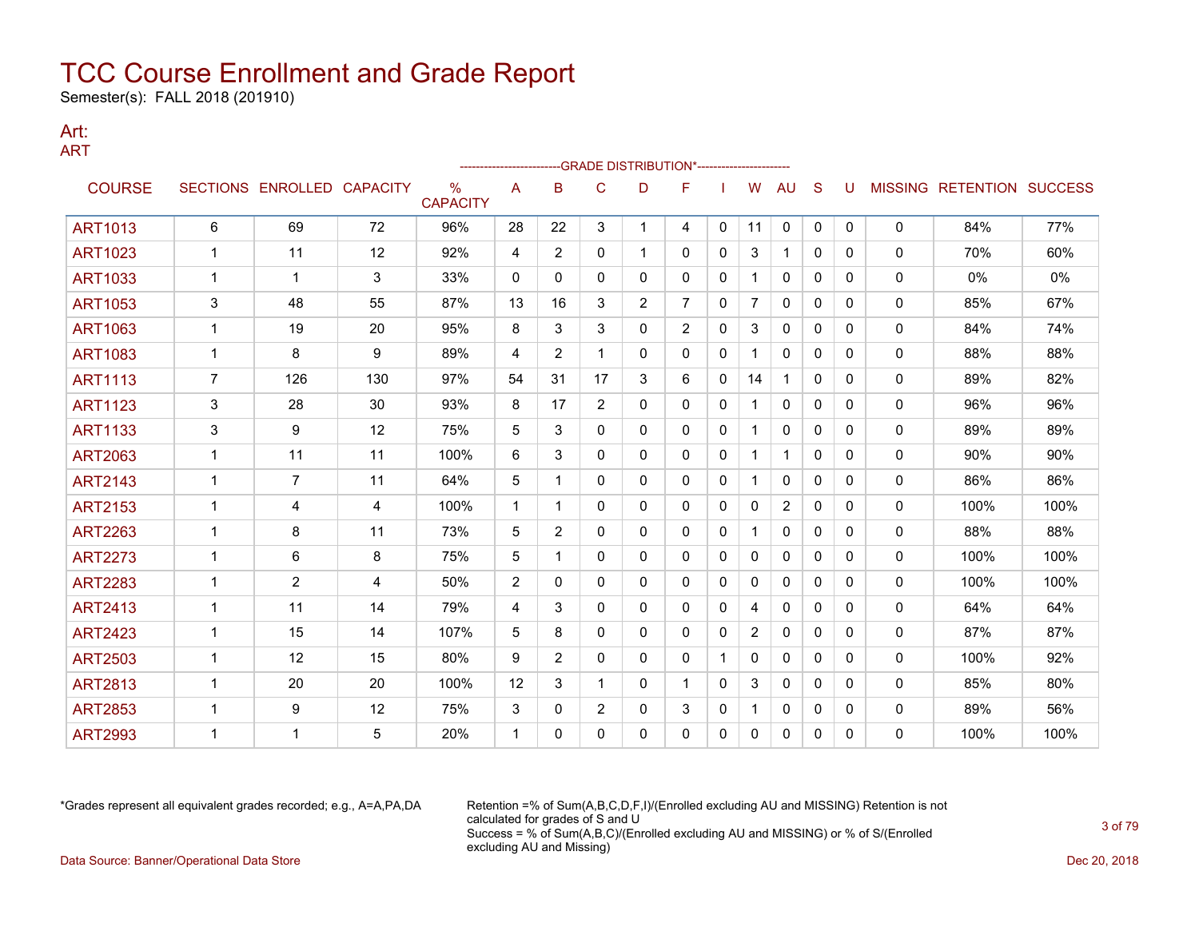# TCC Course Enrollment and Grade Report

Semester(s): FALL 2018 (201910)

## Art:

### ART

| COURSE | SECTIONS | ENROLLED | CAPACITY | % CAPACITY | A | B | C | D | F | I | W | AU | S | U | MISSING | RETENTION | SUCCESS |
|---|---|---|---|---|---|---|---|---|---|---|---|---|---|---|---|---|---|
| | | | | | GRADE DISTRIBUTION* | | | | | | | | | | | | |
| ART1013 | 6 | 69 | 72 | 96% | 28 | 22 | 3 | 1 | 4 | 0 | 11 | 0 | 0 | 0 | 0 | 84% | 77% |
| ART1023 | 1 | 11 | 12 | 92% | 4 | 2 | 0 | 1 | 0 | 0 | 3 | 1 | 0 | 0 | 0 | 70% | 60% |
| ART1033 | 1 | 1 | 3 | 33% | 0 | 0 | 0 | 0 | 0 | 0 | 1 | 0 | 0 | 0 | 0 | 0% | 0% |
| ART1053 | 3 | 48 | 55 | 87% | 13 | 16 | 3 | 2 | 7 | 0 | 7 | 0 | 0 | 0 | 0 | 85% | 67% |
| ART1063 | 1 | 19 | 20 | 95% | 8 | 3 | 3 | 0 | 2 | 0 | 3 | 0 | 0 | 0 | 0 | 84% | 74% |
| ART1083 | 1 | 8 | 9 | 89% | 4 | 2 | 1 | 0 | 0 | 0 | 1 | 0 | 0 | 0 | 0 | 88% | 88% |
| ART1113 | 7 | 126 | 130 | 97% | 54 | 31 | 17 | 3 | 6 | 0 | 14 | 1 | 0 | 0 | 0 | 89% | 82% |
| ART1123 | 3 | 28 | 30 | 93% | 8 | 17 | 2 | 0 | 0 | 0 | 1 | 0 | 0 | 0 | 0 | 96% | 96% |
| ART1133 | 3 | 9 | 12 | 75% | 5 | 3 | 0 | 0 | 0 | 0 | 1 | 0 | 0 | 0 | 0 | 89% | 89% |
| ART2063 | 1 | 11 | 11 | 100% | 6 | 3 | 0 | 0 | 0 | 0 | 1 | 1 | 0 | 0 | 0 | 90% | 90% |
| ART2143 | 1 | 7 | 11 | 64% | 5 | 1 | 0 | 0 | 0 | 0 | 1 | 0 | 0 | 0 | 0 | 86% | 86% |
| ART2153 | 1 | 4 | 4 | 100% | 1 | 1 | 0 | 0 | 0 | 0 | 0 | 2 | 0 | 0 | 0 | 100% | 100% |
| ART2263 | 1 | 8 | 11 | 73% | 5 | 2 | 0 | 0 | 0 | 0 | 1 | 0 | 0 | 0 | 0 | 88% | 88% |
| ART2273 | 1 | 6 | 8 | 75% | 5 | 1 | 0 | 0 | 0 | 0 | 0 | 0 | 0 | 0 | 0 | 100% | 100% |
| ART2283 | 1 | 2 | 4 | 50% | 2 | 0 | 0 | 0 | 0 | 0 | 0 | 0 | 0 | 0 | 0 | 100% | 100% |
| ART2413 | 1 | 11 | 14 | 79% | 4 | 3 | 0 | 0 | 0 | 0 | 4 | 0 | 0 | 0 | 0 | 64% | 64% |
| ART2423 | 1 | 15 | 14 | 107% | 5 | 8 | 0 | 0 | 0 | 0 | 2 | 0 | 0 | 0 | 0 | 87% | 87% |
| ART2503 | 1 | 12 | 15 | 80% | 9 | 2 | 0 | 0 | 0 | 1 | 0 | 0 | 0 | 0 | 0 | 100% | 92% |
| ART2813 | 1 | 20 | 20 | 100% | 12 | 3 | 1 | 0 | 1 | 0 | 3 | 0 | 0 | 0 | 0 | 85% | 80% |
| ART2853 | 1 | 9 | 12 | 75% | 3 | 0 | 2 | 0 | 3 | 0 | 1 | 0 | 0 | 0 | 0 | 89% | 56% |
| ART2993 | 1 | 1 | 5 | 20% | 1 | 0 | 0 | 0 | 0 | 0 | 0 | 0 | 0 | 0 | 0 | 100% | 100% |

*Grades represent all equivalent grades recorded; e.g., A=A,PA,DA

Retention =% of Sum(A,B,C,D,F,I)/(Enrolled excluding AU and MISSING) Retention is not calculated for grades of S and U
Success = % of Sum(A,B,C)/(Enrolled excluding AU and MISSING) or % of S/(Enrolled excluding AU and Missing)

Data Source: Banner/Operational Data Store

Dec 20, 2018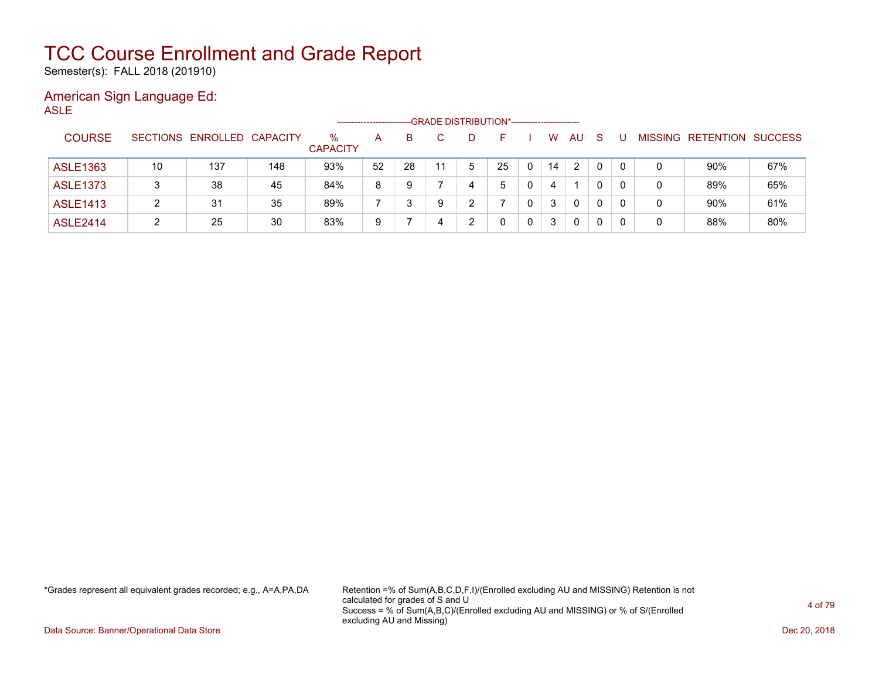# TCC Course Enrollment and Grade Report

Semester(s): FALL 2018 (201910)

## American Sign Language Ed:

### ASLE

| COURSE | SECTIONS | ENROLLED | CAPACITY | % CAPACITY | A | B | C | D | F | I | W | AU | S | U | MISSING | RETENTION | SUCCESS |
|---|---|---|---|---|---|---|---|---|---|---|---|---|---|---|---|---|---|
| | | | | | GRADE DISTRIBUTION* | | | | | | | | | | | | |
| ASLE1363 | 10 | 137 | 148 | 93% | 52 | 28 | 11 | 5 | 25 | 0 | 14 | 2 | 0 | 0 | 0 | 90% | 67% |
| ASLE1373 | 3 | 38 | 45 | 84% | 8 | 9 | 7 | 4 | 5 | 0 | 4 | 1 | 0 | 0 | 0 | 89% | 65% |
| ASLE1413 | 2 | 31 | 35 | 89% | 7 | 3 | 9 | 2 | 7 | 0 | 3 | 0 | 0 | 0 | 0 | 90% | 61% |
| ASLE2414 | 2 | 25 | 30 | 83% | 9 | 7 | 4 | 2 | 0 | 0 | 3 | 0 | 0 | 0 | 0 | 88% | 80% |

*Grades represent all equivalent grades recorded; e.g., A=A,PA,DA

Retention =% of Sum(A,B,C,D,F,I)/(Enrolled excluding AU and MISSING) Retention is not calculated for grades of S and U

Success = % of Sum(A,B,C)/(Enrolled excluding AU and MISSING) or % of S/(Enrolled excluding AU and Missing)

Data Source: Banner/Operational Data Store

Dec 20, 2018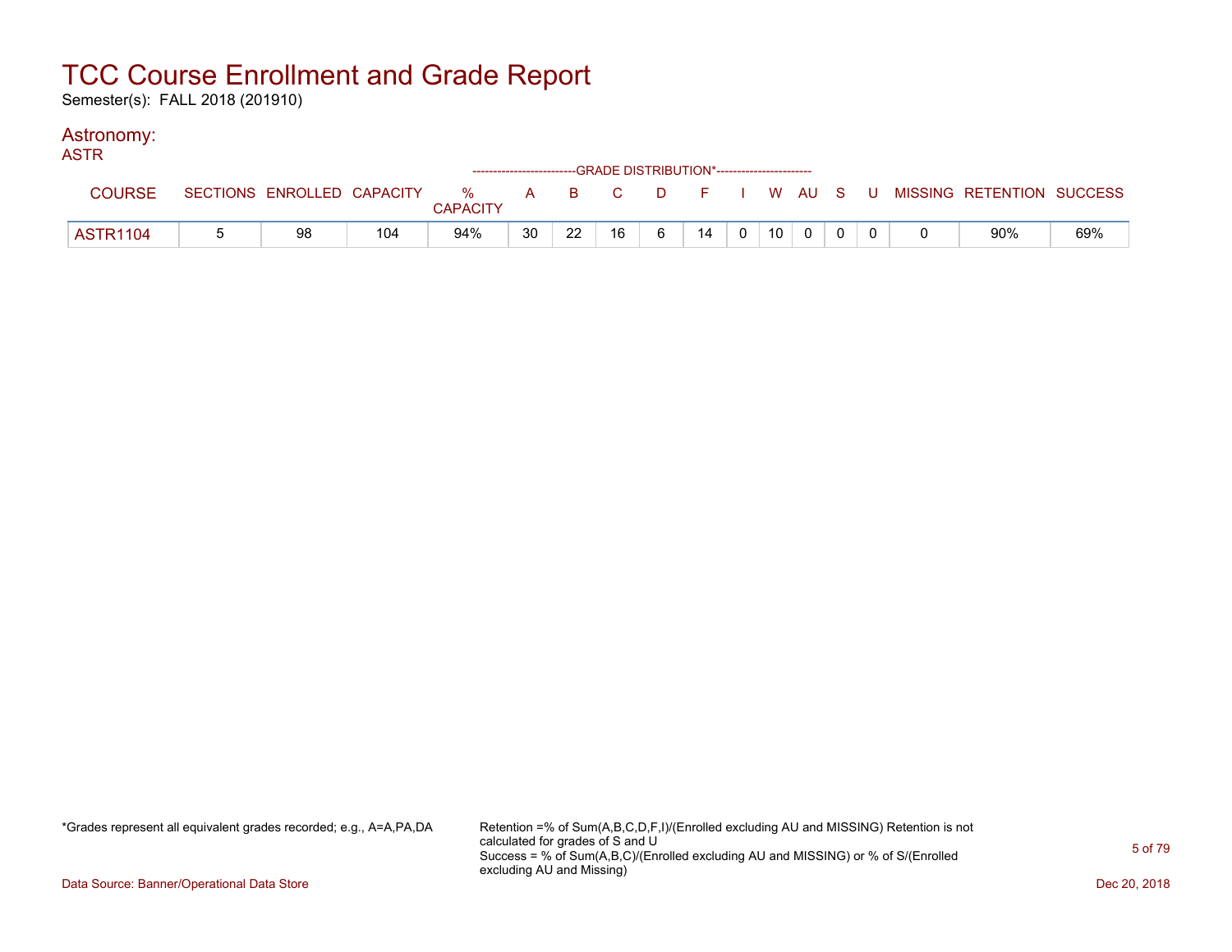# TCC Course Enrollment and Grade Report

Semester(s): FALL 2018 (201910)

## Astronomy:

### ASTR

| COURSE | SECTIONS | ENROLLED | CAPACITY | % CAPACITY | A | B | C | D | F | I | W | AU | S | U | MISSING | RETENTION | SUCCESS |
|---|---|---|---|---|---|---|---|---|---|---|---|---|---|---|---|---|---|
| | | | | | GRADE DISTRIBUTION* | | | | | | | | | | | | |
| ASTR1104 | 5 | 98 | 104 | 94% | 30 | 22 | 16 | 6 | 14 | 0 | 10 | 0 | 0 | 0 | 0 | 90% | 69% |

*Grades represent all equivalent grades recorded; e.g., A=A,PA,DA

Retention =% of Sum(A,B,C,D,F,I)/(Enrolled excluding AU and MISSING) Retention is not calculated for grades of S and U
Success = % of Sum(A,B,C)/(Enrolled excluding AU and MISSING) or % of S/(Enrolled excluding AU and Missing)

Data Source: Banner/Operational Data Store

Dec 20, 2018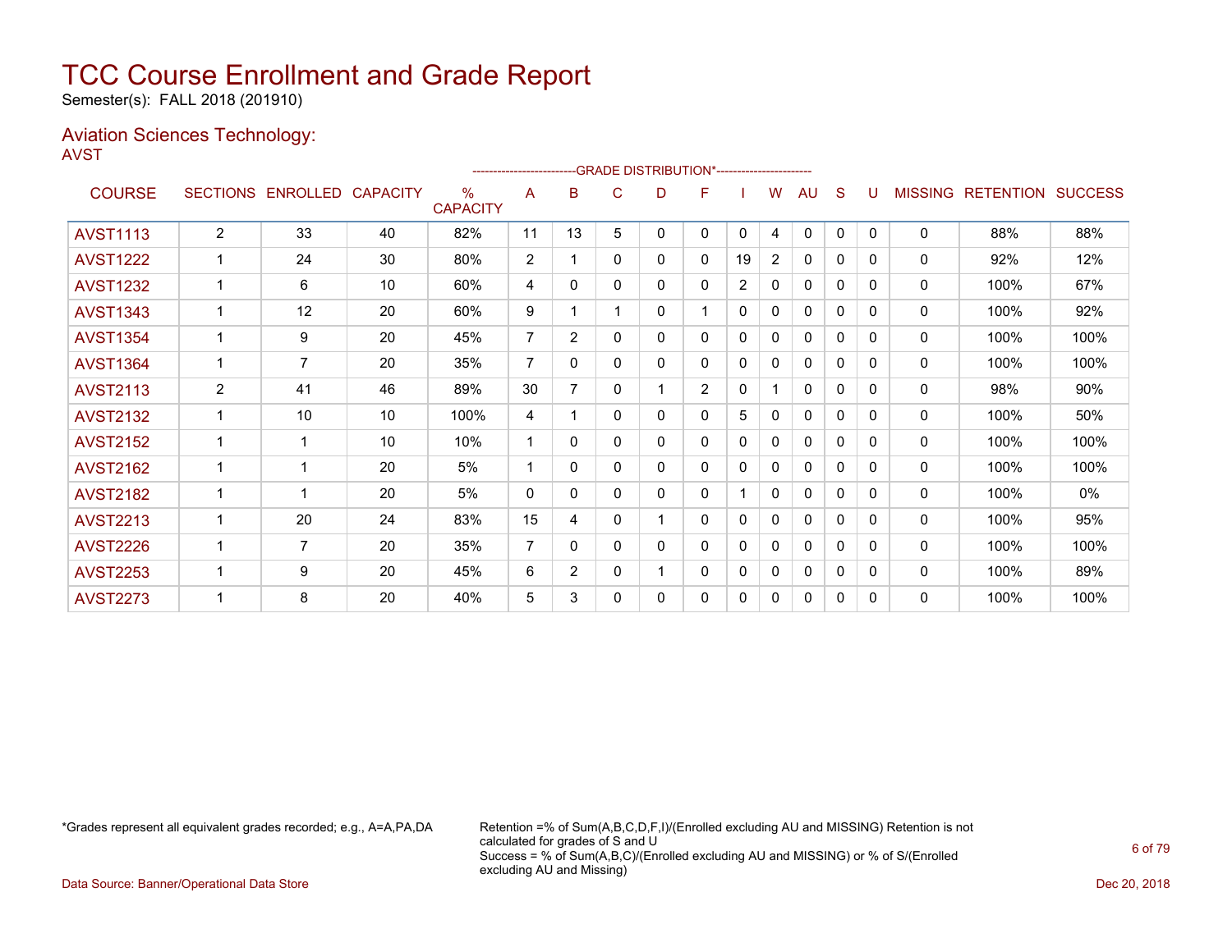# TCC Course Enrollment and Grade Report

Semester(s): FALL 2018 (201910)

## Aviation Sciences Technology:

AVST

| COURSE | SECTIONS | ENROLLED | CAPACITY | % CAPACITY | A | B | C | D | F | I | W | AU | S | U | MISSING | RETENTION | SUCCESS |
|---|---|---|---|---|---|---|---|---|---|---|---|---|---|---|---|---|---|
| | | | | | GRADE DISTRIBUTION* | | | | | | | | | | | | |
| AVST1113 | 2 | 33 | 40 | 82% | 11 | 13 | 5 | 0 | 0 | 0 | 4 | 0 | 0 | 0 | 0 | 88% | 88% |
| AVST1222 | 1 | 24 | 30 | 80% | 2 | 1 | 0 | 0 | 0 | 19 | 2 | 0 | 0 | 0 | 0 | 92% | 12% |
| AVST1232 | 1 | 6 | 10 | 60% | 4 | 0 | 0 | 0 | 0 | 2 | 0 | 0 | 0 | 0 | 0 | 100% | 67% |
| AVST1343 | 1 | 12 | 20 | 60% | 9 | 1 | 1 | 0 | 1 | 0 | 0 | 0 | 0 | 0 | 0 | 100% | 92% |
| AVST1354 | 1 | 9 | 20 | 45% | 7 | 2 | 0 | 0 | 0 | 0 | 0 | 0 | 0 | 0 | 0 | 100% | 100% |
| AVST1364 | 1 | 7 | 20 | 35% | 7 | 0 | 0 | 0 | 0 | 0 | 0 | 0 | 0 | 0 | 0 | 100% | 100% |
| AVST2113 | 2 | 41 | 46 | 89% | 30 | 7 | 0 | 1 | 2 | 0 | 1 | 0 | 0 | 0 | 0 | 98% | 90% |
| AVST2132 | 1 | 10 | 10 | 100% | 4 | 1 | 0 | 0 | 0 | 5 | 0 | 0 | 0 | 0 | 0 | 100% | 50% |
| AVST2152 | 1 | 1 | 10 | 10% | 1 | 0 | 0 | 0 | 0 | 0 | 0 | 0 | 0 | 0 | 0 | 100% | 100% |
| AVST2162 | 1 | 1 | 20 | 5% | 1 | 0 | 0 | 0 | 0 | 0 | 0 | 0 | 0 | 0 | 0 | 100% | 100% |
| AVST2182 | 1 | 1 | 20 | 5% | 0 | 0 | 0 | 0 | 0 | 1 | 0 | 0 | 0 | 0 | 0 | 100% | 0% |
| AVST2213 | 1 | 20 | 24 | 83% | 15 | 4 | 0 | 1 | 0 | 0 | 0 | 0 | 0 | 0 | 0 | 100% | 95% |
| AVST2226 | 1 | 7 | 20 | 35% | 7 | 0 | 0 | 0 | 0 | 0 | 0 | 0 | 0 | 0 | 0 | 100% | 100% |
| AVST2253 | 1 | 9 | 20 | 45% | 6 | 2 | 0 | 1 | 0 | 0 | 0 | 0 | 0 | 0 | 0 | 100% | 89% |
| AVST2273 | 1 | 8 | 20 | 40% | 5 | 3 | 0 | 0 | 0 | 0 | 0 | 0 | 0 | 0 | 0 | 100% | 100% |

*Grades represent all equivalent grades recorded; e.g., A=A,PA,DA

Retention =% of Sum(A,B,C,D,F,I)/(Enrolled excluding AU and MISSING) Retention is not calculated for grades of S and U
Success = % of Sum(A,B,C)/(Enrolled excluding AU and MISSING) or % of S/(Enrolled excluding AU and Missing)

Data Source: Banner/Operational Data Store

Dec 20, 2018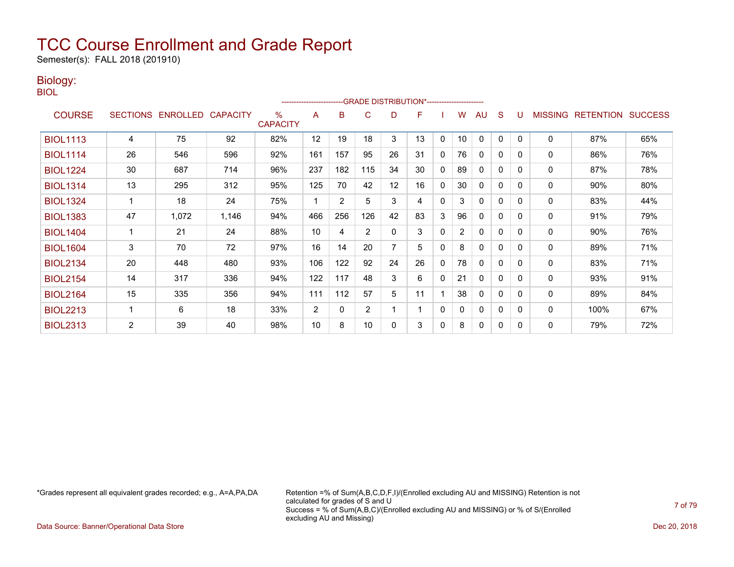# TCC Course Enrollment and Grade Report

Semester(s): FALL 2018 (201910)

## Biology:

BIOL

| COURSE | SECTIONS | ENROLLED | CAPACITY | % CAPACITY | A | B | C | D | F | I | W | AU | S | U | MISSING | RETENTION | SUCCESS |
|---|---|---|---|---|---|---|---|---|---|---|---|---|---|---|---|---|---|
| | | | | | GRADE DISTRIBUTION* | | | | | | | | | | | | |
| BIOL1113 | 4 | 75 | 92 | 82% | 12 | 19 | 18 | 3 | 13 | 0 | 10 | 0 | 0 | 0 | 0 | 87% | 65% |
| BIOL1114 | 26 | 546 | 596 | 92% | 161 | 157 | 95 | 26 | 31 | 0 | 76 | 0 | 0 | 0 | 0 | 86% | 76% |
| BIOL1224 | 30 | 687 | 714 | 96% | 237 | 182 | 115 | 34 | 30 | 0 | 89 | 0 | 0 | 0 | 0 | 87% | 78% |
| BIOL1314 | 13 | 295 | 312 | 95% | 125 | 70 | 42 | 12 | 16 | 0 | 30 | 0 | 0 | 0 | 0 | 90% | 80% |
| BIOL1324 | 1 | 18 | 24 | 75% | 1 | 2 | 5 | 3 | 4 | 0 | 3 | 0 | 0 | 0 | 0 | 83% | 44% |
| BIOL1383 | 47 | 1,072 | 1,146 | 94% | 466 | 256 | 126 | 42 | 83 | 3 | 96 | 0 | 0 | 0 | 0 | 91% | 79% |
| BIOL1404 | 1 | 21 | 24 | 88% | 10 | 4 | 2 | 0 | 3 | 0 | 2 | 0 | 0 | 0 | 0 | 90% | 76% |
| BIOL1604 | 3 | 70 | 72 | 97% | 16 | 14 | 20 | 7 | 5 | 0 | 8 | 0 | 0 | 0 | 0 | 89% | 71% |
| BIOL2134 | 20 | 448 | 480 | 93% | 106 | 122 | 92 | 24 | 26 | 0 | 78 | 0 | 0 | 0 | 0 | 83% | 71% |
| BIOL2154 | 14 | 317 | 336 | 94% | 122 | 117 | 48 | 3 | 6 | 0 | 21 | 0 | 0 | 0 | 0 | 93% | 91% |
| BIOL2164 | 15 | 335 | 356 | 94% | 111 | 112 | 57 | 5 | 11 | 1 | 38 | 0 | 0 | 0 | 0 | 89% | 84% |
| BIOL2213 | 1 | 6 | 18 | 33% | 2 | 0 | 2 | 1 | 1 | 0 | 0 | 0 | 0 | 0 | 0 | 100% | 67% |
| BIOL2313 | 2 | 39 | 40 | 98% | 10 | 8 | 10 | 0 | 3 | 0 | 8 | 0 | 0 | 0 | 0 | 79% | 72% |

*Grades represent all equivalent grades recorded; e.g., A=A,PA,DA

Retention =% of Sum(A,B,C,D,F,I)/(Enrolled excluding AU and MISSING) Retention is not calculated for grades of S and U
Success = % of Sum(A,B,C)/(Enrolled excluding AU and MISSING) or % of S/(Enrolled excluding AU and Missing)

Data Source: Banner/Operational Data Store

Dec 20, 2018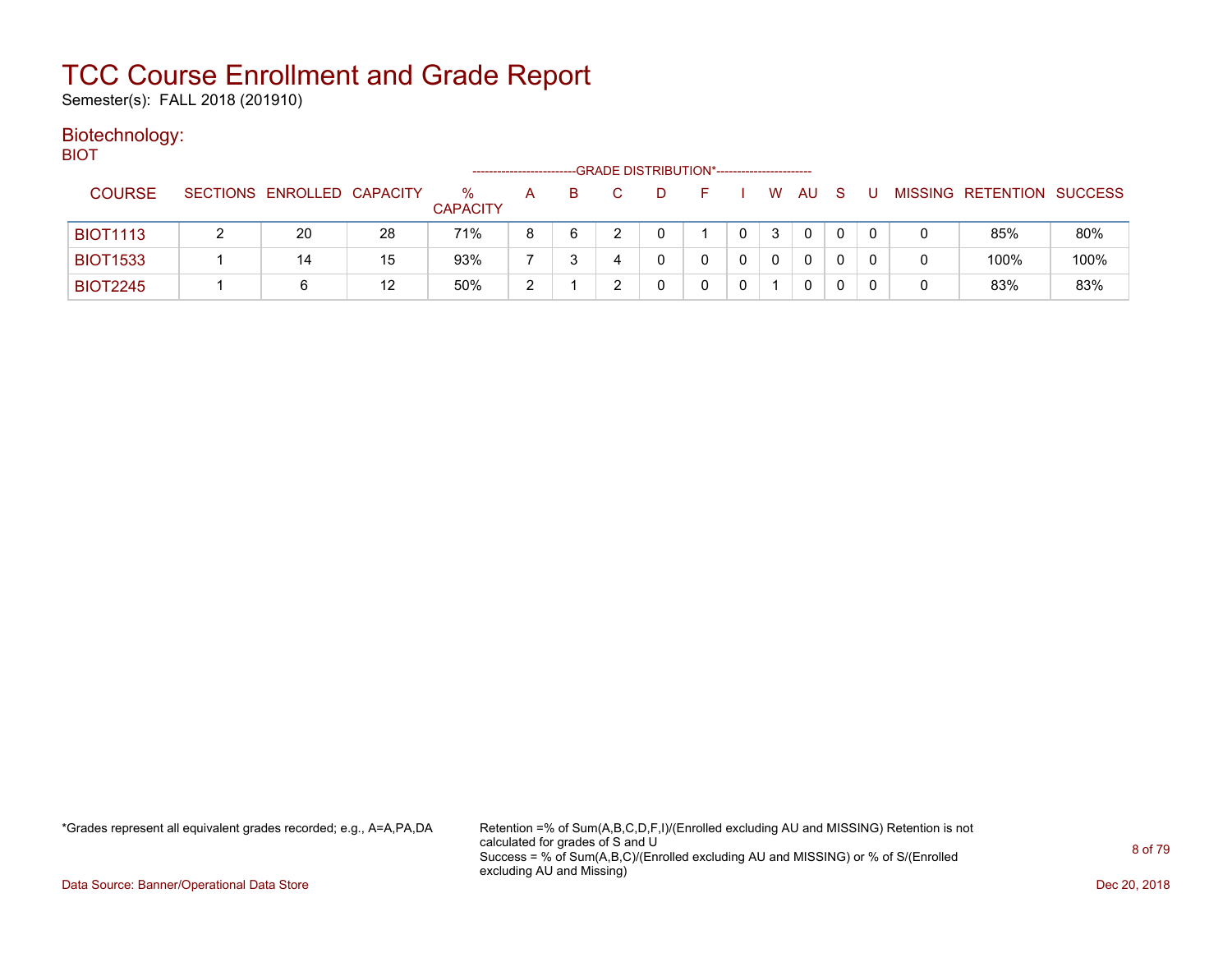# TCC Course Enrollment and Grade Report

Semester(s): FALL 2018 (201910)

## Biotechnology:

BIOT

| COURSE | SECTIONS | ENROLLED | CAPACITY | % CAPACITY | A | B | C | D | F | I | W | AU | S | U | MISSING | RETENTION | SUCCESS |
|---|---|---|---|---|---|---|---|---|---|---|---|---|---|---|---|---|---|
| | | | | | GRADE DISTRIBUTION* | | | | | | | | | | | | |
| BIOT1113 | 2 | 20 | 28 | 71% | 8 | 6 | 2 | 0 | 1 | 0 | 3 | 0 | 0 | 0 | 0 | 85% | 80% |
| BIOT1533 | 1 | 14 | 15 | 93% | 7 | 3 | 4 | 0 | 0 | 0 | 0 | 0 | 0 | 0 | 0 | 100% | 100% |
| BIOT2245 | 1 | 6 | 12 | 50% | 2 | 1 | 2 | 0 | 0 | 0 | 1 | 0 | 0 | 0 | 0 | 83% | 83% |

*Grades represent all equivalent grades recorded; e.g., A=A,PA,DA

Retention =% of Sum(A,B,C,D,F,I)/(Enrolled excluding AU and MISSING) Retention is not calculated for grades of S and U
Success = % of Sum(A,B,C)/(Enrolled excluding AU and MISSING) or % of S/(Enrolled excluding AU and Missing)

Data Source: Banner/Operational Data Store

Dec 20, 2018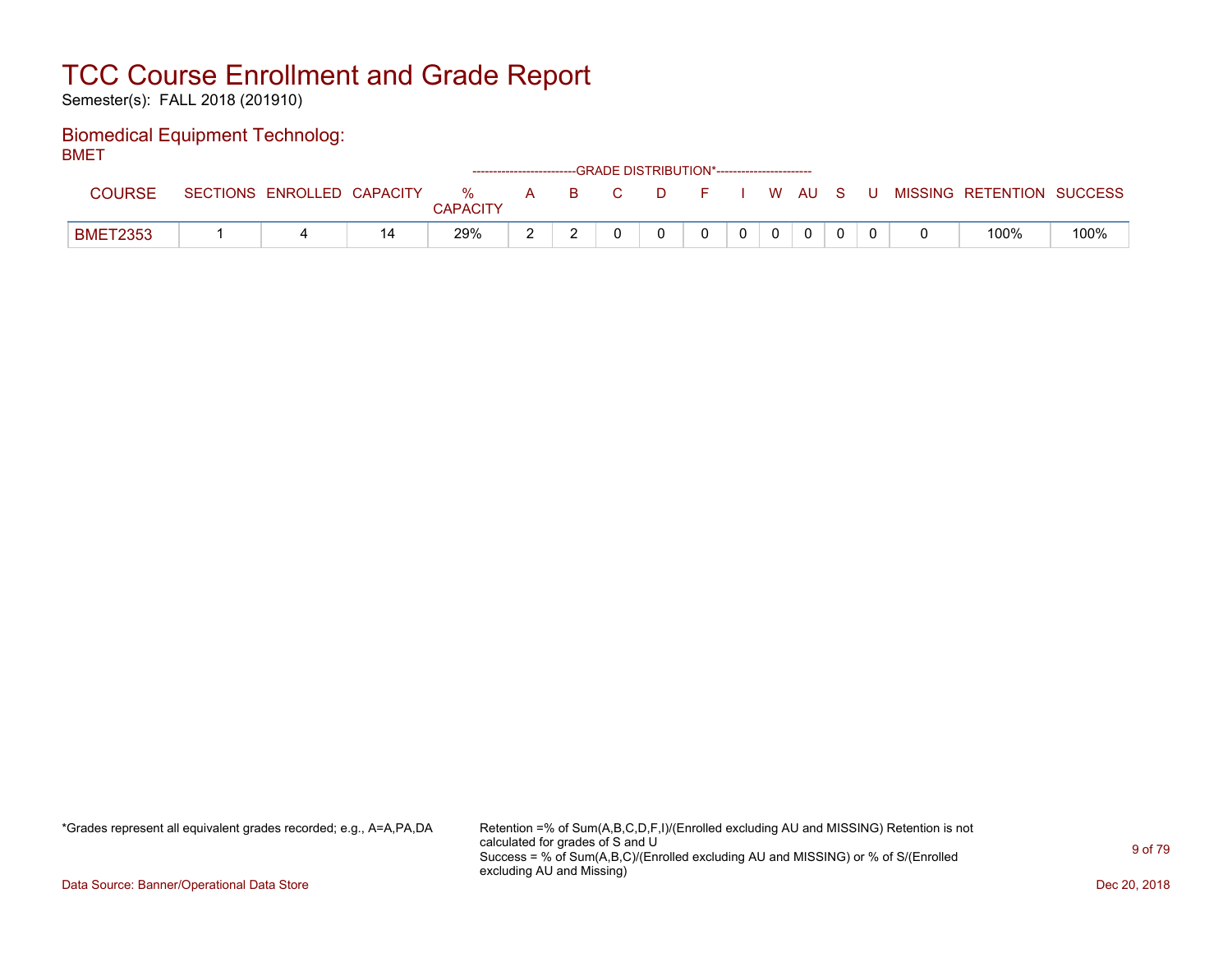# TCC Course Enrollment and Grade Report

Semester(s): FALL 2018 (201910)

## Biomedical Equipment Technolog:

BMET

| COURSE | SECTIONS | ENROLLED | CAPACITY | % CAPACITY | A | B | C | D | F | I | W | AU | S | U | MISSING | RETENTION | SUCCESS |
|---|---|---|---|---|---|---|---|---|---|---|---|---|---|---|---|---|---|
| | | | | | GRADE DISTRIBUTION* | | | | | | | | | | | | |
| BMET2353 | 1 | 4 | 14 | 29% | 2 | 2 | 0 | 0 | 0 | 0 | 0 | 0 | 0 | 0 | 0 | 100% | 100% |

*Grades represent all equivalent grades recorded; e.g., A=A,PA,DA

Retention =% of Sum(A,B,C,D,F,I)/(Enrolled excluding AU and MISSING) Retention is not calculated for grades of S and U
Success = % of Sum(A,B,C)/(Enrolled excluding AU and MISSING) or % of S/(Enrolled excluding AU and Missing)

Data Source: Banner/Operational Data Store

Dec 20, 2018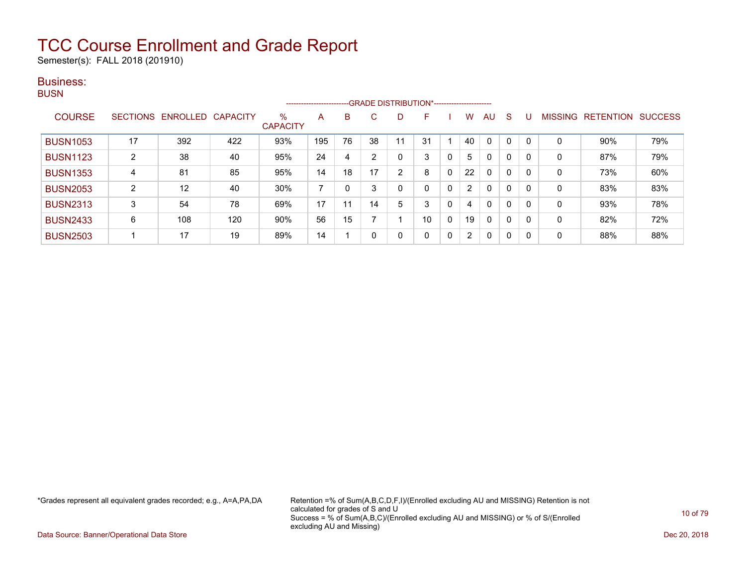# TCC Course Enrollment and Grade Report

Semester(s): FALL 2018 (201910)

## Business:

### BUSN

| COURSE | SECTIONS | ENROLLED | CAPACITY | % CAPACITY | A | B | C | D | F | I | W | AU | S | U | MISSING | RETENTION | SUCCESS |
|---|---|---|---|---|---|---|---|---|---|---|---|---|---|---|---|---|---|
| | | | | | GRADE DISTRIBUTION* | | | | | | | | | | | | |
| BUSN1053 | 17 | 392 | 422 | 93% | 195 | 76 | 38 | 11 | 31 | 1 | 40 | 0 | 0 | 0 | 0 | 90% | 79% |
| BUSN1123 | 2 | 38 | 40 | 95% | 24 | 4 | 2 | 0 | 3 | 0 | 5 | 0 | 0 | 0 | 0 | 87% | 79% |
| BUSN1353 | 4 | 81 | 85 | 95% | 14 | 18 | 17 | 2 | 8 | 0 | 22 | 0 | 0 | 0 | 0 | 73% | 60% |
| BUSN2053 | 2 | 12 | 40 | 30% | 7 | 0 | 3 | 0 | 0 | 0 | 2 | 0 | 0 | 0 | 0 | 83% | 83% |
| BUSN2313 | 3 | 54 | 78 | 69% | 17 | 11 | 14 | 5 | 3 | 0 | 4 | 0 | 0 | 0 | 0 | 93% | 78% |
| BUSN2433 | 6 | 108 | 120 | 90% | 56 | 15 | 7 | 1 | 10 | 0 | 19 | 0 | 0 | 0 | 0 | 82% | 72% |
| BUSN2503 | 1 | 17 | 19 | 89% | 14 | 1 | 0 | 0 | 0 | 0 | 2 | 0 | 0 | 0 | 0 | 88% | 88% |

*Grades represent all equivalent grades recorded; e.g., A=A,PA,DA

Retention =% of Sum(A,B,C,D,F,I)/(Enrolled excluding AU and MISSING) Retention is not calculated for grades of S and U
Success = % of Sum(A,B,C)/(Enrolled excluding AU and MISSING) or % of S/(Enrolled excluding AU and Missing)

Data Source: Banner/Operational Data Store

Dec 20, 2018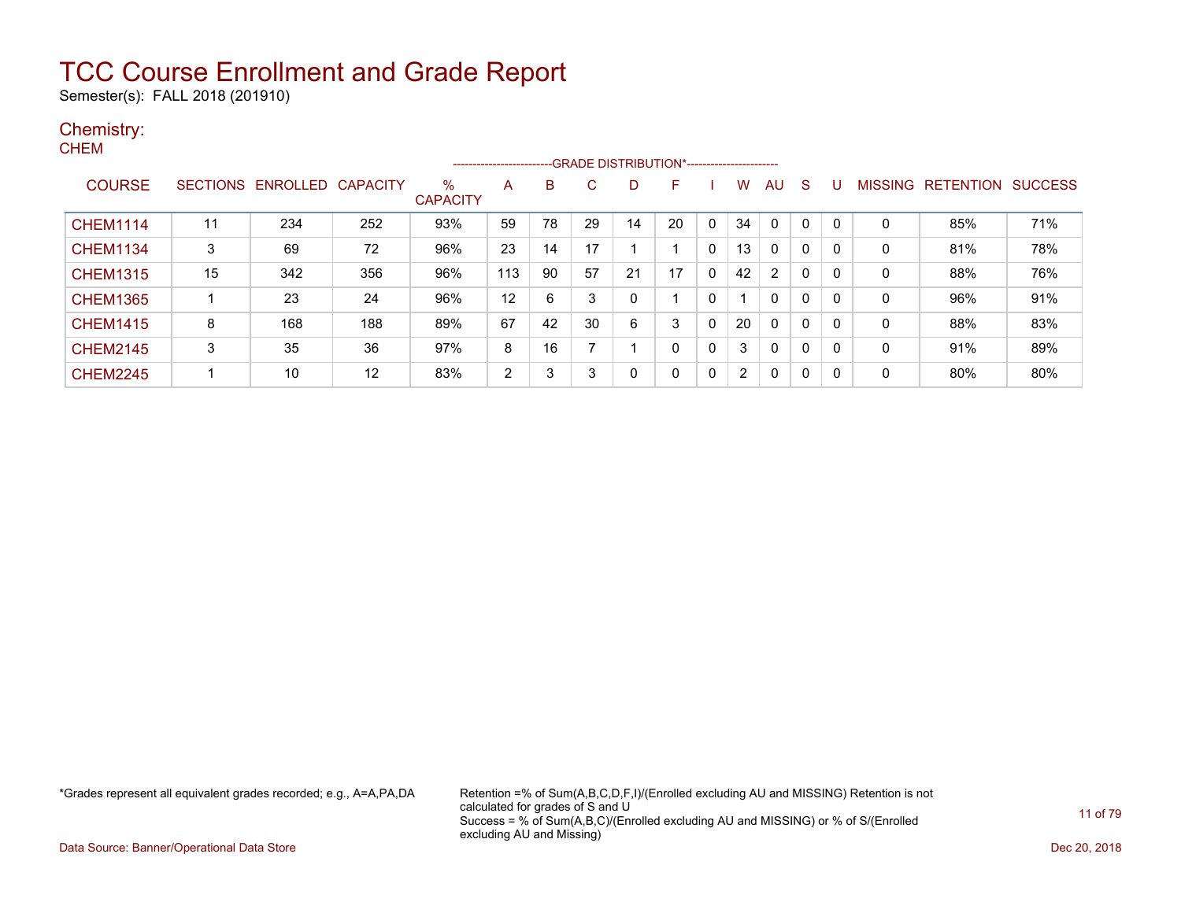# TCC Course Enrollment and Grade Report

Semester(s): FALL 2018 (201910)

## Chemistry:

### CHEM

| COURSE | SECTIONS | ENROLLED | CAPACITY | % CAPACITY | A | B | C | D | F | I | W | AU | S | U | MISSING | RETENTION | SUCCESS |
|---|---|---|---|---|---|---|---|---|---|---|---|---|---|---|---|---|---|
| | | | | | GRADE DISTRIBUTION* | | | | | | | | | | | | |
| CHEM1114 | 11 | 234 | 252 | 93% | 59 | 78 | 29 | 14 | 20 | 0 | 34 | 0 | 0 | 0 | 0 | 85% | 71% |
| CHEM1134 | 3 | 69 | 72 | 96% | 23 | 14 | 17 | 1 | 1 | 0 | 13 | 0 | 0 | 0 | 0 | 81% | 78% |
| CHEM1315 | 15 | 342 | 356 | 96% | 113 | 90 | 57 | 21 | 17 | 0 | 42 | 2 | 0 | 0 | 0 | 88% | 76% |
| CHEM1365 | 1 | 23 | 24 | 96% | 12 | 6 | 3 | 0 | 1 | 0 | 1 | 0 | 0 | 0 | 0 | 96% | 91% |
| CHEM1415 | 8 | 168 | 188 | 89% | 67 | 42 | 30 | 6 | 3 | 0 | 20 | 0 | 0 | 0 | 0 | 88% | 83% |
| CHEM2145 | 3 | 35 | 36 | 97% | 8 | 16 | 7 | 1 | 0 | 0 | 3 | 0 | 0 | 0 | 0 | 91% | 89% |
| CHEM2245 | 1 | 10 | 12 | 83% | 2 | 3 | 3 | 0 | 0 | 0 | 2 | 0 | 0 | 0 | 0 | 80% | 80% |

*Grades represent all equivalent grades recorded; e.g., A=A,PA,DA

Retention =% of Sum(A,B,C,D,F,I)/(Enrolled excluding AU and MISSING) Retention is not calculated for grades of S and U
Success = % of Sum(A,B,C)/(Enrolled excluding AU and MISSING) or % of S/(Enrolled excluding AU and Missing)

Data Source: Banner/Operational Data Store

Dec 20, 2018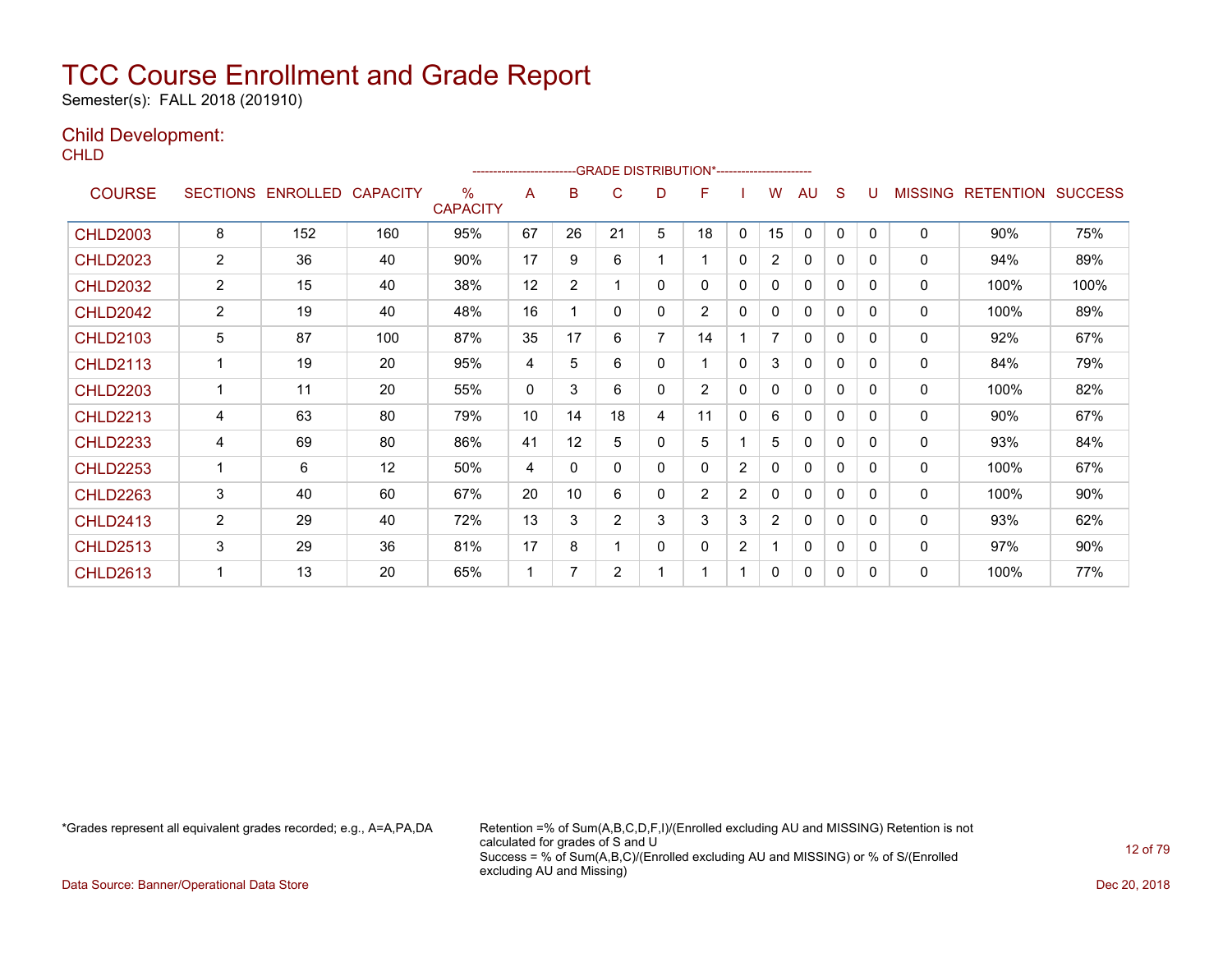# TCC Course Enrollment and Grade Report

Semester(s): FALL 2018 (201910)

## Child Development:

CHLD

| COURSE | SECTIONS | ENROLLED | CAPACITY | % CAPACITY | A | B | C | D | F | I | W | AU | S | U | MISSING | RETENTION | SUCCESS |
|---|---|---|---|---|---|---|---|---|---|---|---|---|---|---|---|---|---|
| | | | | | GRADE DISTRIBUTION* | | | | | | | | | | | | |
| CHLD2003 | 8 | 152 | 160 | 95% | 67 | 26 | 21 | 5 | 18 | 0 | 15 | 0 | 0 | 0 | 0 | 90% | 75% |
| CHLD2023 | 2 | 36 | 40 | 90% | 17 | 9 | 6 | 1 | 1 | 0 | 2 | 0 | 0 | 0 | 0 | 94% | 89% |
| CHLD2032 | 2 | 15 | 40 | 38% | 12 | 2 | 1 | 0 | 0 | 0 | 0 | 0 | 0 | 0 | 0 | 100% | 100% |
| CHLD2042 | 2 | 19 | 40 | 48% | 16 | 1 | 0 | 0 | 2 | 0 | 0 | 0 | 0 | 0 | 0 | 100% | 89% |
| CHLD2103 | 5 | 87 | 100 | 87% | 35 | 17 | 6 | 7 | 14 | 1 | 7 | 0 | 0 | 0 | 0 | 92% | 67% |
| CHLD2113 | 1 | 19 | 20 | 95% | 4 | 5 | 6 | 0 | 1 | 0 | 3 | 0 | 0 | 0 | 0 | 84% | 79% |
| CHLD2203 | 1 | 11 | 20 | 55% | 0 | 3 | 6 | 0 | 2 | 0 | 0 | 0 | 0 | 0 | 0 | 100% | 82% |
| CHLD2213 | 4 | 63 | 80 | 79% | 10 | 14 | 18 | 4 | 11 | 0 | 6 | 0 | 0 | 0 | 0 | 90% | 67% |
| CHLD2233 | 4 | 69 | 80 | 86% | 41 | 12 | 5 | 0 | 5 | 1 | 5 | 0 | 0 | 0 | 0 | 93% | 84% |
| CHLD2253 | 1 | 6 | 12 | 50% | 4 | 0 | 0 | 0 | 0 | 2 | 0 | 0 | 0 | 0 | 0 | 100% | 67% |
| CHLD2263 | 3 | 40 | 60 | 67% | 20 | 10 | 6 | 0 | 2 | 2 | 0 | 0 | 0 | 0 | 0 | 100% | 90% |
| CHLD2413 | 2 | 29 | 40 | 72% | 13 | 3 | 2 | 3 | 3 | 3 | 2 | 0 | 0 | 0 | 0 | 93% | 62% |
| CHLD2513 | 3 | 29 | 36 | 81% | 17 | 8 | 1 | 0 | 0 | 2 | 1 | 0 | 0 | 0 | 0 | 97% | 90% |
| CHLD2613 | 1 | 13 | 20 | 65% | 1 | 7 | 2 | 1 | 1 | 1 | 0 | 0 | 0 | 0 | 0 | 100% | 77% |

*Grades represent all equivalent grades recorded; e.g., A=A,PA,DA

Retention =% of Sum(A,B,C,D,F,I)/(Enrolled excluding AU and MISSING) Retention is not calculated for grades of S and U
Success = % of Sum(A,B,C)/(Enrolled excluding AU and MISSING) or % of S/(Enrolled excluding AU and Missing)

Data Source: Banner/Operational Data Store

Dec 20, 2018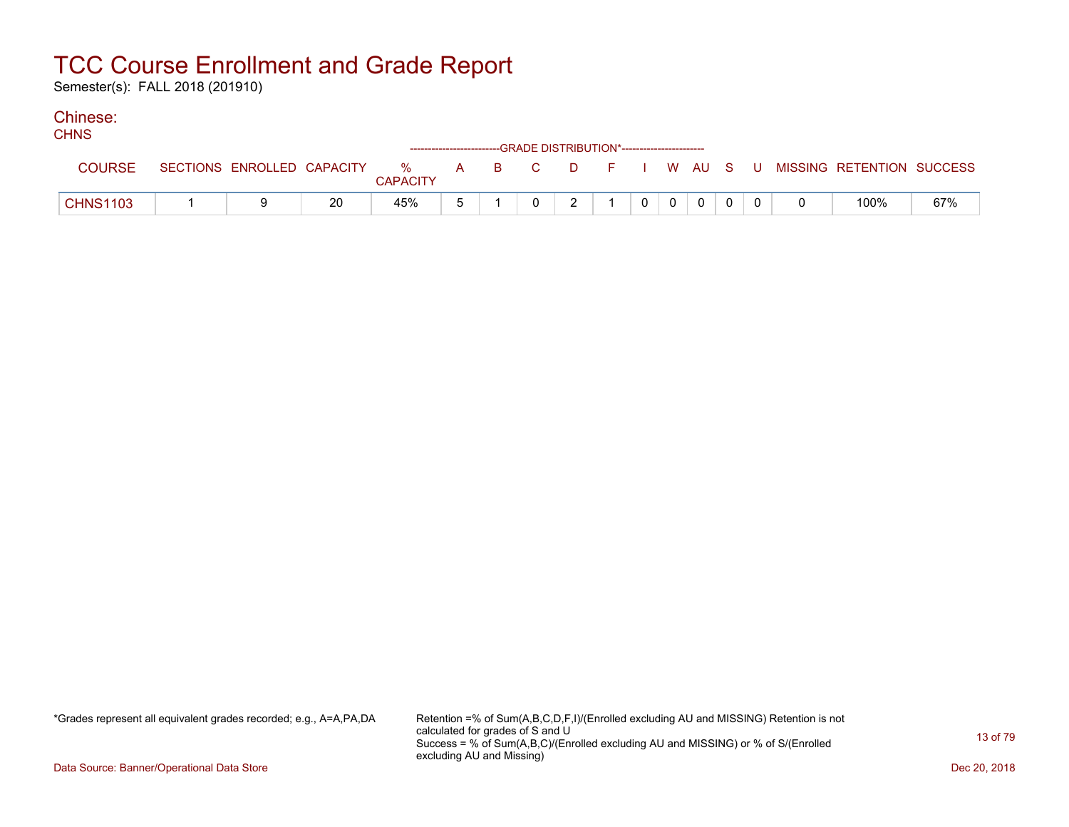# TCC Course Enrollment and Grade Report

Semester(s): FALL 2018 (201910)

## Chinese:

### CHNS

| COURSE | SECTIONS | ENROLLED | CAPACITY | % CAPACITY | A | B | C | D | F | I | W | AU | S | U | MISSING | RETENTION | SUCCESS |
|---|---|---|---|---|---|---|---|---|---|---|---|---|---|---|---|---|---|
| CHNS1103 | 1 | 9 | 20 | 45% | 5 | 1 | 0 | 2 | 1 | 0 | 0 | 0 | 0 | 0 | 0 | 100% | 67% |

*Grades represent all equivalent grades recorded; e.g., A=A,PA,DA

Retention =% of Sum(A,B,C,D,F,I)/(Enrolled excluding AU and MISSING) Retention is not calculated for grades of S and U
Success = % of Sum(A,B,C)/(Enrolled excluding AU and MISSING) or % of S/(Enrolled excluding AU and Missing)

Data Source: Banner/Operational Data Store

Dec 20, 2018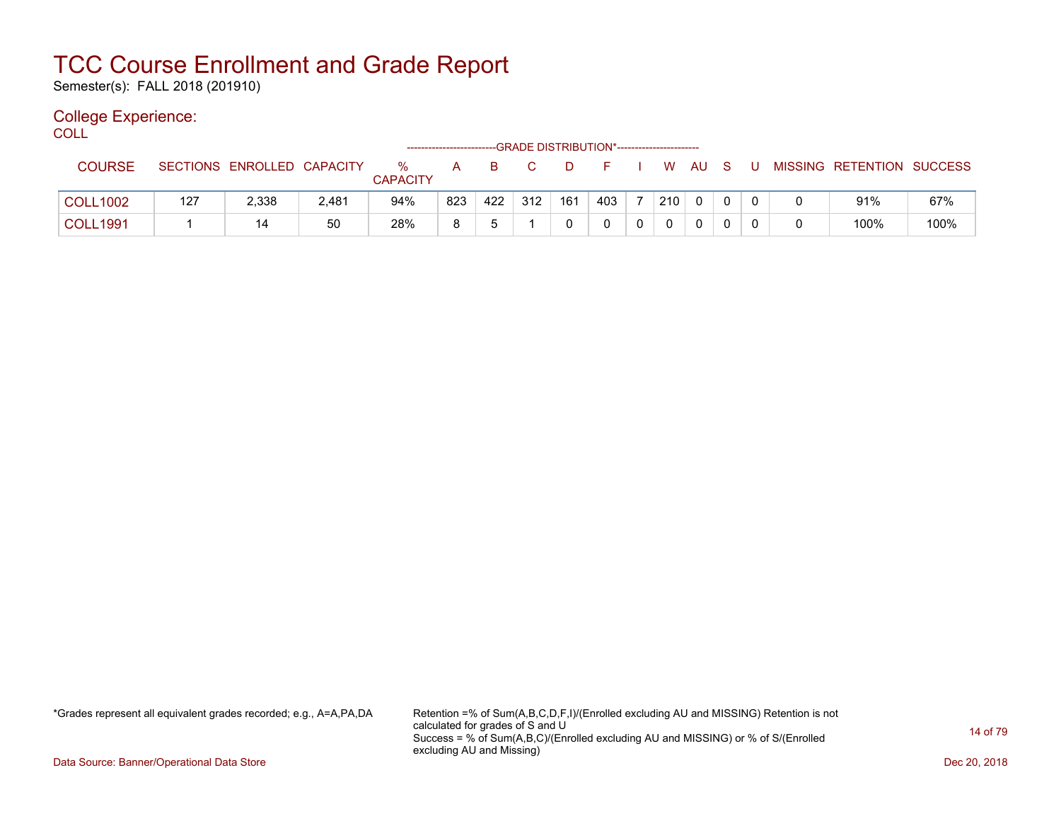# TCC Course Enrollment and Grade Report

Semester(s): FALL 2018 (201910)

## College Experience:

COLL

| COURSE | SECTIONS | ENROLLED | CAPACITY | % CAPACITY | A | B | C | D | F | I | W | AU | S | U | MISSING | RETENTION | SUCCESS |
|---|---|---|---|---|---|---|---|---|---|---|---|---|---|---|---|---|---|
| | | | | | GRADE DISTRIBUTION* | | | | | | | | | | | | |
| COLL1002 | 127 | 2,338 | 2,481 | 94% | 823 | 422 | 312 | 161 | 403 | 7 | 210 | 0 | 0 | 0 | 0 | 91% | 67% |
| COLL1991 | 1 | 14 | 50 | 28% | 8 | 5 | 1 | 0 | 0 | 0 | 0 | 0 | 0 | 0 | 0 | 100% | 100% |

*Grades represent all equivalent grades recorded; e.g., A=A,PA,DA

Retention =% of Sum(A,B,C,D,F,I)/(Enrolled excluding AU and MISSING) Retention is not calculated for grades of S and U
Success = % of Sum(A,B,C)/(Enrolled excluding AU and MISSING) or % of S/(Enrolled excluding AU and Missing)

Data Source: Banner/Operational Data Store

Dec 20, 2018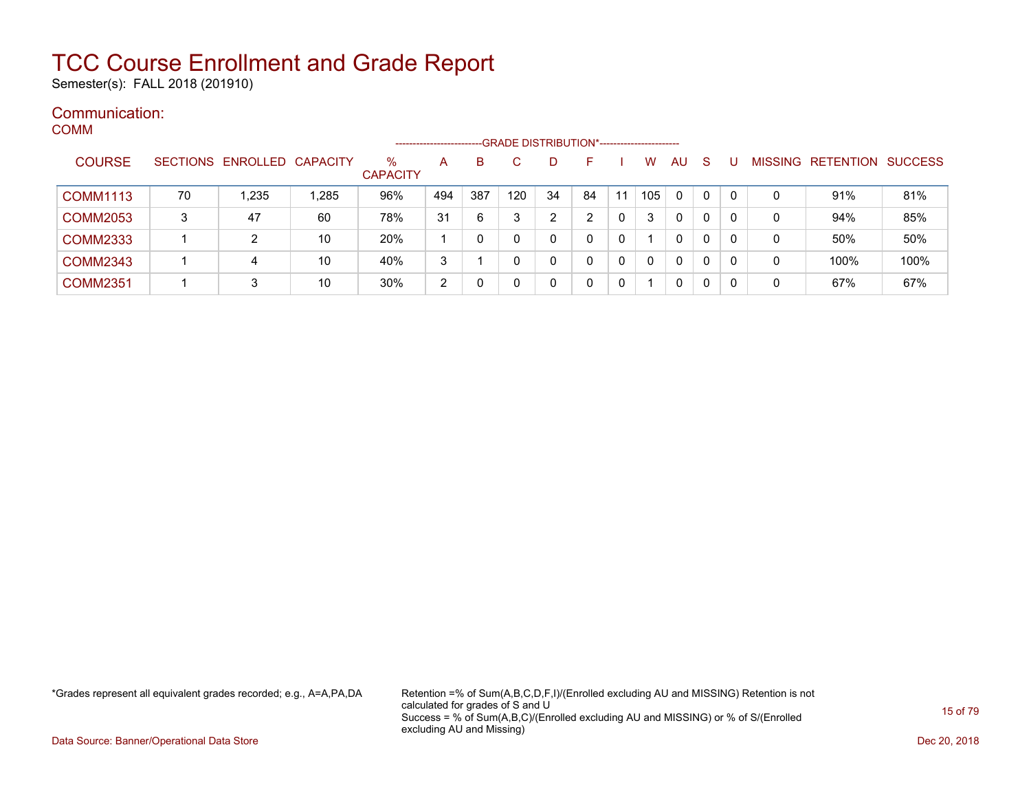# TCC Course Enrollment and Grade Report

Semester(s): FALL 2018 (201910)

## Communication:

### COMM

| COURSE | SECTIONS | ENROLLED | CAPACITY | % CAPACITY | A | B | C | D | F | I | W | AU | S | U | MISSING | RETENTION | SUCCESS |
|---|---|---|---|---|---|---|---|---|---|---|---|---|---|---|---|---|---|
| | | | | | GRADE DISTRIBUTION* | | | | | | | | | | | | |
| COMM1113 | 70 | 1,235 | 1,285 | 96% | 494 | 387 | 120 | 34 | 84 | 11 | 105 | 0 | 0 | 0 | 0 | 91% | 81% |
| COMM2053 | 3 | 47 | 60 | 78% | 31 | 6 | 3 | 2 | 2 | 0 | 3 | 0 | 0 | 0 | 0 | 94% | 85% |
| COMM2333 | 1 | 2 | 10 | 20% | 1 | 0 | 0 | 0 | 0 | 0 | 1 | 0 | 0 | 0 | 0 | 50% | 50% |
| COMM2343 | 1 | 4 | 10 | 40% | 3 | 1 | 0 | 0 | 0 | 0 | 0 | 0 | 0 | 0 | 0 | 100% | 100% |
| COMM2351 | 1 | 3 | 10 | 30% | 2 | 0 | 0 | 0 | 0 | 0 | 1 | 0 | 0 | 0 | 0 | 67% | 67% |

*Grades represent all equivalent grades recorded; e.g., A=A,PA,DA

Retention =% of Sum(A,B,C,D,F,I)/(Enrolled excluding AU and MISSING) Retention is not calculated for grades of S and U
Success = % of Sum(A,B,C)/(Enrolled excluding AU and MISSING) or % of S/(Enrolled excluding AU and Missing)

Data Source: Banner/Operational Data Store

Dec 20, 2018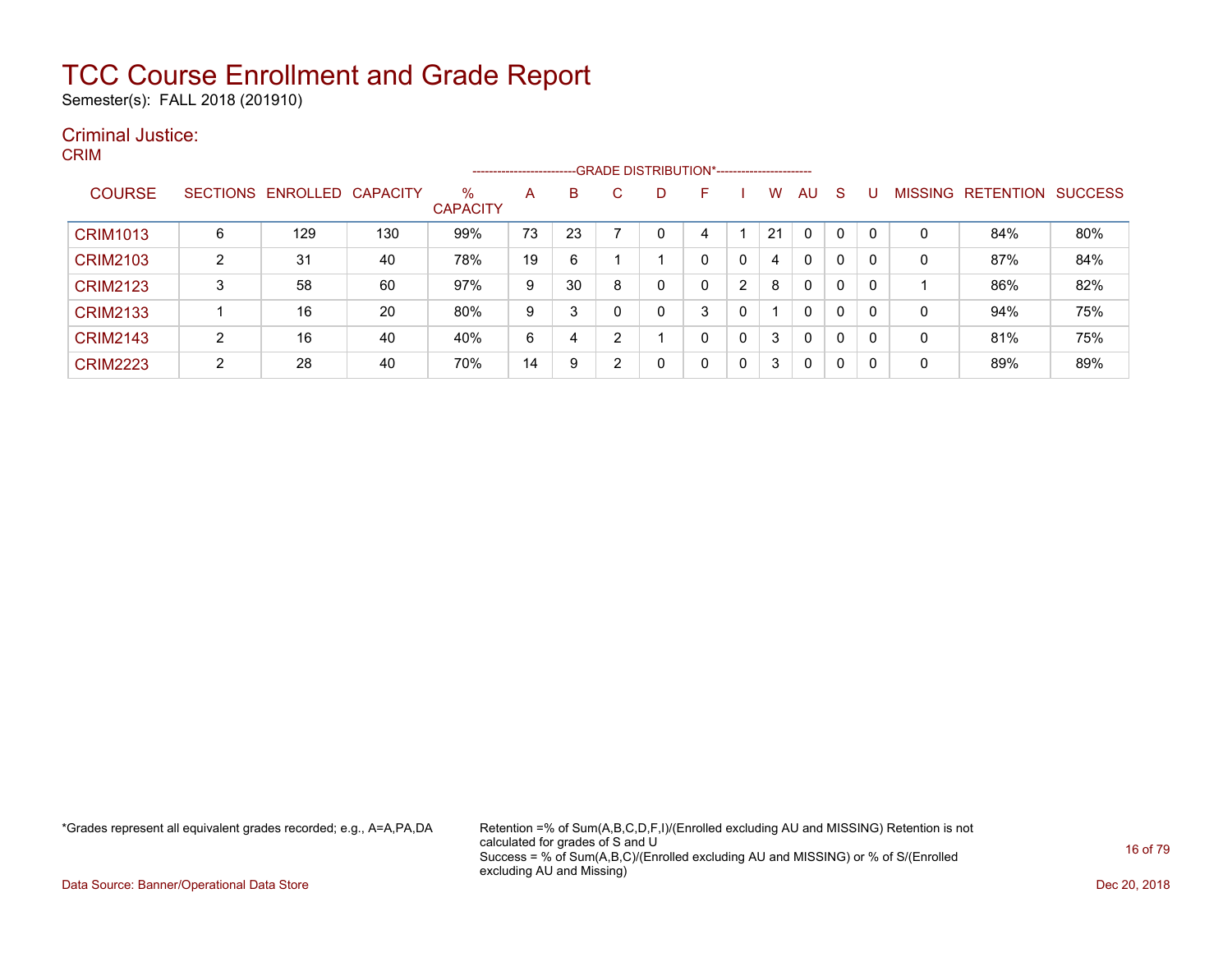# TCC Course Enrollment and Grade Report

Semester(s): FALL 2018 (201910)

## Criminal Justice:

CRIM

| COURSE | SECTIONS | ENROLLED | CAPACITY | % CAPACITY | A | B | C | D | F | I | W | AU | S | U | MISSING | RETENTION | SUCCESS |
|---|---|---|---|---|---|---|---|---|---|---|---|---|---|---|---|---|---|
| | | | | | GRADE DISTRIBUTION* | | | | | | | | | | | | |
| CRIM1013 | 6 | 129 | 130 | 99% | 73 | 23 | 7 | 0 | 4 | 1 | 21 | 0 | 0 | 0 | 0 | 84% | 80% |
| CRIM2103 | 2 | 31 | 40 | 78% | 19 | 6 | 1 | 1 | 0 | 0 | 4 | 0 | 0 | 0 | 0 | 87% | 84% |
| CRIM2123 | 3 | 58 | 60 | 97% | 9 | 30 | 8 | 0 | 0 | 2 | 8 | 0 | 0 | 0 | 1 | 86% | 82% |
| CRIM2133 | 1 | 16 | 20 | 80% | 9 | 3 | 0 | 0 | 3 | 0 | 1 | 0 | 0 | 0 | 0 | 94% | 75% |
| CRIM2143 | 2 | 16 | 40 | 40% | 6 | 4 | 2 | 1 | 0 | 0 | 3 | 0 | 0 | 0 | 0 | 81% | 75% |
| CRIM2223 | 2 | 28 | 40 | 70% | 14 | 9 | 2 | 0 | 0 | 0 | 3 | 0 | 0 | 0 | 0 | 89% | 89% |

*Grades represent all equivalent grades recorded; e.g., A=A,PA,DA

Retention =% of Sum(A,B,C,D,F,I)/(Enrolled excluding AU and MISSING) Retention is not calculated for grades of S and U
Success = % of Sum(A,B,C)/(Enrolled excluding AU and MISSING) or % of S/(Enrolled excluding AU and Missing)

Data Source: Banner/Operational Data Store

Dec 20, 2018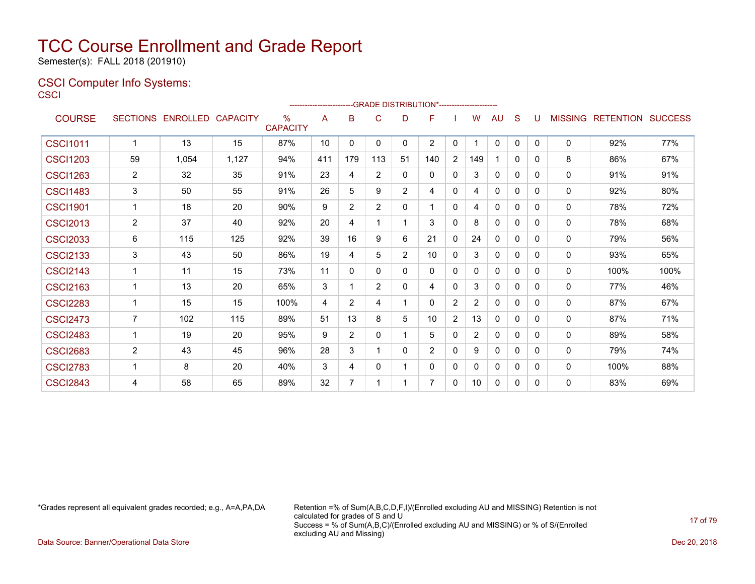# TCC Course Enrollment and Grade Report

Semester(s): FALL 2018 (201910)

## CSCI Computer Info Systems:

CSCI

| COURSE | SECTIONS | ENROLLED | CAPACITY | % CAPACITY | A | B | C | D | F | I | W | AU | S | U | MISSING | RETENTION | SUCCESS |
|---|---|---|---|---|---|---|---|---|---|---|---|---|---|---|---|---|---|
| | | | | | -------------------------GRADE DISTRIBUTION*----------------------- | | | | | | | | | | | | |
| CSCI1011 | 1 | 13 | 15 | 87% | 10 | 0 | 0 | 0 | 2 | 0 | 1 | 0 | 0 | 0 | 0 | 92% | 77% |
| CSCI1203 | 59 | 1,054 | 1,127 | 94% | 411 | 179 | 113 | 51 | 140 | 2 | 149 | 1 | 0 | 0 | 8 | 86% | 67% |
| CSCI1263 | 2 | 32 | 35 | 91% | 23 | 4 | 2 | 0 | 0 | 0 | 3 | 0 | 0 | 0 | 0 | 91% | 91% |
| CSCI1483 | 3 | 50 | 55 | 91% | 26 | 5 | 9 | 2 | 4 | 0 | 4 | 0 | 0 | 0 | 0 | 92% | 80% |
| CSCI1901 | 1 | 18 | 20 | 90% | 9 | 2 | 2 | 0 | 1 | 0 | 4 | 0 | 0 | 0 | 0 | 78% | 72% |
| CSCI2013 | 2 | 37 | 40 | 92% | 20 | 4 | 1 | 1 | 3 | 0 | 8 | 0 | 0 | 0 | 0 | 78% | 68% |
| CSCI2033 | 6 | 115 | 125 | 92% | 39 | 16 | 9 | 6 | 21 | 0 | 24 | 0 | 0 | 0 | 0 | 79% | 56% |
| CSCI2133 | 3 | 43 | 50 | 86% | 19 | 4 | 5 | 2 | 10 | 0 | 3 | 0 | 0 | 0 | 0 | 93% | 65% |
| CSCI2143 | 1 | 11 | 15 | 73% | 11 | 0 | 0 | 0 | 0 | 0 | 0 | 0 | 0 | 0 | 0 | 100% | 100% |
| CSCI2163 | 1 | 13 | 20 | 65% | 3 | 1 | 2 | 0 | 4 | 0 | 3 | 0 | 0 | 0 | 0 | 77% | 46% |
| CSCI2283 | 1 | 15 | 15 | 100% | 4 | 2 | 4 | 1 | 0 | 2 | 2 | 0 | 0 | 0 | 0 | 87% | 67% |
| CSCI2473 | 7 | 102 | 115 | 89% | 51 | 13 | 8 | 5 | 10 | 2 | 13 | 0 | 0 | 0 | 0 | 87% | 71% |
| CSCI2483 | 1 | 19 | 20 | 95% | 9 | 2 | 0 | 1 | 5 | 0 | 2 | 0 | 0 | 0 | 0 | 89% | 58% |
| CSCI2683 | 2 | 43 | 45 | 96% | 28 | 3 | 1 | 0 | 2 | 0 | 9 | 0 | 0 | 0 | 0 | 79% | 74% |
| CSCI2783 | 1 | 8 | 20 | 40% | 3 | 4 | 0 | 1 | 0 | 0 | 0 | 0 | 0 | 0 | 0 | 100% | 88% |
| CSCI2843 | 4 | 58 | 65 | 89% | 32 | 7 | 1 | 1 | 7 | 0 | 10 | 0 | 0 | 0 | 0 | 83% | 69% |

*Grades represent all equivalent grades recorded; e.g., A=A,PA,DA

Retention =% of Sum(A,B,C,D,F,I)/(Enrolled excluding AU and MISSING) Retention is not calculated for grades of S and U
Success = % of Sum(A,B,C)/(Enrolled excluding AU and MISSING) or % of S/(Enrolled excluding AU and Missing)

Data Source: Banner/Operational Data Store

Dec 20, 2018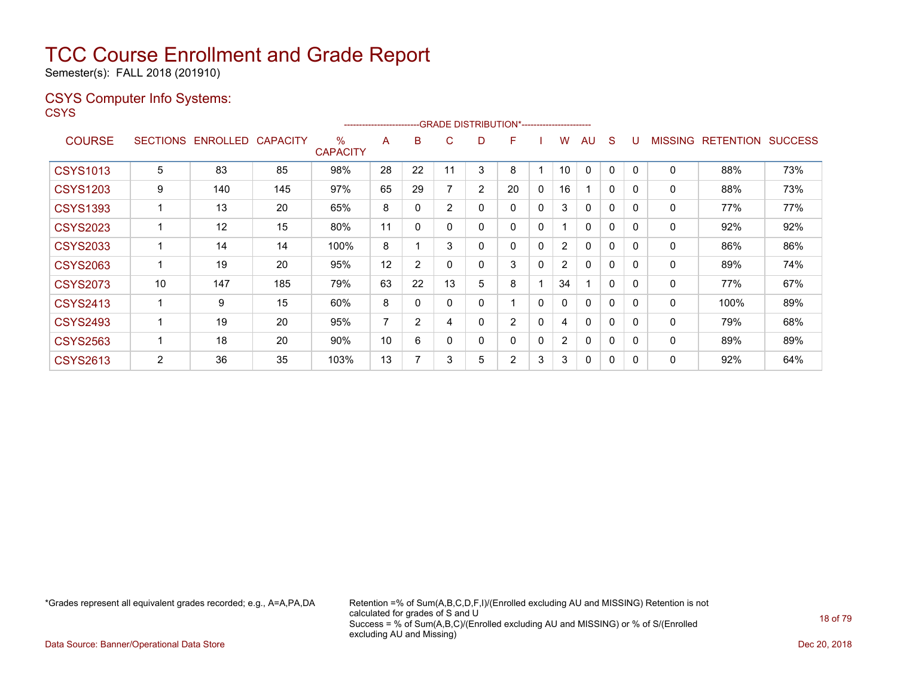# TCC Course Enrollment and Grade Report

Semester(s): FALL 2018 (201910)

## CSYS Computer Info Systems:

CSYS

| COURSE | SECTIONS | ENROLLED | CAPACITY | % CAPACITY | A | B | C | D | F | I | W | AU | S | U | MISSING | RETENTION | SUCCESS |
|---|---|---|---|---|---|---|---|---|---|---|---|---|---|---|---|---|---|
| | | | | | GRADE DISTRIBUTION* | | | | | | | | | | | | |
| CSYS1013 | 5 | 83 | 85 | 98% | 28 | 22 | 11 | 3 | 8 | 1 | 10 | 0 | 0 | 0 | 0 | 88% | 73% |
| CSYS1203 | 9 | 140 | 145 | 97% | 65 | 29 | 7 | 2 | 20 | 0 | 16 | 1 | 0 | 0 | 0 | 88% | 73% |
| CSYS1393 | 1 | 13 | 20 | 65% | 8 | 0 | 2 | 0 | 0 | 0 | 3 | 0 | 0 | 0 | 0 | 77% | 77% |
| CSYS2023 | 1 | 12 | 15 | 80% | 11 | 0 | 0 | 0 | 0 | 0 | 1 | 0 | 0 | 0 | 0 | 92% | 92% |
| CSYS2033 | 1 | 14 | 14 | 100% | 8 | 1 | 3 | 0 | 0 | 0 | 2 | 0 | 0 | 0 | 0 | 86% | 86% |
| CSYS2063 | 1 | 19 | 20 | 95% | 12 | 2 | 0 | 0 | 3 | 0 | 2 | 0 | 0 | 0 | 0 | 89% | 74% |
| CSYS2073 | 10 | 147 | 185 | 79% | 63 | 22 | 13 | 5 | 8 | 1 | 34 | 1 | 0 | 0 | 0 | 77% | 67% |
| CSYS2413 | 1 | 9 | 15 | 60% | 8 | 0 | 0 | 0 | 1 | 0 | 0 | 0 | 0 | 0 | 0 | 100% | 89% |
| CSYS2493 | 1 | 19 | 20 | 95% | 7 | 2 | 4 | 0 | 2 | 0 | 4 | 0 | 0 | 0 | 0 | 79% | 68% |
| CSYS2563 | 1 | 18 | 20 | 90% | 10 | 6 | 0 | 0 | 0 | 0 | 2 | 0 | 0 | 0 | 0 | 89% | 89% |
| CSYS2613 | 2 | 36 | 35 | 103% | 13 | 7 | 3 | 5 | 2 | 3 | 3 | 0 | 0 | 0 | 0 | 92% | 64% |

*Grades represent all equivalent grades recorded; e.g., A=A,PA,DA

Retention =% of Sum(A,B,C,D,F,I)/(Enrolled excluding AU and MISSING) Retention is not calculated for grades of S and U
Success = % of Sum(A,B,C)/(Enrolled excluding AU and MISSING) or % of S/(Enrolled excluding AU and Missing)

Data Source: Banner/Operational Data Store

Dec 20, 2018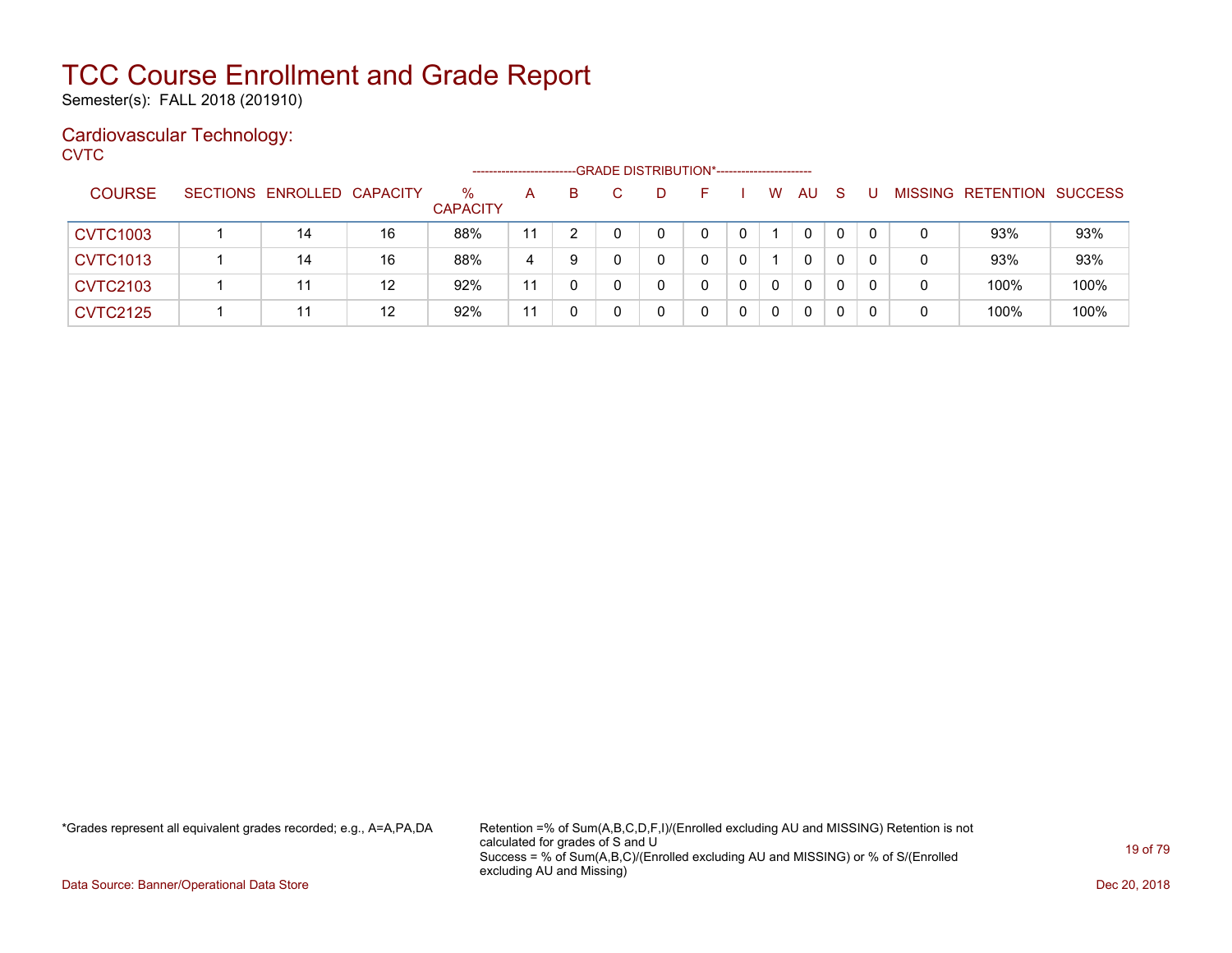# TCC Course Enrollment and Grade Report

Semester(s): FALL 2018 (201910)

## Cardiovascular Technology:

CVTC

| COURSE | SECTIONS | ENROLLED | CAPACITY | % CAPACITY | A | B | C | D | F | I | W | AU | S | U | MISSING | RETENTION | SUCCESS |
|---|---|---|---|---|---|---|---|---|---|---|---|---|---|---|---|---|---|
| | | | | | GRADE DISTRIBUTION* | | | | | | | | | | | | |
| CVTC1003 | 1 | 14 | 16 | 88% | 11 | 2 | 0 | 0 | 0 | 0 | 1 | 0 | 0 | 0 | 0 | 93% | 93% |
| CVTC1013 | 1 | 14 | 16 | 88% | 4 | 9 | 0 | 0 | 0 | 0 | 1 | 0 | 0 | 0 | 0 | 93% | 93% |
| CVTC2103 | 1 | 11 | 12 | 92% | 11 | 0 | 0 | 0 | 0 | 0 | 0 | 0 | 0 | 0 | 0 | 100% | 100% |
| CVTC2125 | 1 | 11 | 12 | 92% | 11 | 0 | 0 | 0 | 0 | 0 | 0 | 0 | 0 | 0 | 0 | 100% | 100% |

*Grades represent all equivalent grades recorded; e.g., A=A,PA,DA

Retention =% of Sum(A,B,C,D,F,I)/(Enrolled excluding AU and MISSING) Retention is not calculated for grades of S and U
Success = % of Sum(A,B,C)/(Enrolled excluding AU and MISSING) or % of S/(Enrolled excluding AU and Missing)

Data Source: Banner/Operational Data Store

Dec 20, 2018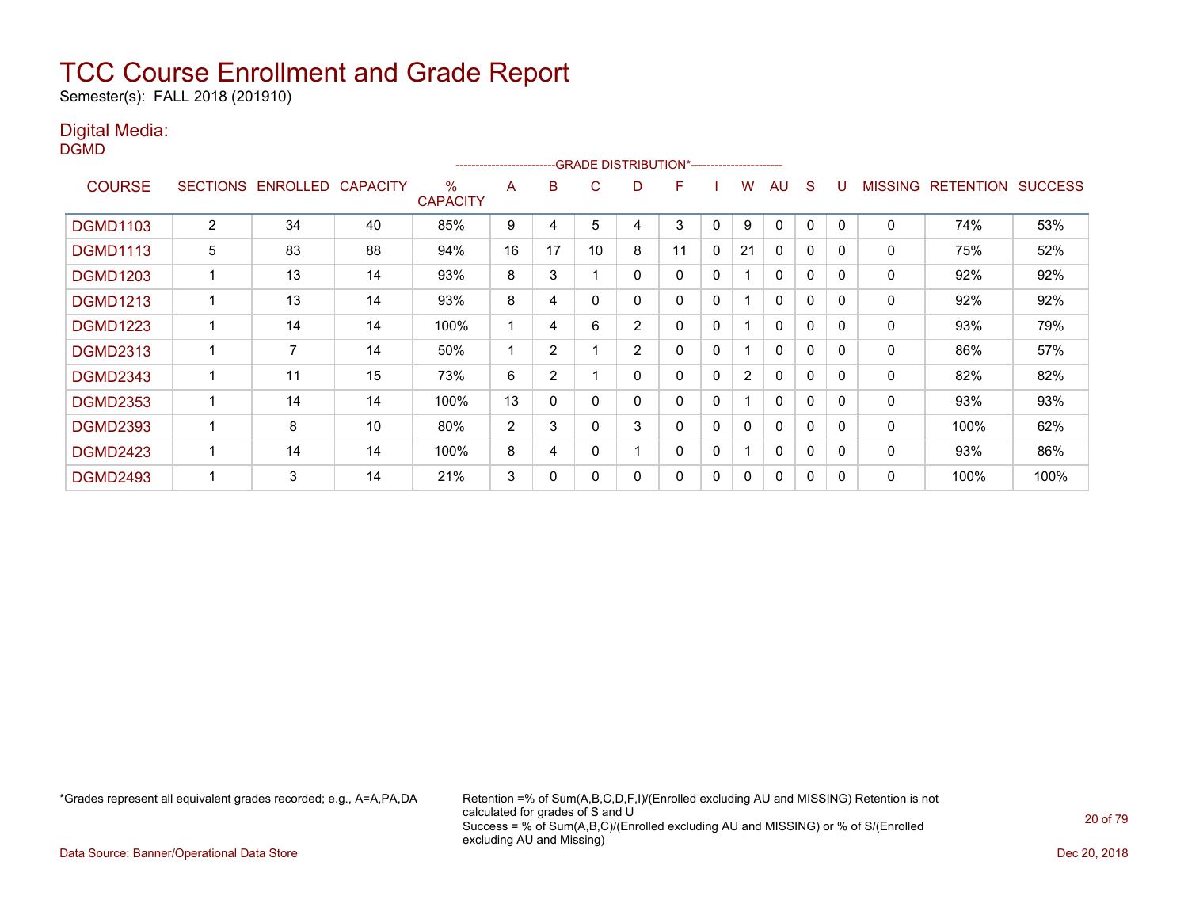# TCC Course Enrollment and Grade Report

Semester(s): FALL 2018 (201910)

## Digital Media:

DGMD

| COURSE | SECTIONS | ENROLLED | CAPACITY | % CAPACITY | A | B | C | D | F | I | W | AU | S | U | MISSING | RETENTION | SUCCESS |
|---|---|---|---|---|---|---|---|---|---|---|---|---|---|---|---|---|---|
| | | | | | GRADE DISTRIBUTION* | | | | | | | | | | | | |
| DGMD1103 | 2 | 34 | 40 | 85% | 9 | 4 | 5 | 4 | 3 | 0 | 9 | 0 | 0 | 0 | 0 | 74% | 53% |
| DGMD1113 | 5 | 83 | 88 | 94% | 16 | 17 | 10 | 8 | 11 | 0 | 21 | 0 | 0 | 0 | 0 | 75% | 52% |
| DGMD1203 | 1 | 13 | 14 | 93% | 8 | 3 | 1 | 0 | 0 | 0 | 1 | 0 | 0 | 0 | 0 | 92% | 92% |
| DGMD1213 | 1 | 13 | 14 | 93% | 8 | 4 | 0 | 0 | 0 | 0 | 1 | 0 | 0 | 0 | 0 | 92% | 92% |
| DGMD1223 | 1 | 14 | 14 | 100% | 1 | 4 | 6 | 2 | 0 | 0 | 1 | 0 | 0 | 0 | 0 | 93% | 79% |
| DGMD2313 | 1 | 7 | 14 | 50% | 1 | 2 | 1 | 2 | 0 | 0 | 1 | 0 | 0 | 0 | 0 | 86% | 57% |
| DGMD2343 | 1 | 11 | 15 | 73% | 6 | 2 | 1 | 0 | 0 | 0 | 2 | 0 | 0 | 0 | 0 | 82% | 82% |
| DGMD2353 | 1 | 14 | 14 | 100% | 13 | 0 | 0 | 0 | 0 | 0 | 1 | 0 | 0 | 0 | 0 | 93% | 93% |
| DGMD2393 | 1 | 8 | 10 | 80% | 2 | 3 | 0 | 3 | 0 | 0 | 0 | 0 | 0 | 0 | 0 | 100% | 62% |
| DGMD2423 | 1 | 14 | 14 | 100% | 8 | 4 | 0 | 1 | 0 | 0 | 1 | 0 | 0 | 0 | 0 | 93% | 86% |
| DGMD2493 | 1 | 3 | 14 | 21% | 3 | 0 | 0 | 0 | 0 | 0 | 0 | 0 | 0 | 0 | 0 | 100% | 100% |

*Grades represent all equivalent grades recorded; e.g., A=A,PA,DA

Retention =% of Sum(A,B,C,D,F,I)/(Enrolled excluding AU and MISSING) Retention is not calculated for grades of S and U
Success = % of Sum(A,B,C)/(Enrolled excluding AU and MISSING) or % of S/(Enrolled excluding AU and Missing)

Data Source: Banner/Operational Data Store

Dec 20, 2018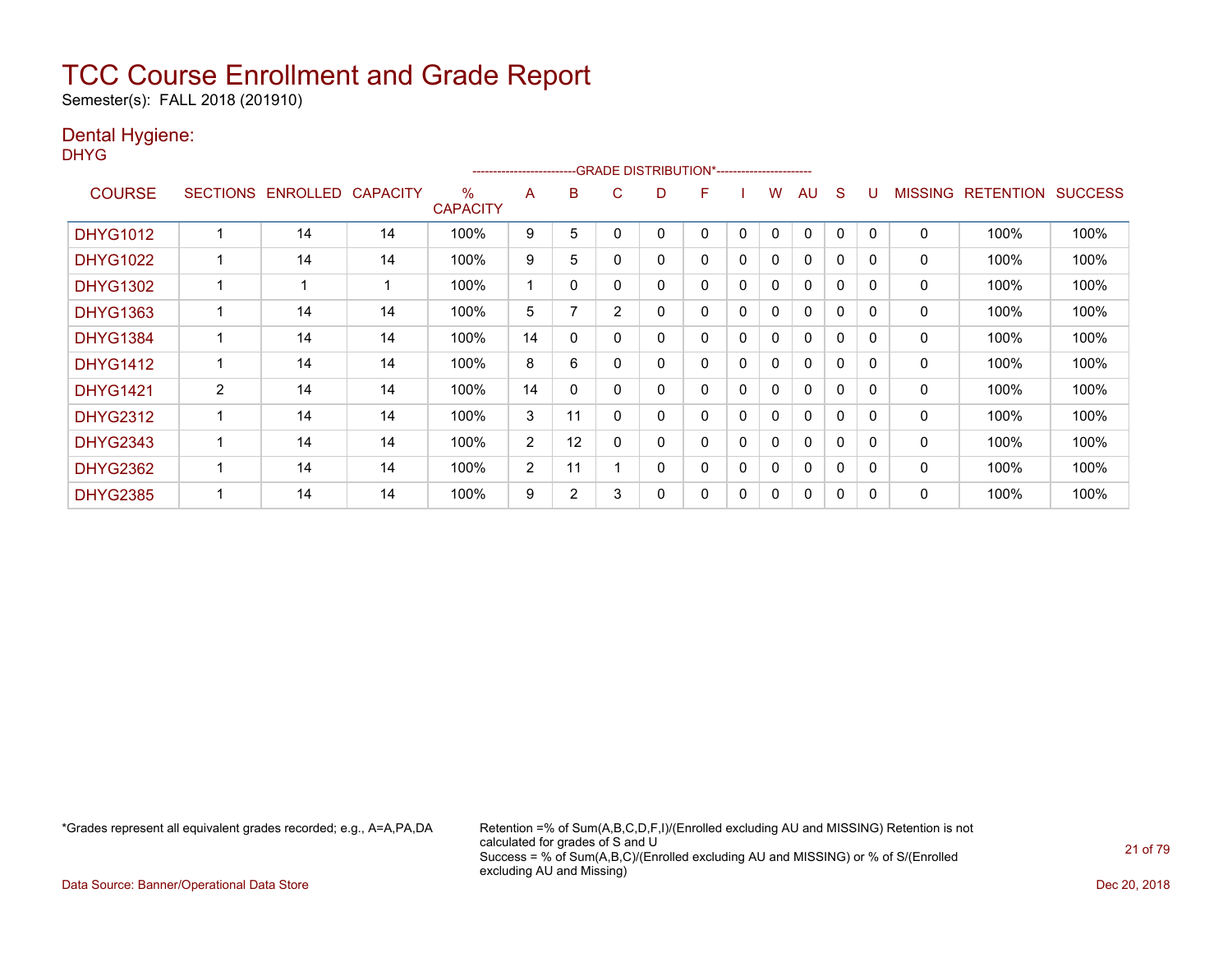# TCC Course Enrollment and Grade Report

Semester(s): FALL 2018 (201910)

## Dental Hygiene:

DHYG

| COURSE | SECTIONS | ENROLLED | CAPACITY | % CAPACITY | A | B | C | D | F | I | W | AU | S | U | MISSING | RETENTION | SUCCESS |
|---|---|---|---|---|---|---|---|---|---|---|---|---|---|---|---|---|---|
| | | | | | -------------------------GRADE DISTRIBUTION*----------------------- | | | | | | | | | | | | |
| DHYG1012 | 1 | 14 | 14 | 100% | 9 | 5 | 0 | 0 | 0 | 0 | 0 | 0 | 0 | 0 | 0 | 100% | 100% |
| DHYG1022 | 1 | 14 | 14 | 100% | 9 | 5 | 0 | 0 | 0 | 0 | 0 | 0 | 0 | 0 | 0 | 100% | 100% |
| DHYG1302 | 1 | 1 | 1 | 100% | 1 | 0 | 0 | 0 | 0 | 0 | 0 | 0 | 0 | 0 | 0 | 100% | 100% |
| DHYG1363 | 1 | 14 | 14 | 100% | 5 | 7 | 2 | 0 | 0 | 0 | 0 | 0 | 0 | 0 | 0 | 100% | 100% |
| DHYG1384 | 1 | 14 | 14 | 100% | 14 | 0 | 0 | 0 | 0 | 0 | 0 | 0 | 0 | 0 | 0 | 100% | 100% |
| DHYG1412 | 1 | 14 | 14 | 100% | 8 | 6 | 0 | 0 | 0 | 0 | 0 | 0 | 0 | 0 | 0 | 100% | 100% |
| DHYG1421 | 2 | 14 | 14 | 100% | 14 | 0 | 0 | 0 | 0 | 0 | 0 | 0 | 0 | 0 | 0 | 100% | 100% |
| DHYG2312 | 1 | 14 | 14 | 100% | 3 | 11 | 0 | 0 | 0 | 0 | 0 | 0 | 0 | 0 | 0 | 100% | 100% |
| DHYG2343 | 1 | 14 | 14 | 100% | 2 | 12 | 0 | 0 | 0 | 0 | 0 | 0 | 0 | 0 | 0 | 100% | 100% |
| DHYG2362 | 1 | 14 | 14 | 100% | 2 | 11 | 1 | 0 | 0 | 0 | 0 | 0 | 0 | 0 | 0 | 100% | 100% |
| DHYG2385 | 1 | 14 | 14 | 100% | 9 | 2 | 3 | 0 | 0 | 0 | 0 | 0 | 0 | 0 | 0 | 100% | 100% |

*Grades represent all equivalent grades recorded; e.g., A=A,PA,DA

Retention =% of Sum(A,B,C,D,F,I)/(Enrolled excluding AU and MISSING) Retention is not calculated for grades of S and U
Success = % of Sum(A,B,C)/(Enrolled excluding AU and MISSING) or % of S/(Enrolled excluding AU and Missing)

Data Source: Banner/Operational Data Store

Dec 20, 2018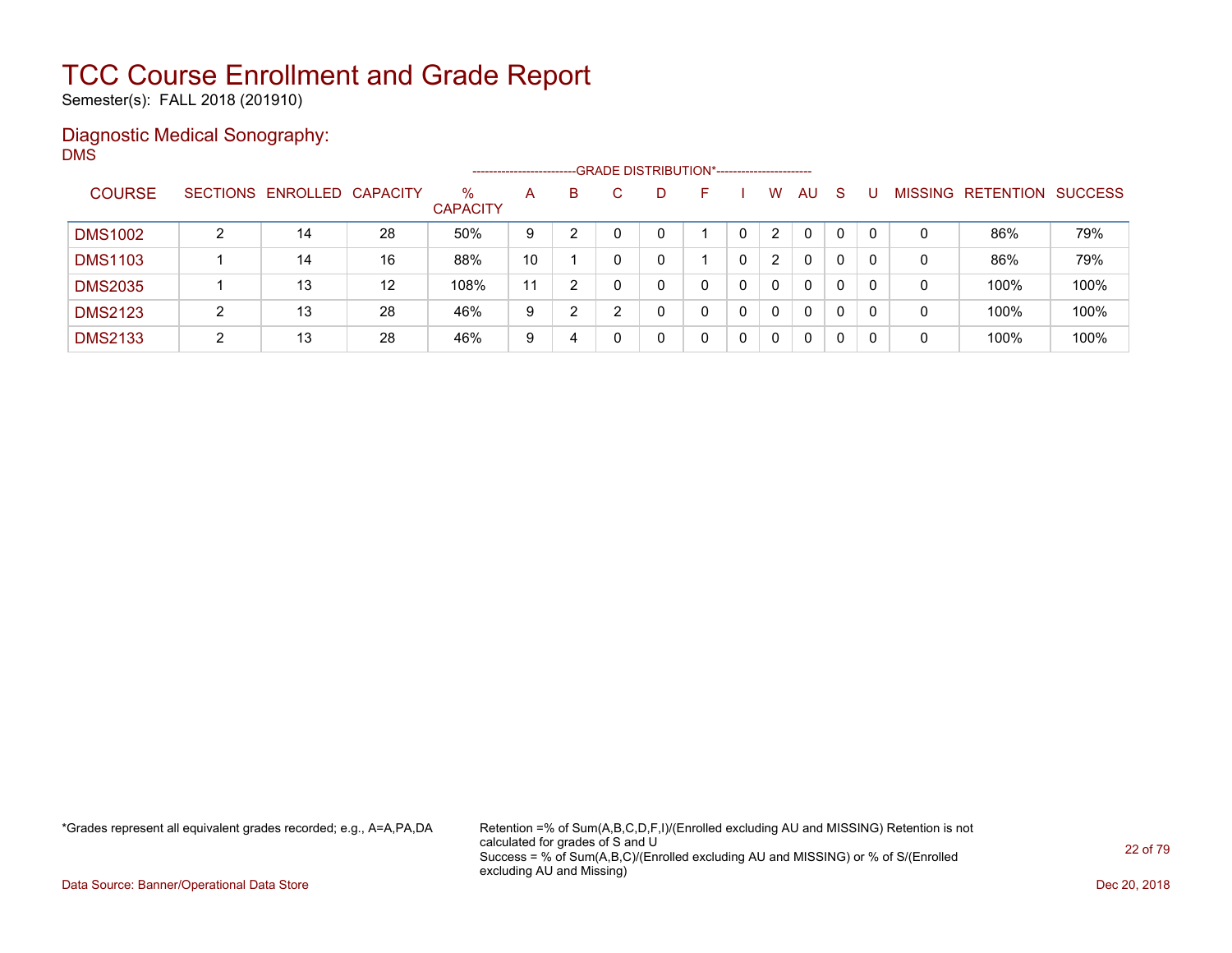# TCC Course Enrollment and Grade Report

Semester(s): FALL 2018 (201910)

## Diagnostic Medical Sonography:

DMS

| COURSE | SECTIONS | ENROLLED | CAPACITY | % CAPACITY | A | B | C | D | F | I | W | AU | S | U | MISSING | RETENTION | SUCCESS |
|---|---|---|---|---|---|---|---|---|---|---|---|---|---|---|---|---|---|
| | | | | | GRADE DISTRIBUTION* | | | | | | | | | | | | |
| DMS1002 | 2 | 14 | 28 | 50% | 9 | 2 | 0 | 0 | 1 | 0 | 2 | 0 | 0 | 0 | 0 | 86% | 79% |
| DMS1103 | 1 | 14 | 16 | 88% | 10 | 1 | 0 | 0 | 1 | 0 | 2 | 0 | 0 | 0 | 0 | 86% | 79% |
| DMS2035 | 1 | 13 | 12 | 108% | 11 | 2 | 0 | 0 | 0 | 0 | 0 | 0 | 0 | 0 | 0 | 100% | 100% |
| DMS2123 | 2 | 13 | 28 | 46% | 9 | 2 | 2 | 0 | 0 | 0 | 0 | 0 | 0 | 0 | 0 | 100% | 100% |
| DMS2133 | 2 | 13 | 28 | 46% | 9 | 4 | 0 | 0 | 0 | 0 | 0 | 0 | 0 | 0 | 0 | 100% | 100% |

*Grades represent all equivalent grades recorded; e.g., A=A,PA,DA

Retention =% of Sum(A,B,C,D,F,I)/(Enrolled excluding AU and MISSING) Retention is not calculated for grades of S and U
Success = % of Sum(A,B,C)/(Enrolled excluding AU and MISSING) or % of S/(Enrolled excluding AU and Missing)

Data Source: Banner/Operational Data Store

Dec 20, 2018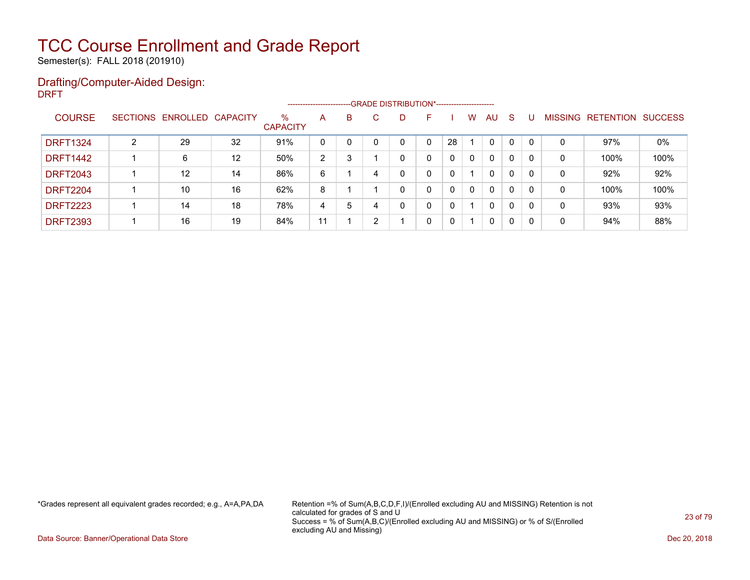# TCC Course Enrollment and Grade Report

Semester(s): FALL 2018 (201910)

## Drafting/Computer-Aided Design:

DRFT

| COURSE | SECTIONS | ENROLLED | CAPACITY | % CAPACITY | A | B | C | D | F | I | W | AU | S | U | MISSING | RETENTION | SUCCESS |
|---|---|---|---|---|---|---|---|---|---|---|---|---|---|---|---|---|---|
| | | | | | GRADE DISTRIBUTION* | | | | | | | | | | | | |
| DRFT1324 | 2 | 29 | 32 | 91% | 0 | 0 | 0 | 0 | 0 | 28 | 1 | 0 | 0 | 0 | 0 | 97% | 0% |
| DRFT1442 | 1 | 6 | 12 | 50% | 2 | 3 | 1 | 0 | 0 | 0 | 0 | 0 | 0 | 0 | 0 | 100% | 100% |
| DRFT2043 | 1 | 12 | 14 | 86% | 6 | 1 | 4 | 0 | 0 | 0 | 1 | 0 | 0 | 0 | 0 | 92% | 92% |
| DRFT2204 | 1 | 10 | 16 | 62% | 8 | 1 | 1 | 0 | 0 | 0 | 0 | 0 | 0 | 0 | 0 | 100% | 100% |
| DRFT2223 | 1 | 14 | 18 | 78% | 4 | 5 | 4 | 0 | 0 | 0 | 1 | 0 | 0 | 0 | 0 | 93% | 93% |
| DRFT2393 | 1 | 16 | 19 | 84% | 11 | 1 | 2 | 1 | 0 | 0 | 1 | 0 | 0 | 0 | 0 | 94% | 88% |

*Grades represent all equivalent grades recorded; e.g., A=A,PA,DA

Retention =% of Sum(A,B,C,D,F,I)/(Enrolled excluding AU and MISSING) Retention is not calculated for grades of S and U
Success = % of Sum(A,B,C)/(Enrolled excluding AU and MISSING) or % of S/(Enrolled excluding AU and Missing)

Data Source: Banner/Operational Data Store

Dec 20, 2018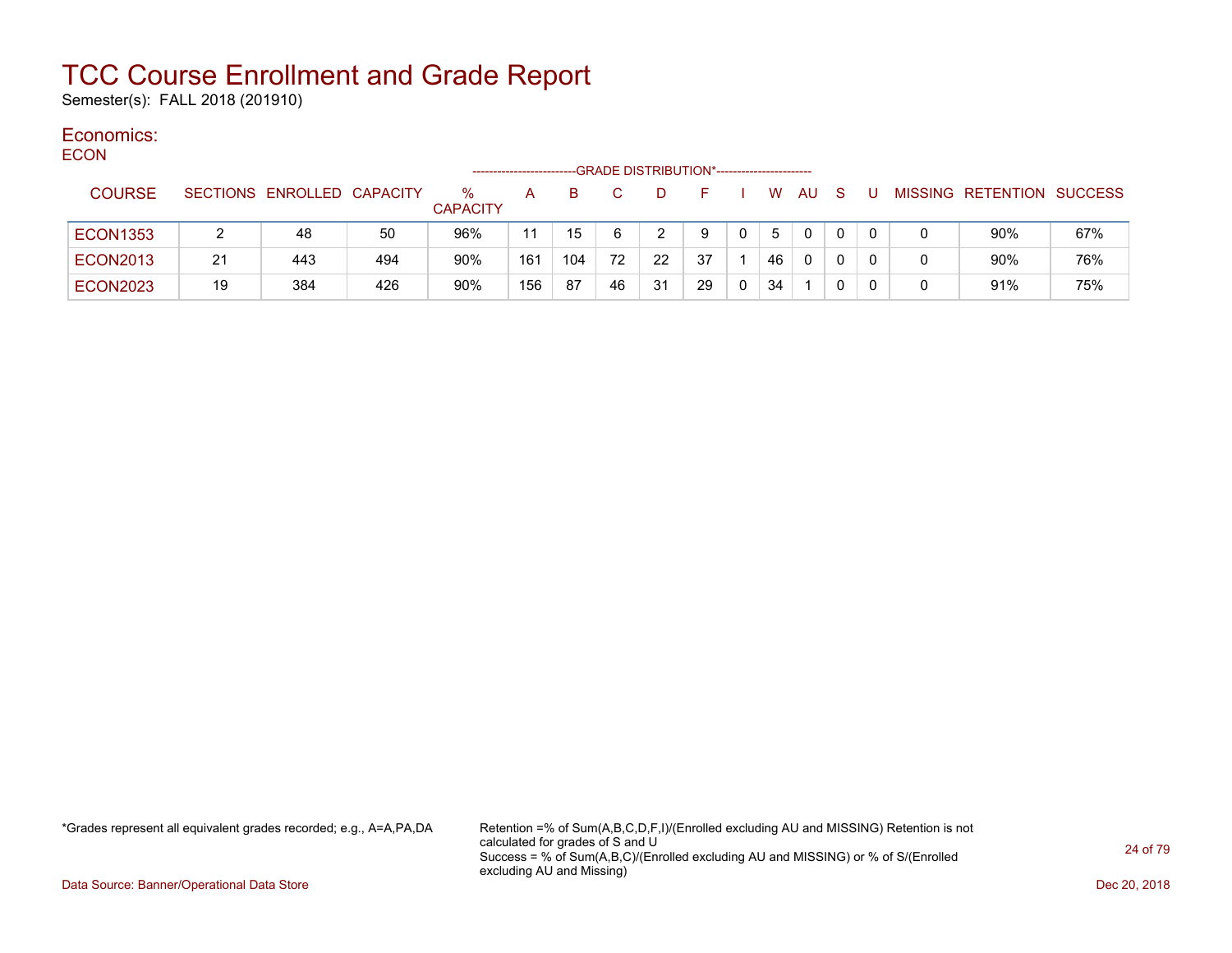# TCC Course Enrollment and Grade Report

Semester(s): FALL 2018 (201910)

## Economics:

ECON

| COURSE | SECTIONS | ENROLLED | CAPACITY | % CAPACITY | A | B | C | D | F | I | W | AU | S | U | MISSING | RETENTION | SUCCESS |
|---|---|---|---|---|---|---|---|---|---|---|---|---|---|---|---|---|---|
| | | | | | GRADE DISTRIBUTION* | | | | | | | | | | | | |
| ECON1353 | 2 | 48 | 50 | 96% | 11 | 15 | 6 | 2 | 9 | 0 | 5 | 0 | 0 | 0 | 0 | 90% | 67% |
| ECON2013 | 21 | 443 | 494 | 90% | 161 | 104 | 72 | 22 | 37 | 1 | 46 | 0 | 0 | 0 | 0 | 90% | 76% |
| ECON2023 | 19 | 384 | 426 | 90% | 156 | 87 | 46 | 31 | 29 | 0 | 34 | 1 | 0 | 0 | 0 | 91% | 75% |

*Grades represent all equivalent grades recorded; e.g., A=A,PA,DA

Retention =% of Sum(A,B,C,D,F,I)/(Enrolled excluding AU and MISSING) Retention is not calculated for grades of S and U
Success = % of Sum(A,B,C)/(Enrolled excluding AU and MISSING) or % of S/(Enrolled excluding AU and Missing)

Data Source: Banner/Operational Data Store

Dec 20, 2018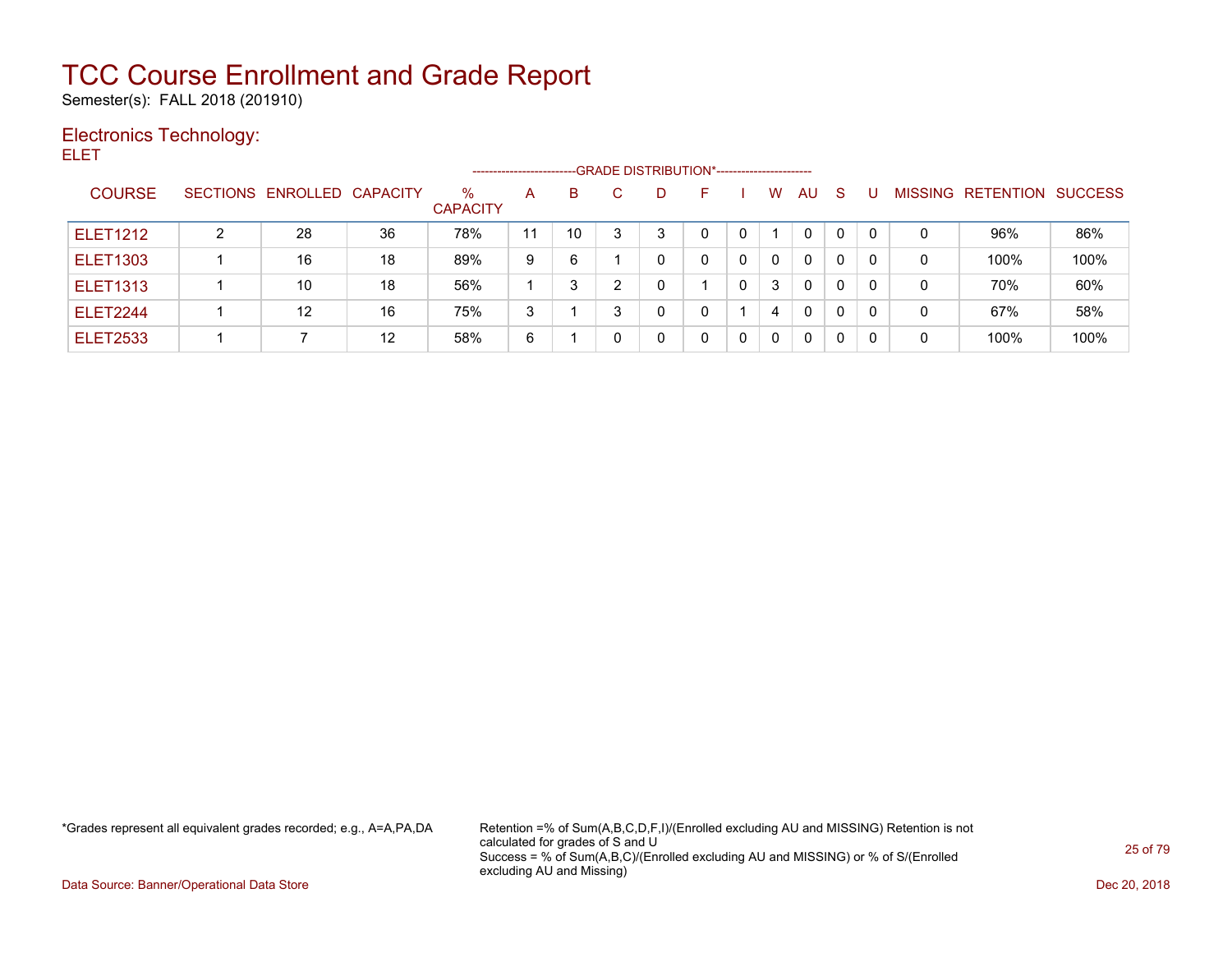# TCC Course Enrollment and Grade Report

Semester(s): FALL 2018 (201910)

## Electronics Technology:

ELET

| COURSE | SECTIONS | ENROLLED | CAPACITY | % CAPACITY | A | B | C | D | F | I | W | AU | S | U | MISSING | RETENTION | SUCCESS |
|---|---|---|---|---|---|---|---|---|---|---|---|---|---|---|---|---|---|
| | | | | | GRADE DISTRIBUTION* | | | | | | | | | | | | |
| ELET1212 | 2 | 28 | 36 | 78% | 11 | 10 | 3 | 3 | 0 | 0 | 1 | 0 | 0 | 0 | 0 | 96% | 86% |
| ELET1303 | 1 | 16 | 18 | 89% | 9 | 6 | 1 | 0 | 0 | 0 | 0 | 0 | 0 | 0 | 0 | 100% | 100% |
| ELET1313 | 1 | 10 | 18 | 56% | 1 | 3 | 2 | 0 | 1 | 0 | 3 | 0 | 0 | 0 | 0 | 70% | 60% |
| ELET2244 | 1 | 12 | 16 | 75% | 3 | 1 | 3 | 0 | 0 | 1 | 4 | 0 | 0 | 0 | 0 | 67% | 58% |
| ELET2533 | 1 | 7 | 12 | 58% | 6 | 1 | 0 | 0 | 0 | 0 | 0 | 0 | 0 | 0 | 0 | 100% | 100% |

*Grades represent all equivalent grades recorded; e.g., A=A,PA,DA

Retention =% of Sum(A,B,C,D,F,I)/(Enrolled excluding AU and MISSING) Retention is not calculated for grades of S and U
Success = % of Sum(A,B,C)/(Enrolled excluding AU and MISSING) or % of S/(Enrolled excluding AU and Missing)

Data Source: Banner/Operational Data Store

Dec 20, 2018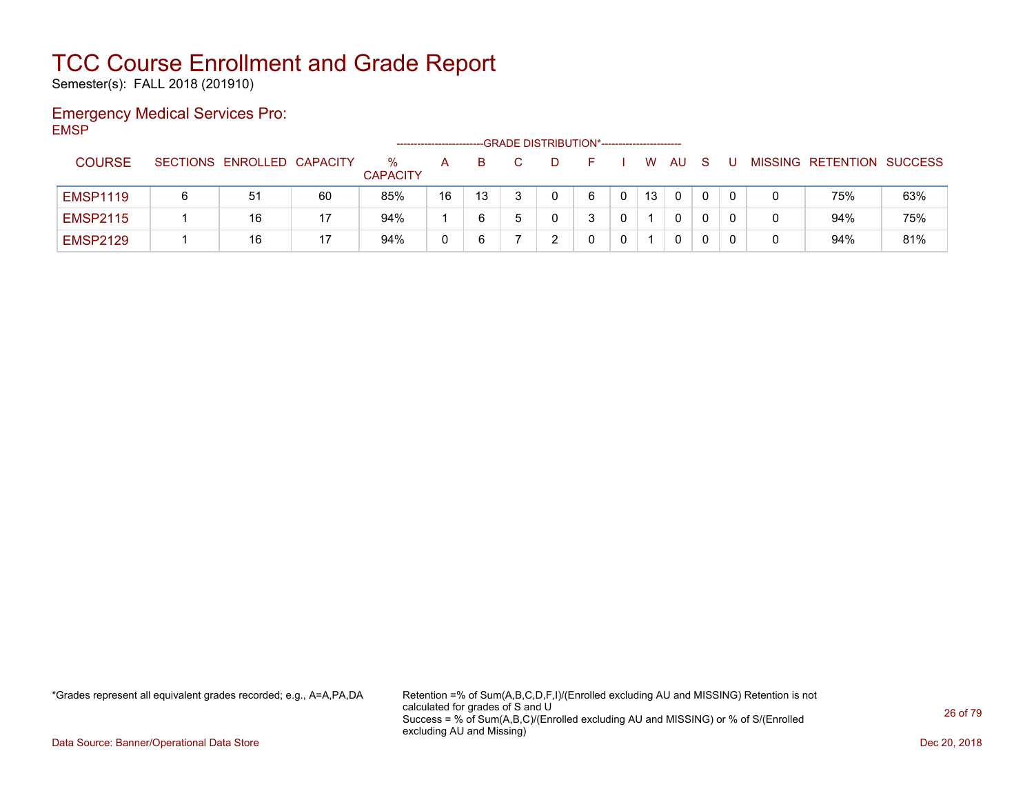# TCC Course Enrollment and Grade Report

Semester(s): FALL 2018 (201910)

## Emergency Medical Services Pro:

EMSP

| COURSE | SECTIONS | ENROLLED | CAPACITY | % CAPACITY | A | B | C | D | F | I | W | AU | S | U | MISSING | RETENTION | SUCCESS |
|---|---|---|---|---|---|---|---|---|---|---|---|---|---|---|---|---|---|
| | | | | | GRADE DISTRIBUTION* | | | | | | | | | | | | |
| EMSP1119 | 6 | 51 | 60 | 85% | 16 | 13 | 3 | 0 | 6 | 0 | 13 | 0 | 0 | 0 | 0 | 75% | 63% |
| EMSP2115 | 1 | 16 | 17 | 94% | 1 | 6 | 5 | 0 | 3 | 0 | 1 | 0 | 0 | 0 | 0 | 94% | 75% |
| EMSP2129 | 1 | 16 | 17 | 94% | 0 | 6 | 7 | 2 | 0 | 0 | 1 | 0 | 0 | 0 | 0 | 94% | 81% |

*Grades represent all equivalent grades recorded; e.g., A=A,PA,DA

Retention =% of Sum(A,B,C,D,F,I)/(Enrolled excluding AU and MISSING) Retention is not calculated for grades of S and U
Success = % of Sum(A,B,C)/(Enrolled excluding AU and MISSING) or % of S/(Enrolled excluding AU and Missing)

Data Source: Banner/Operational Data Store

Dec 20, 2018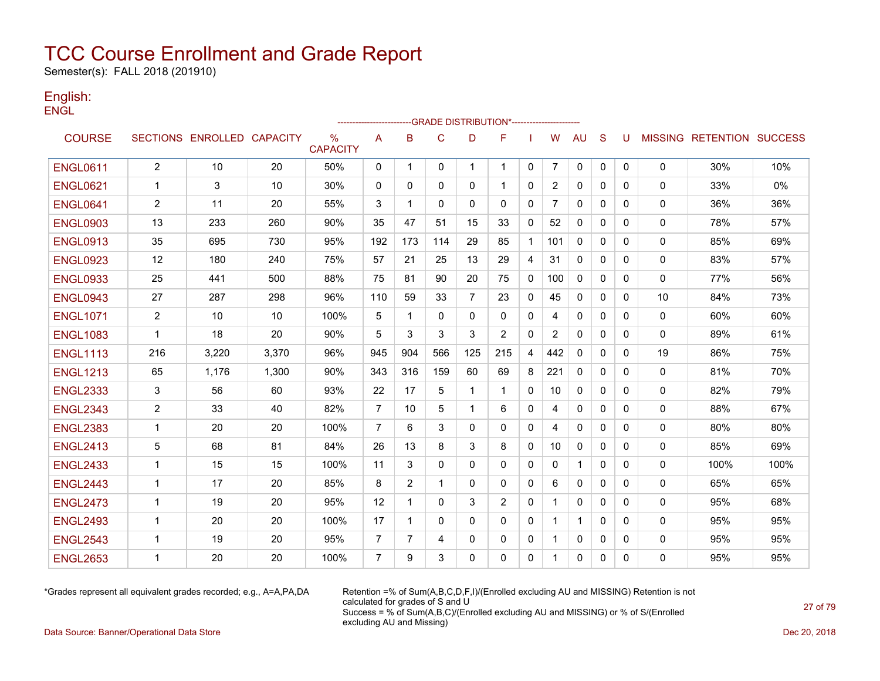# TCC Course Enrollment and Grade Report

Semester(s): FALL 2018 (201910)

## English:

ENGL

| COURSE | SECTIONS | ENROLLED | CAPACITY | % CAPACITY | A | B | C | D | F | I | W | AU | S | U | MISSING | RETENTION | SUCCESS |
|---|---|---|---|---|---|---|---|---|---|---|---|---|---|---|---|---|---|
| | | | | | -------------------------GRADE DISTRIBUTION*----------------------- | | | | | | | | | | | | |
| ENGL0611 | 2 | 10 | 20 | 50% | 0 | 1 | 0 | 1 | 1 | 0 | 7 | 0 | 0 | 0 | 0 | 30% | 10% |
| ENGL0621 | 1 | 3 | 10 | 30% | 0 | 0 | 0 | 0 | 1 | 0 | 2 | 0 | 0 | 0 | 0 | 33% | 0% |
| ENGL0641 | 2 | 11 | 20 | 55% | 3 | 1 | 0 | 0 | 0 | 0 | 7 | 0 | 0 | 0 | 0 | 36% | 36% |
| ENGL0903 | 13 | 233 | 260 | 90% | 35 | 47 | 51 | 15 | 33 | 0 | 52 | 0 | 0 | 0 | 0 | 78% | 57% |
| ENGL0913 | 35 | 695 | 730 | 95% | 192 | 173 | 114 | 29 | 85 | 1 | 101 | 0 | 0 | 0 | 0 | 85% | 69% |
| ENGL0923 | 12 | 180 | 240 | 75% | 57 | 21 | 25 | 13 | 29 | 4 | 31 | 0 | 0 | 0 | 0 | 83% | 57% |
| ENGL0933 | 25 | 441 | 500 | 88% | 75 | 81 | 90 | 20 | 75 | 0 | 100 | 0 | 0 | 0 | 0 | 77% | 56% |
| ENGL0943 | 27 | 287 | 298 | 96% | 110 | 59 | 33 | 7 | 23 | 0 | 45 | 0 | 0 | 0 | 10 | 84% | 73% |
| ENGL1071 | 2 | 10 | 10 | 100% | 5 | 1 | 0 | 0 | 0 | 0 | 4 | 0 | 0 | 0 | 0 | 60% | 60% |
| ENGL1083 | 1 | 18 | 20 | 90% | 5 | 3 | 3 | 3 | 2 | 0 | 2 | 0 | 0 | 0 | 0 | 89% | 61% |
| ENGL1113 | 216 | 3,220 | 3,370 | 96% | 945 | 904 | 566 | 125 | 215 | 4 | 442 | 0 | 0 | 0 | 19 | 86% | 75% |
| ENGL1213 | 65 | 1,176 | 1,300 | 90% | 343 | 316 | 159 | 60 | 69 | 8 | 221 | 0 | 0 | 0 | 0 | 81% | 70% |
| ENGL2333 | 3 | 56 | 60 | 93% | 22 | 17 | 5 | 1 | 1 | 0 | 10 | 0 | 0 | 0 | 0 | 82% | 79% |
| ENGL2343 | 2 | 33 | 40 | 82% | 7 | 10 | 5 | 1 | 6 | 0 | 4 | 0 | 0 | 0 | 0 | 88% | 67% |
| ENGL2383 | 1 | 20 | 20 | 100% | 7 | 6 | 3 | 0 | 0 | 0 | 4 | 0 | 0 | 0 | 0 | 80% | 80% |
| ENGL2413 | 5 | 68 | 81 | 84% | 26 | 13 | 8 | 3 | 8 | 0 | 10 | 0 | 0 | 0 | 0 | 85% | 69% |
| ENGL2433 | 1 | 15 | 15 | 100% | 11 | 3 | 0 | 0 | 0 | 0 | 0 | 1 | 0 | 0 | 0 | 100% | 100% |
| ENGL2443 | 1 | 17 | 20 | 85% | 8 | 2 | 1 | 0 | 0 | 0 | 6 | 0 | 0 | 0 | 0 | 65% | 65% |
| ENGL2473 | 1 | 19 | 20 | 95% | 12 | 1 | 0 | 3 | 2 | 0 | 1 | 0 | 0 | 0 | 0 | 95% | 68% |
| ENGL2493 | 1 | 20 | 20 | 100% | 17 | 1 | 0 | 0 | 0 | 0 | 1 | 1 | 0 | 0 | 0 | 95% | 95% |
| ENGL2543 | 1 | 19 | 20 | 95% | 7 | 7 | 4 | 0 | 0 | 0 | 1 | 0 | 0 | 0 | 0 | 95% | 95% |
| ENGL2653 | 1 | 20 | 20 | 100% | 7 | 9 | 3 | 0 | 0 | 0 | 1 | 0 | 0 | 0 | 0 | 95% | 95% |

*Grades represent all equivalent grades recorded; e.g., A=A,PA,DA

Retention =% of Sum(A,B,C,D,F,I)/(Enrolled excluding AU and MISSING) Retention is not calculated for grades of S and U

Success = % of Sum(A,B,C)/(Enrolled excluding AU and MISSING) or % of S/(Enrolled excluding AU and Missing)

Data Source: Banner/Operational Data Store

Dec 20, 2018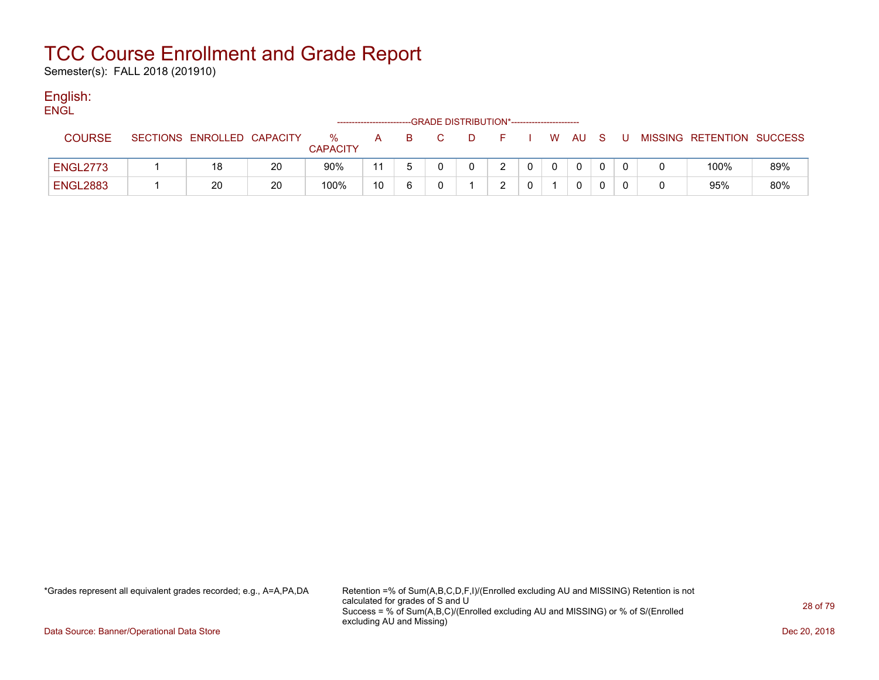# TCC Course Enrollment and Grade Report

Semester(s): FALL 2018 (201910)

## English:

ENGL

| COURSE | SECTIONS | ENROLLED | CAPACITY | % CAPACITY | A | B | C | D | F | I | W | AU | S | U | MISSING | RETENTION | SUCCESS |
|---|---|---|---|---|---|---|---|---|---|---|---|---|---|---|---|---|---|
| | | | | | ------------------------GRADE DISTRIBUTION*---------------------- | | | | | | | | | | | | |
| ENGL2773 | 1 | 18 | 20 | 90% | 11 | 5 | 0 | 0 | 2 | 0 | 0 | 0 | 0 | 0 | 0 | 100% | 89% |
| ENGL2883 | 1 | 20 | 20 | 100% | 10 | 6 | 0 | 1 | 2 | 0 | 1 | 0 | 0 | 0 | 0 | 95% | 80% |

*Grades represent all equivalent grades recorded; e.g., A=A,PA,DA

Retention =% of Sum(A,B,C,D,F,I)/(Enrolled excluding AU and MISSING) Retention is not calculated for grades of S and U
Success = % of Sum(A,B,C)/(Enrolled excluding AU and MISSING) or % of S/(Enrolled excluding AU and Missing)

Data Source: Banner/Operational Data Store

Dec 20, 2018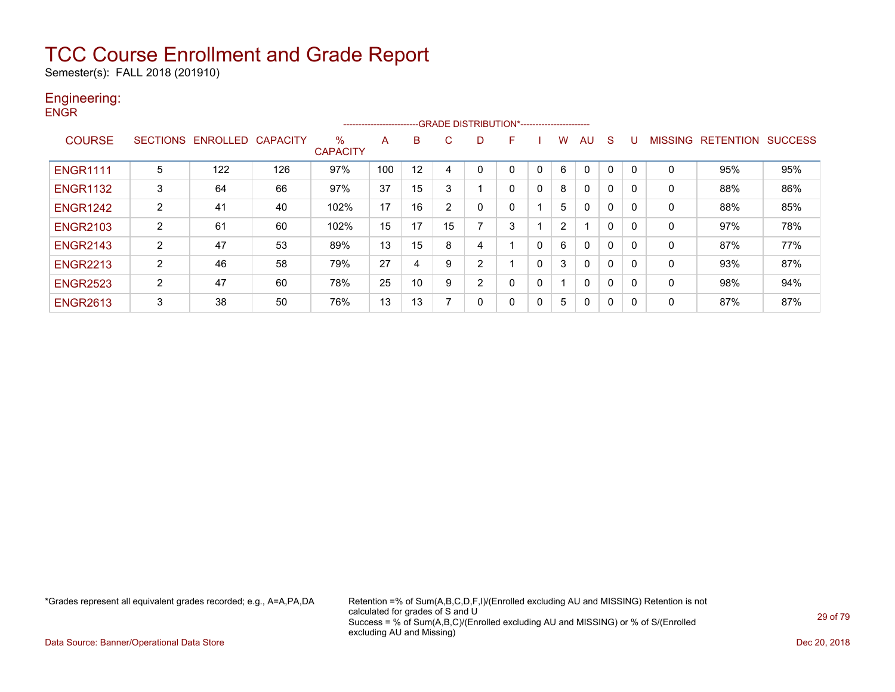# TCC Course Enrollment and Grade Report

Semester(s): FALL 2018 (201910)

## Engineering:

ENGR

| COURSE | SECTIONS | ENROLLED | CAPACITY | % CAPACITY | A | B | C | D | F | I | W | AU | S | U | MISSING | RETENTION | SUCCESS |
|---|---|---|---|---|---|---|---|---|---|---|---|---|---|---|---|---|---|
| | | | | | GRADE DISTRIBUTION* | | | | | | | | | | | | |
| ENGR1111 | 5 | 122 | 126 | 97% | 100 | 12 | 4 | 0 | 0 | 0 | 6 | 0 | 0 | 0 | 0 | 95% | 95% |
| ENGR1132 | 3 | 64 | 66 | 97% | 37 | 15 | 3 | 1 | 0 | 0 | 8 | 0 | 0 | 0 | 0 | 88% | 86% |
| ENGR1242 | 2 | 41 | 40 | 102% | 17 | 16 | 2 | 0 | 0 | 1 | 5 | 0 | 0 | 0 | 0 | 88% | 85% |
| ENGR2103 | 2 | 61 | 60 | 102% | 15 | 17 | 15 | 7 | 3 | 1 | 2 | 1 | 0 | 0 | 0 | 97% | 78% |
| ENGR2143 | 2 | 47 | 53 | 89% | 13 | 15 | 8 | 4 | 1 | 0 | 6 | 0 | 0 | 0 | 0 | 87% | 77% |
| ENGR2213 | 2 | 46 | 58 | 79% | 27 | 4 | 9 | 2 | 1 | 0 | 3 | 0 | 0 | 0 | 0 | 93% | 87% |
| ENGR2523 | 2 | 47 | 60 | 78% | 25 | 10 | 9 | 2 | 0 | 0 | 1 | 0 | 0 | 0 | 0 | 98% | 94% |
| ENGR2613 | 3 | 38 | 50 | 76% | 13 | 13 | 7 | 0 | 0 | 0 | 5 | 0 | 0 | 0 | 0 | 87% | 87% |

*Grades represent all equivalent grades recorded; e.g., A=A,PA,DA

Retention =% of Sum(A,B,C,D,F,I)/(Enrolled excluding AU and MISSING) Retention is not calculated for grades of S and U
Success = % of Sum(A,B,C)/(Enrolled excluding AU and MISSING) or % of S/(Enrolled excluding AU and Missing)

Data Source: Banner/Operational Data Store

Dec 20, 2018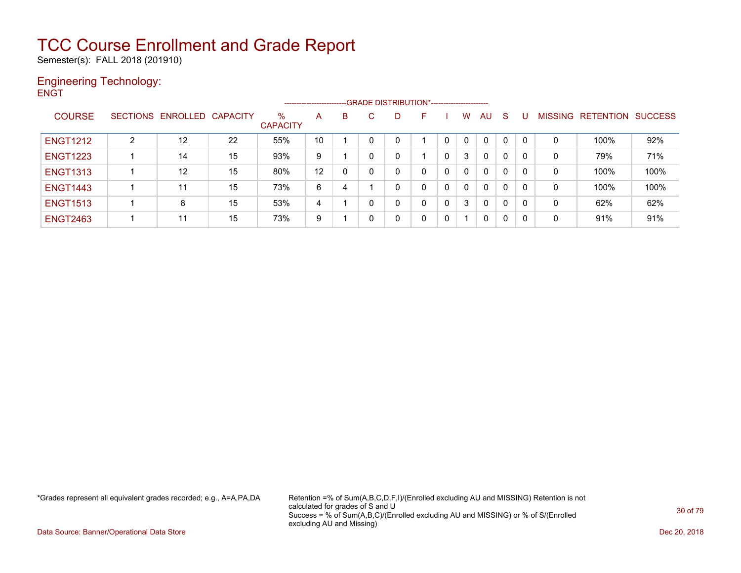# TCC Course Enrollment and Grade Report

Semester(s): FALL 2018 (201910)

## Engineering Technology:

ENGT

| COURSE | SECTIONS | ENROLLED | CAPACITY | % CAPACITY | A | B | C | D | F | I | W | AU | S | U | MISSING | RETENTION | SUCCESS |
|---|---|---|---|---|---|---|---|---|---|---|---|---|---|---|---|---|---|
| | | | | | GRADE DISTRIBUTION* | | | | | | | | | | | | |
| ENGT1212 | 2 | 12 | 22 | 55% | 10 | 1 | 0 | 0 | 1 | 0 | 0 | 0 | 0 | 0 | 0 | 100% | 92% |
| ENGT1223 | 1 | 14 | 15 | 93% | 9 | 1 | 0 | 0 | 1 | 0 | 3 | 0 | 0 | 0 | 0 | 79% | 71% |
| ENGT1313 | 1 | 12 | 15 | 80% | 12 | 0 | 0 | 0 | 0 | 0 | 0 | 0 | 0 | 0 | 0 | 100% | 100% |
| ENGT1443 | 1 | 11 | 15 | 73% | 6 | 4 | 1 | 0 | 0 | 0 | 0 | 0 | 0 | 0 | 0 | 100% | 100% |
| ENGT1513 | 1 | 8 | 15 | 53% | 4 | 1 | 0 | 0 | 0 | 0 | 3 | 0 | 0 | 0 | 0 | 62% | 62% |
| ENGT2463 | 1 | 11 | 15 | 73% | 9 | 1 | 0 | 0 | 0 | 0 | 1 | 0 | 0 | 0 | 0 | 91% | 91% |

*Grades represent all equivalent grades recorded; e.g., A=A,PA,DA

Retention =% of Sum(A,B,C,D,F,I)/(Enrolled excluding AU and MISSING) Retention is not calculated for grades of S and U
Success = % of Sum(A,B,C)/(Enrolled excluding AU and MISSING) or % of S/(Enrolled excluding AU and Missing)

Data Source: Banner/Operational Data Store

Dec 20, 2018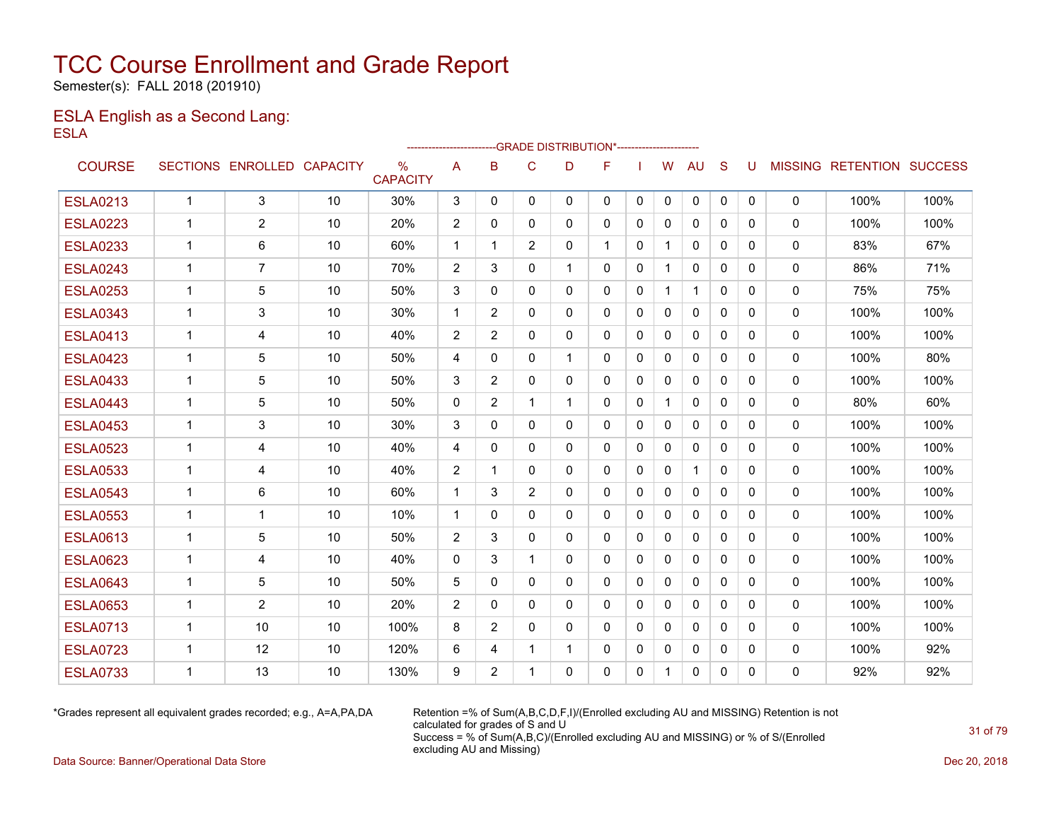# TCC Course Enrollment and Grade Report

Semester(s): FALL 2018 (201910)

## ESLA English as a Second Lang:

ESLA

| COURSE | SECTIONS | ENROLLED | CAPACITY | % CAPACITY | A | B | C | D | F | I | W | AU | S | U | MISSING | RETENTION | SUCCESS |
|---|---|---|---|---|---|---|---|---|---|---|---|---|---|---|---|---|---|
| | | | | | GRADE DISTRIBUTION* | | | | | | | | | | | | |
| ESLA0213 | 1 | 3 | 10 | 30% | 3 | 0 | 0 | 0 | 0 | 0 | 0 | 0 | 0 | 0 | 0 | 100% | 100% |
| ESLA0223 | 1 | 2 | 10 | 20% | 2 | 0 | 0 | 0 | 0 | 0 | 0 | 0 | 0 | 0 | 0 | 100% | 100% |
| ESLA0233 | 1 | 6 | 10 | 60% | 1 | 1 | 2 | 0 | 1 | 0 | 1 | 0 | 0 | 0 | 0 | 83% | 67% |
| ESLA0243 | 1 | 7 | 10 | 70% | 2 | 3 | 0 | 1 | 0 | 0 | 1 | 0 | 0 | 0 | 0 | 86% | 71% |
| ESLA0253 | 1 | 5 | 10 | 50% | 3 | 0 | 0 | 0 | 0 | 0 | 1 | 1 | 0 | 0 | 0 | 75% | 75% |
| ESLA0343 | 1 | 3 | 10 | 30% | 1 | 2 | 0 | 0 | 0 | 0 | 0 | 0 | 0 | 0 | 0 | 100% | 100% |
| ESLA0413 | 1 | 4 | 10 | 40% | 2 | 2 | 0 | 0 | 0 | 0 | 0 | 0 | 0 | 0 | 0 | 100% | 100% |
| ESLA0423 | 1 | 5 | 10 | 50% | 4 | 0 | 0 | 1 | 0 | 0 | 0 | 0 | 0 | 0 | 0 | 100% | 80% |
| ESLA0433 | 1 | 5 | 10 | 50% | 3 | 2 | 0 | 0 | 0 | 0 | 0 | 0 | 0 | 0 | 0 | 100% | 100% |
| ESLA0443 | 1 | 5 | 10 | 50% | 0 | 2 | 1 | 1 | 0 | 0 | 1 | 0 | 0 | 0 | 0 | 80% | 60% |
| ESLA0453 | 1 | 3 | 10 | 30% | 3 | 0 | 0 | 0 | 0 | 0 | 0 | 0 | 0 | 0 | 0 | 100% | 100% |
| ESLA0523 | 1 | 4 | 10 | 40% | 4 | 0 | 0 | 0 | 0 | 0 | 0 | 0 | 0 | 0 | 0 | 100% | 100% |
| ESLA0533 | 1 | 4 | 10 | 40% | 2 | 1 | 0 | 0 | 0 | 0 | 0 | 1 | 0 | 0 | 0 | 100% | 100% |
| ESLA0543 | 1 | 6 | 10 | 60% | 1 | 3 | 2 | 0 | 0 | 0 | 0 | 0 | 0 | 0 | 0 | 100% | 100% |
| ESLA0553 | 1 | 1 | 10 | 10% | 1 | 0 | 0 | 0 | 0 | 0 | 0 | 0 | 0 | 0 | 0 | 100% | 100% |
| ESLA0613 | 1 | 5 | 10 | 50% | 2 | 3 | 0 | 0 | 0 | 0 | 0 | 0 | 0 | 0 | 0 | 100% | 100% |
| ESLA0623 | 1 | 4 | 10 | 40% | 0 | 3 | 1 | 0 | 0 | 0 | 0 | 0 | 0 | 0 | 0 | 100% | 100% |
| ESLA0643 | 1 | 5 | 10 | 50% | 5 | 0 | 0 | 0 | 0 | 0 | 0 | 0 | 0 | 0 | 0 | 100% | 100% |
| ESLA0653 | 1 | 2 | 10 | 20% | 2 | 0 | 0 | 0 | 0 | 0 | 0 | 0 | 0 | 0 | 0 | 100% | 100% |
| ESLA0713 | 1 | 10 | 10 | 100% | 8 | 2 | 0 | 0 | 0 | 0 | 0 | 0 | 0 | 0 | 0 | 100% | 100% |
| ESLA0723 | 1 | 12 | 10 | 120% | 6 | 4 | 1 | 1 | 0 | 0 | 0 | 0 | 0 | 0 | 0 | 100% | 92% |
| ESLA0733 | 1 | 13 | 10 | 130% | 9 | 2 | 1 | 0 | 0 | 0 | 1 | 0 | 0 | 0 | 0 | 92% | 92% |

*Grades represent all equivalent grades recorded; e.g., A=A,PA,DA

Retention =% of Sum(A,B,C,D,F,I)/(Enrolled excluding AU and MISSING) Retention is not calculated for grades of S and U

Success = % of Sum(A,B,C)/(Enrolled excluding AU and MISSING) or % of S/(Enrolled excluding AU and Missing)

Data Source: Banner/Operational Data Store

Dec 20, 2018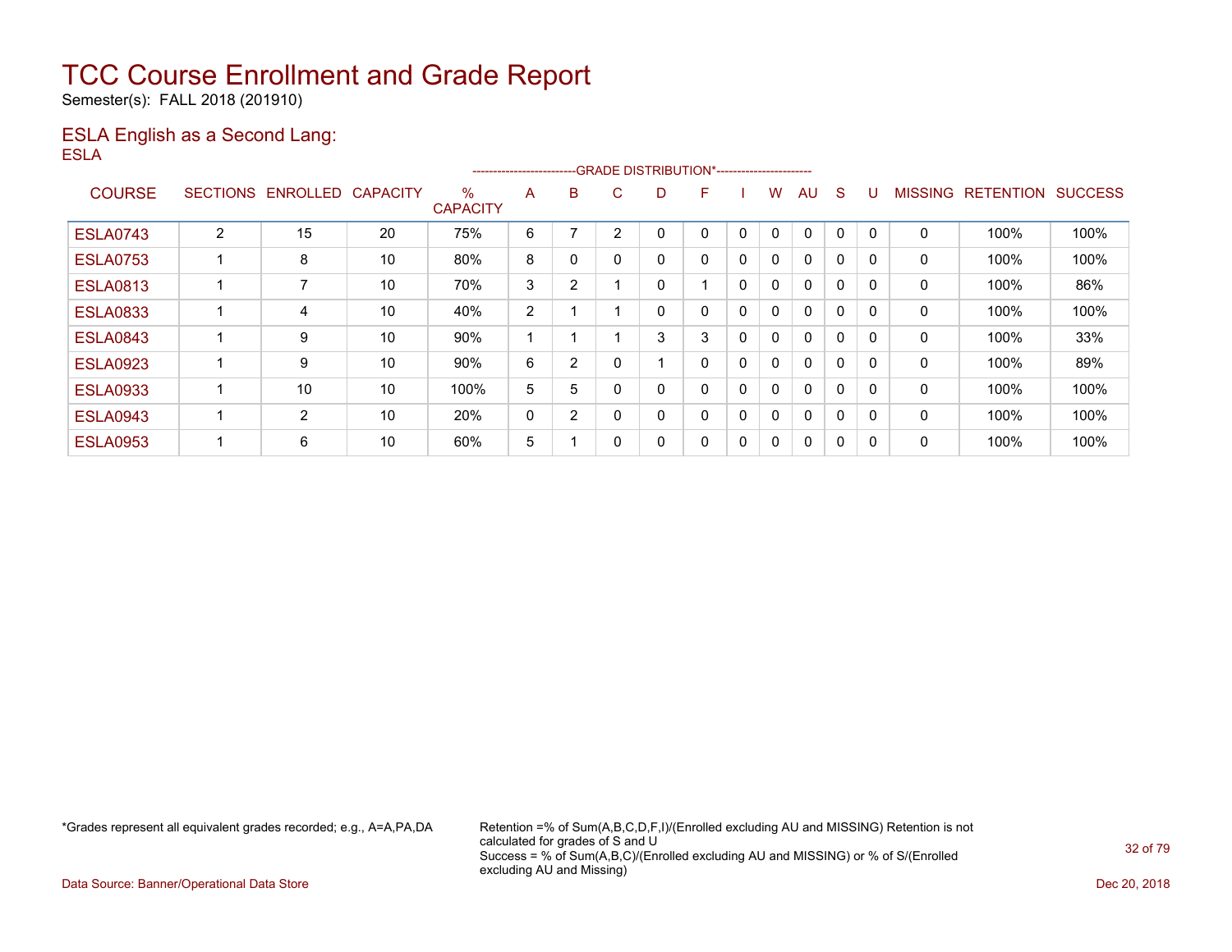# TCC Course Enrollment and Grade Report

Semester(s): FALL 2018 (201910)

## ESLA English as a Second Lang:

ESLA

| COURSE | SECTIONS | ENROLLED | CAPACITY | % CAPACITY | A | B | C | D | F | I | W | AU | S | U | MISSING | RETENTION | SUCCESS |
|---|---|---|---|---|---|---|---|---|---|---|---|---|---|---|---|---|---|
| | | | | | GRADE DISTRIBUTION* | | | | | | | | | | | | |
| ESLA0743 | 2 | 15 | 20 | 75% | 6 | 7 | 2 | 0 | 0 | 0 | 0 | 0 | 0 | 0 | 0 | 100% | 100% |
| ESLA0753 | 1 | 8 | 10 | 80% | 8 | 0 | 0 | 0 | 0 | 0 | 0 | 0 | 0 | 0 | 0 | 100% | 100% |
| ESLA0813 | 1 | 7 | 10 | 70% | 3 | 2 | 1 | 0 | 1 | 0 | 0 | 0 | 0 | 0 | 0 | 100% | 86% |
| ESLA0833 | 1 | 4 | 10 | 40% | 2 | 1 | 1 | 0 | 0 | 0 | 0 | 0 | 0 | 0 | 0 | 100% | 100% |
| ESLA0843 | 1 | 9 | 10 | 90% | 1 | 1 | 1 | 3 | 3 | 0 | 0 | 0 | 0 | 0 | 0 | 100% | 33% |
| ESLA0923 | 1 | 9 | 10 | 90% | 6 | 2 | 0 | 1 | 0 | 0 | 0 | 0 | 0 | 0 | 0 | 100% | 89% |
| ESLA0933 | 1 | 10 | 10 | 100% | 5 | 5 | 0 | 0 | 0 | 0 | 0 | 0 | 0 | 0 | 0 | 100% | 100% |
| ESLA0943 | 1 | 2 | 10 | 20% | 0 | 2 | 0 | 0 | 0 | 0 | 0 | 0 | 0 | 0 | 0 | 100% | 100% |
| ESLA0953 | 1 | 6 | 10 | 60% | 5 | 1 | 0 | 0 | 0 | 0 | 0 | 0 | 0 | 0 | 0 | 100% | 100% |

*Grades represent all equivalent grades recorded; e.g., A=A,PA,DA

Retention =% of Sum(A,B,C,D,F,I)/(Enrolled excluding AU and MISSING) Retention is not calculated for grades of S and U
Success = % of Sum(A,B,C)/(Enrolled excluding AU and MISSING) or % of S/(Enrolled excluding AU and Missing)

Data Source: Banner/Operational Data Store

Dec 20, 2018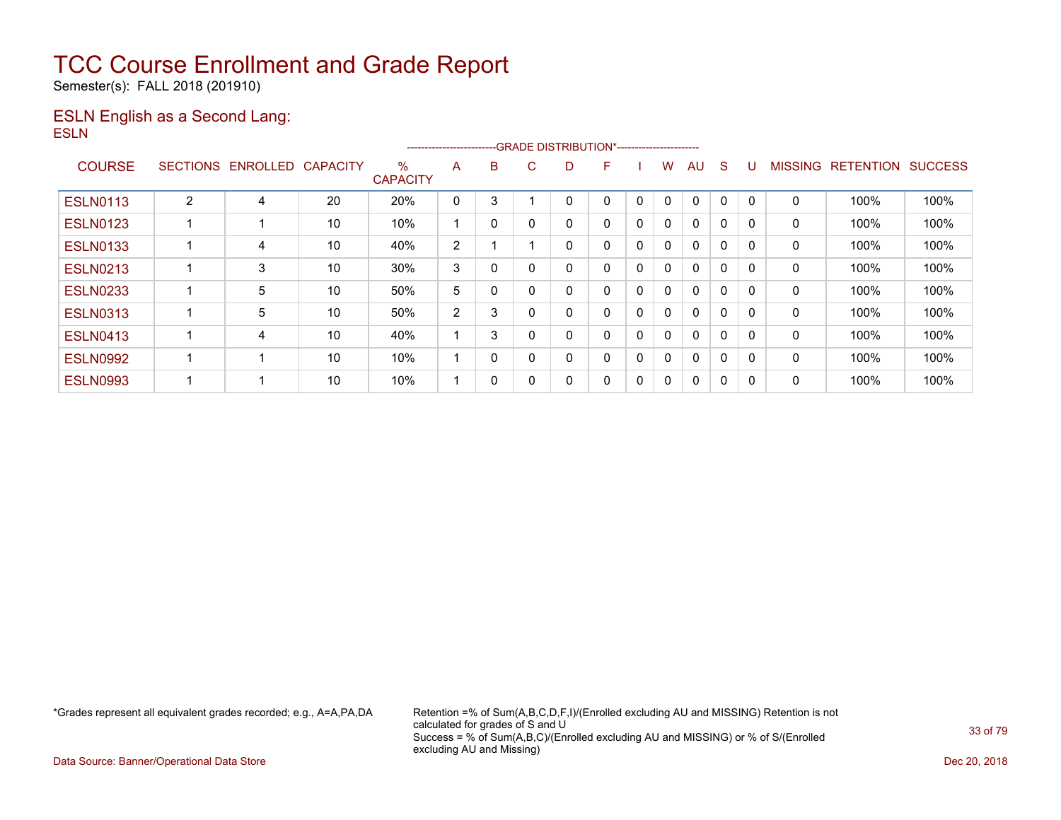# TCC Course Enrollment and Grade Report

Semester(s): FALL 2018 (201910)

## ESLN English as a Second Lang:

ESLN

| COURSE | SECTIONS | ENROLLED | CAPACITY | % CAPACITY | A | B | C | D | F | I | W | AU | S | U | MISSING | RETENTION | SUCCESS |
|---|---|---|---|---|---|---|---|---|---|---|---|---|---|---|---|---|---|
| ESLN0113 | 2 | 4 | 20 | 20% | 0 | 3 | 1 | 0 | 0 | 0 | 0 | 0 | 0 | 0 | 0 | 100% | 100% |
| ESLN0123 | 1 | 1 | 10 | 10% | 1 | 0 | 0 | 0 | 0 | 0 | 0 | 0 | 0 | 0 | 0 | 100% | 100% |
| ESLN0133 | 1 | 4 | 10 | 40% | 2 | 1 | 1 | 0 | 0 | 0 | 0 | 0 | 0 | 0 | 0 | 100% | 100% |
| ESLN0213 | 1 | 3 | 10 | 30% | 3 | 0 | 0 | 0 | 0 | 0 | 0 | 0 | 0 | 0 | 0 | 100% | 100% |
| ESLN0233 | 1 | 5 | 10 | 50% | 5 | 0 | 0 | 0 | 0 | 0 | 0 | 0 | 0 | 0 | 0 | 100% | 100% |
| ESLN0313 | 1 | 5 | 10 | 50% | 2 | 3 | 0 | 0 | 0 | 0 | 0 | 0 | 0 | 0 | 0 | 100% | 100% |
| ESLN0413 | 1 | 4 | 10 | 40% | 1 | 3 | 0 | 0 | 0 | 0 | 0 | 0 | 0 | 0 | 0 | 100% | 100% |
| ESLN0992 | 1 | 1 | 10 | 10% | 1 | 0 | 0 | 0 | 0 | 0 | 0 | 0 | 0 | 0 | 0 | 100% | 100% |
| ESLN0993 | 1 | 1 | 10 | 10% | 1 | 0 | 0 | 0 | 0 | 0 | 0 | 0 | 0 | 0 | 0 | 100% | 100% |

Columns A through U make up the GRADE DISTRIBUTION*.

*Grades represent all equivalent grades recorded; e.g., A=A,PA,DA

Retention =% of Sum(A,B,C,D,F,I)/(Enrolled excluding AU and MISSING) Retention is not calculated for grades of S and U
Success = % of Sum(A,B,C)/(Enrolled excluding AU and MISSING) or % of S/(Enrolled excluding AU and Missing)

Data Source: Banner/Operational Data Store

Dec 20, 2018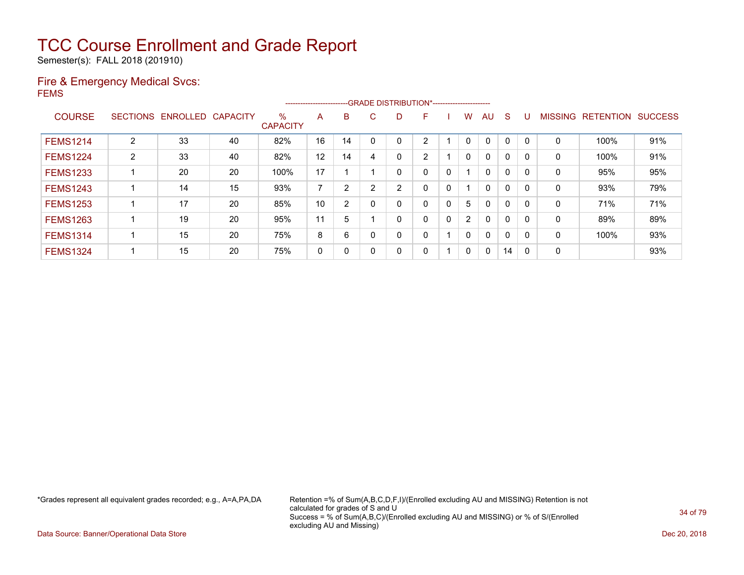# TCC Course Enrollment and Grade Report

Semester(s): FALL 2018 (201910)

## Fire & Emergency Medical Svcs:

FEMS

| COURSE | SECTIONS | ENROLLED | CAPACITY | % CAPACITY | A | B | C | D | F | I | W | AU | S | U | MISSING | RETENTION | SUCCESS |
|---|---|---|---|---|---|---|---|---|---|---|---|---|---|---|---|---|---|
| | | | | | GRADE DISTRIBUTION* | | | | | | | | | | | | |
| FEMS1214 | 2 | 33 | 40 | 82% | 16 | 14 | 0 | 0 | 2 | 1 | 0 | 0 | 0 | 0 | 0 | 100% | 91% |
| FEMS1224 | 2 | 33 | 40 | 82% | 12 | 14 | 4 | 0 | 2 | 1 | 0 | 0 | 0 | 0 | 0 | 100% | 91% |
| FEMS1233 | 1 | 20 | 20 | 100% | 17 | 1 | 1 | 0 | 0 | 0 | 1 | 0 | 0 | 0 | 0 | 95% | 95% |
| FEMS1243 | 1 | 14 | 15 | 93% | 7 | 2 | 2 | 2 | 0 | 0 | 1 | 0 | 0 | 0 | 0 | 93% | 79% |
| FEMS1253 | 1 | 17 | 20 | 85% | 10 | 2 | 0 | 0 | 0 | 0 | 5 | 0 | 0 | 0 | 0 | 71% | 71% |
| FEMS1263 | 1 | 19 | 20 | 95% | 11 | 5 | 1 | 0 | 0 | 0 | 2 | 0 | 0 | 0 | 0 | 89% | 89% |
| FEMS1314 | 1 | 15 | 20 | 75% | 8 | 6 | 0 | 0 | 0 | 1 | 0 | 0 | 0 | 0 | 0 | 100% | 93% |
| FEMS1324 | 1 | 15 | 20 | 75% | 0 | 0 | 0 | 0 | 0 | 1 | 0 | 0 | 14 | 0 | 0 | | 93% |

*Grades represent all equivalent grades recorded; e.g., A=A,PA,DA

Retention =% of Sum(A,B,C,D,F,I)/(Enrolled excluding AU and MISSING) Retention is not calculated for grades of S and U
Success = % of Sum(A,B,C)/(Enrolled excluding AU and MISSING) or % of S/(Enrolled excluding AU and Missing)

Data Source: Banner/Operational Data Store

Dec 20, 2018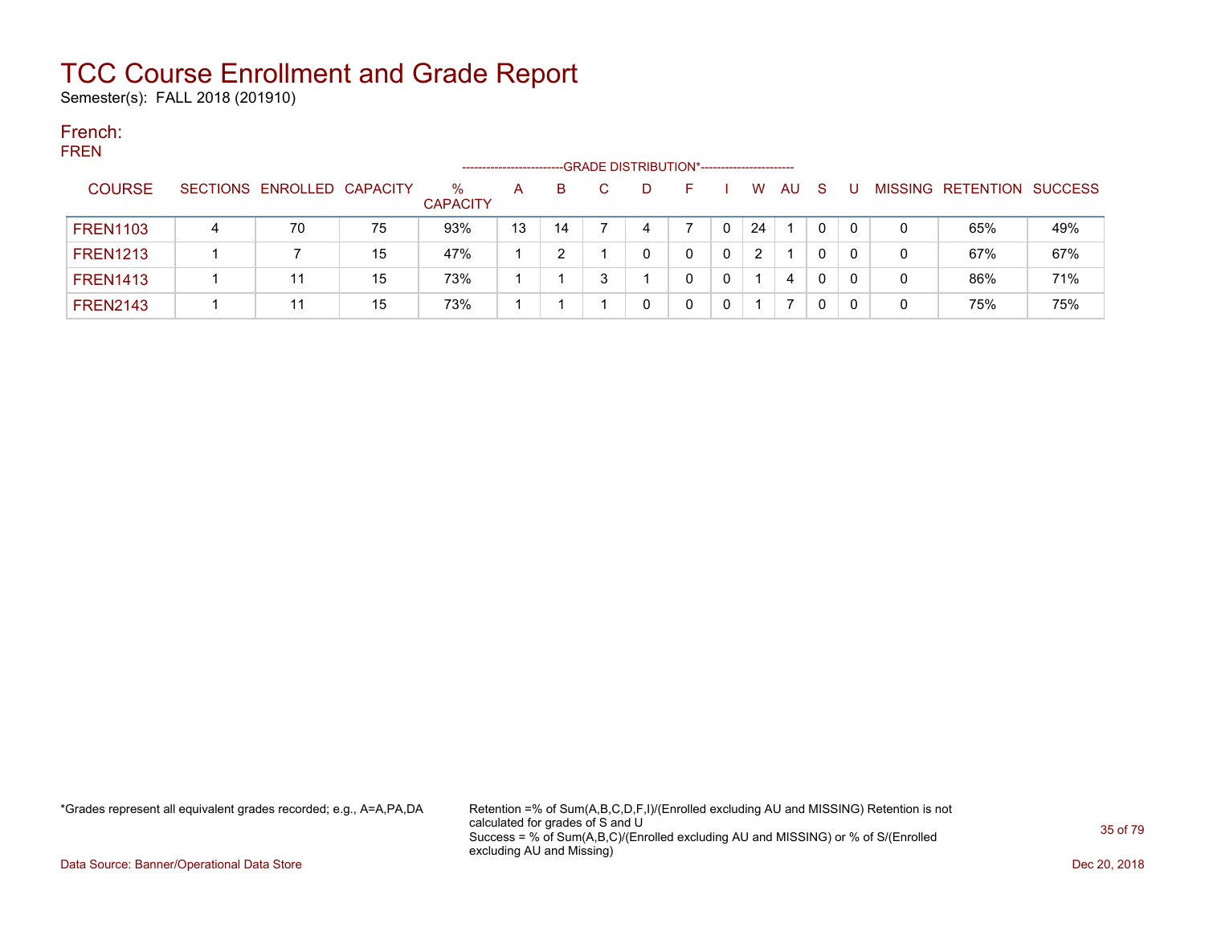# TCC Course Enrollment and Grade Report

Semester(s): FALL 2018 (201910)

## French:

FREN

| COURSE | SECTIONS | ENROLLED | CAPACITY | % CAPACITY | A | B | C | D | F | I | W | AU | S | U | MISSING | RETENTION | SUCCESS |
|---|---|---|---|---|---|---|---|---|---|---|---|---|---|---|---|---|---|
| | | | | | GRADE DISTRIBUTION* | | | | | | | | | | | | |
| FREN1103 | 4 | 70 | 75 | 93% | 13 | 14 | 7 | 4 | 7 | 0 | 24 | 1 | 0 | 0 | 0 | 65% | 49% |
| FREN1213 | 1 | 7 | 15 | 47% | 1 | 2 | 1 | 0 | 0 | 0 | 2 | 1 | 0 | 0 | 0 | 67% | 67% |
| FREN1413 | 1 | 11 | 15 | 73% | 1 | 1 | 3 | 1 | 0 | 0 | 1 | 4 | 0 | 0 | 0 | 86% | 71% |
| FREN2143 | 1 | 11 | 15 | 73% | 1 | 1 | 1 | 0 | 0 | 0 | 1 | 7 | 0 | 0 | 0 | 75% | 75% |

*Grades represent all equivalent grades recorded; e.g., A=A,PA,DA

Retention =% of Sum(A,B,C,D,F,I)/(Enrolled excluding AU and MISSING) Retention is not calculated for grades of S and U
Success = % of Sum(A,B,C)/(Enrolled excluding AU and MISSING) or % of S/(Enrolled excluding AU and Missing)

Data Source: Banner/Operational Data Store

Dec 20, 2018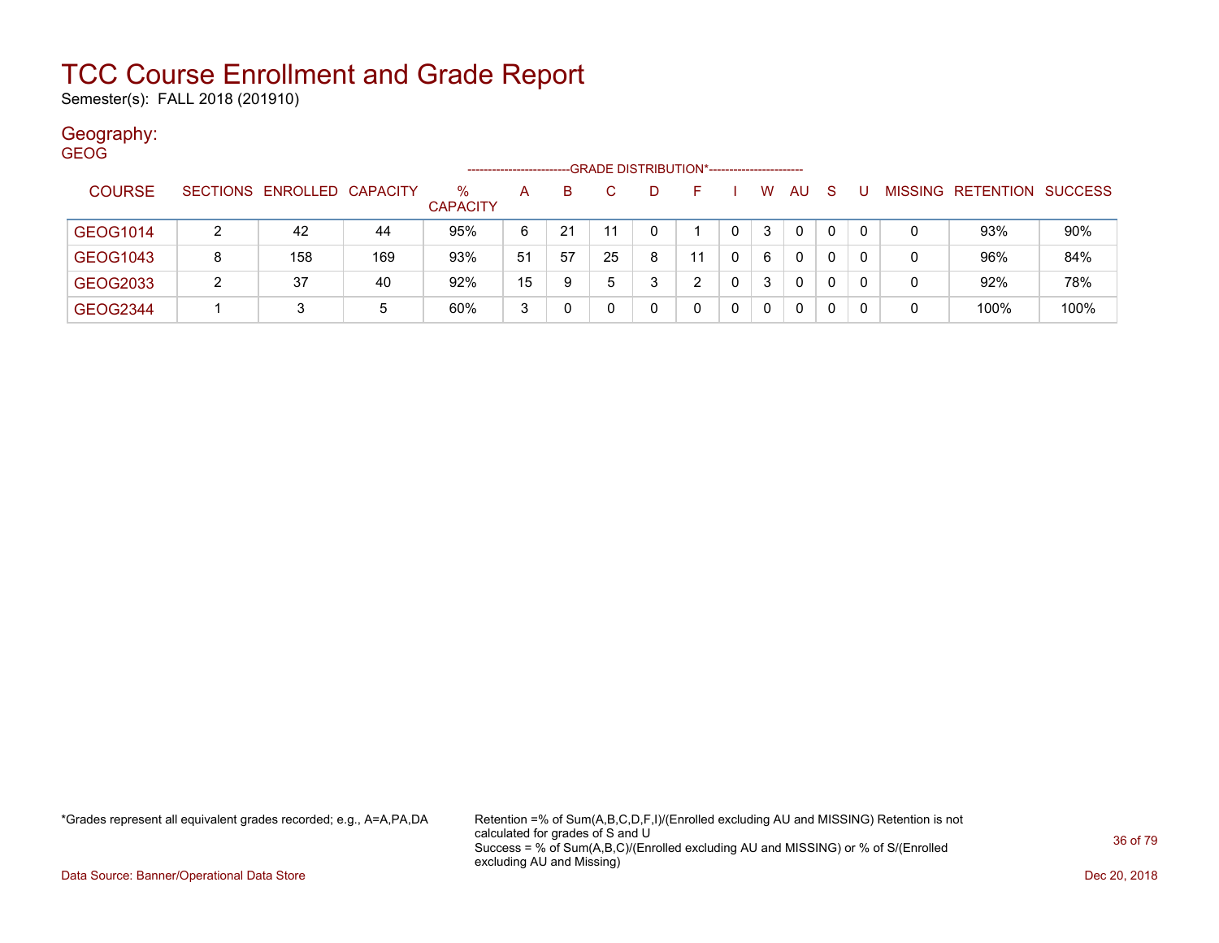# TCC Course Enrollment and Grade Report

Semester(s): FALL 2018 (201910)

## Geography:

GEOG

| COURSE | SECTIONS | ENROLLED | CAPACITY | % CAPACITY | A | B | C | D | F | I | W | AU | S | U | MISSING | RETENTION | SUCCESS |
|---|---|---|---|---|---|---|---|---|---|---|---|---|---|---|---|---|---|
| | | | | | GRADE DISTRIBUTION* | | | | | | | | | | | | |
| GEOG1014 | 2 | 42 | 44 | 95% | 6 | 21 | 11 | 0 | 1 | 0 | 3 | 0 | 0 | 0 | 0 | 93% | 90% |
| GEOG1043 | 8 | 158 | 169 | 93% | 51 | 57 | 25 | 8 | 11 | 0 | 6 | 0 | 0 | 0 | 0 | 96% | 84% |
| GEOG2033 | 2 | 37 | 40 | 92% | 15 | 9 | 5 | 3 | 2 | 0 | 3 | 0 | 0 | 0 | 0 | 92% | 78% |
| GEOG2344 | 1 | 3 | 5 | 60% | 3 | 0 | 0 | 0 | 0 | 0 | 0 | 0 | 0 | 0 | 0 | 100% | 100% |

*Grades represent all equivalent grades recorded; e.g., A=A,PA,DA

Retention =% of Sum(A,B,C,D,F,I)/(Enrolled excluding AU and MISSING) Retention is not calculated for grades of S and U
Success = % of Sum(A,B,C)/(Enrolled excluding AU and MISSING) or % of S/(Enrolled excluding AU and Missing)

Data Source: Banner/Operational Data Store

Dec 20, 2018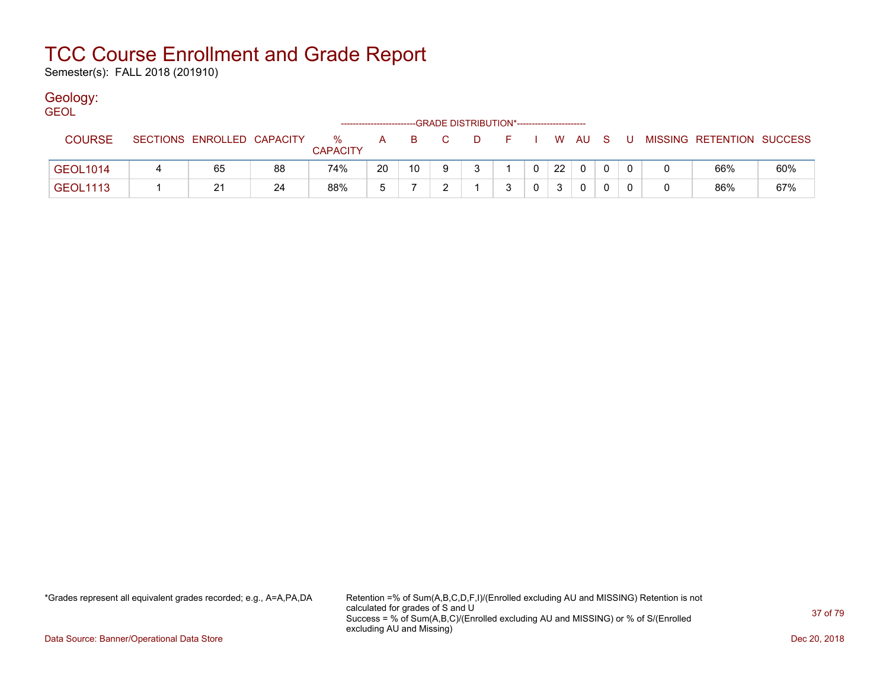# TCC Course Enrollment and Grade Report

Semester(s): FALL 2018 (201910)

## Geology:

GEOL

| COURSE | SECTIONS | ENROLLED | CAPACITY | % CAPACITY | A | B | C | D | F | I | W | AU | S | U | MISSING | RETENTION | SUCCESS |
|---|---|---|---|---|---|---|---|---|---|---|---|---|---|---|---|---|---|
| | | | | | GRADE DISTRIBUTION* | | | | | | | | | | | | |
| GEOL1014 | 4 | 65 | 88 | 74% | 20 | 10 | 9 | 3 | 1 | 0 | 22 | 0 | 0 | 0 | 0 | 66% | 60% |
| GEOL1113 | 1 | 21 | 24 | 88% | 5 | 7 | 2 | 1 | 3 | 0 | 3 | 0 | 0 | 0 | 0 | 86% | 67% |

*Grades represent all equivalent grades recorded; e.g., A=A,PA,DA

Retention =% of Sum(A,B,C,D,F,I)/(Enrolled excluding AU and MISSING) Retention is not calculated for grades of S and U
Success = % of Sum(A,B,C)/(Enrolled excluding AU and MISSING) or % of S/(Enrolled excluding AU and Missing)

Data Source: Banner/Operational Data Store

Dec 20, 2018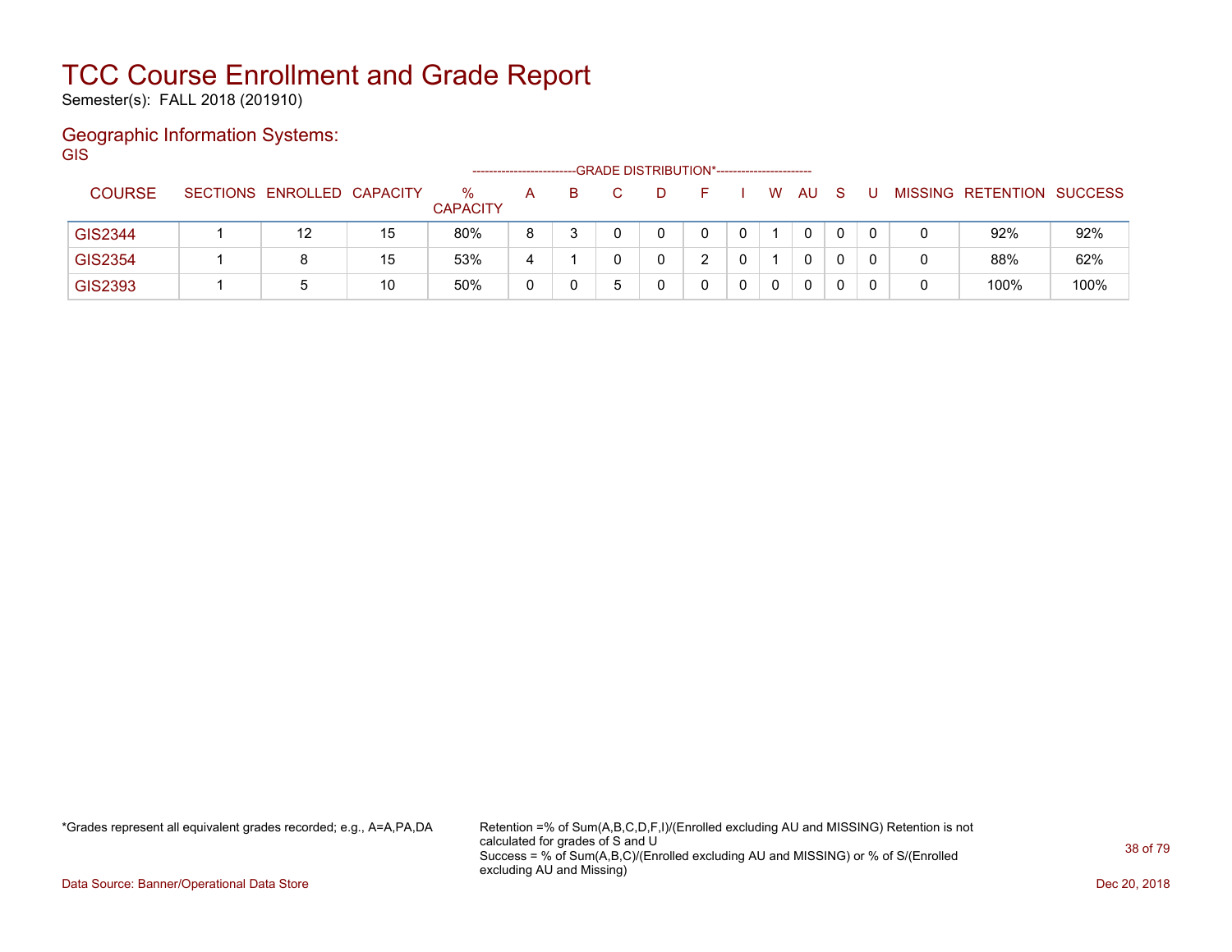# TCC Course Enrollment and Grade Report

Semester(s): FALL 2018 (201910)

## Geographic Information Systems:

GIS

| COURSE | SECTIONS | ENROLLED | CAPACITY | % CAPACITY | A | B | C | D | F | I | W | AU | S | U | MISSING | RETENTION | SUCCESS |
|---|---|---|---|---|---|---|---|---|---|---|---|---|---|---|---|---|---|
| | | | | | GRADE DISTRIBUTION* | | | | | | | | | | | | |
| GIS2344 | 1 | 12 | 15 | 80% | 8 | 3 | 0 | 0 | 0 | 0 | 1 | 0 | 0 | 0 | 0 | 92% | 92% |
| GIS2354 | 1 | 8 | 15 | 53% | 4 | 1 | 0 | 0 | 2 | 0 | 1 | 0 | 0 | 0 | 0 | 88% | 62% |
| GIS2393 | 1 | 5 | 10 | 50% | 0 | 0 | 5 | 0 | 0 | 0 | 0 | 0 | 0 | 0 | 0 | 100% | 100% |

*Grades represent all equivalent grades recorded; e.g., A=A,PA,DA

Retention =% of Sum(A,B,C,D,F,I)/(Enrolled excluding AU and MISSING) Retention is not calculated for grades of S and U

Success = % of Sum(A,B,C)/(Enrolled excluding AU and MISSING) or % of S/(Enrolled excluding AU and Missing)

Data Source: Banner/Operational Data Store

Dec 20, 2018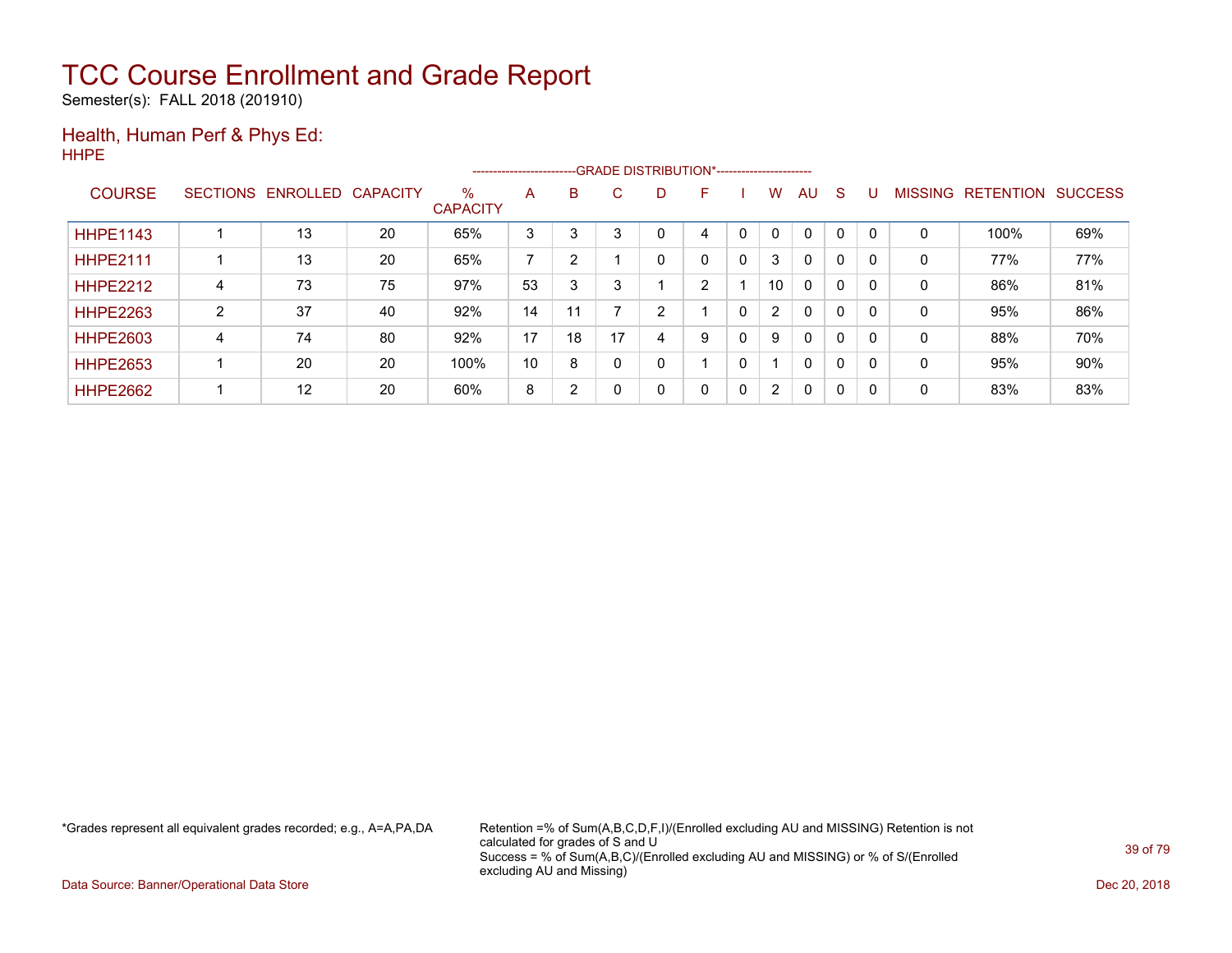# TCC Course Enrollment and Grade Report

Semester(s): FALL 2018 (201910)

## Health, Human Perf & Phys Ed:

HHPE

| COURSE | SECTIONS | ENROLLED | CAPACITY | % CAPACITY | A | B | C | D | F | I | W | AU | S | U | MISSING | RETENTION | SUCCESS |
|---|---|---|---|---|---|---|---|---|---|---|---|---|---|---|---|---|---|
| | | | | | GRADE DISTRIBUTION* | | | | | | | | | | | | |
| HHPE1143 | 1 | 13 | 20 | 65% | 3 | 3 | 3 | 0 | 4 | 0 | 0 | 0 | 0 | 0 | 0 | 100% | 69% |
| HHPE2111 | 1 | 13 | 20 | 65% | 7 | 2 | 1 | 0 | 0 | 0 | 3 | 0 | 0 | 0 | 0 | 77% | 77% |
| HHPE2212 | 4 | 73 | 75 | 97% | 53 | 3 | 3 | 1 | 2 | 1 | 10 | 0 | 0 | 0 | 0 | 86% | 81% |
| HHPE2263 | 2 | 37 | 40 | 92% | 14 | 11 | 7 | 2 | 1 | 0 | 2 | 0 | 0 | 0 | 0 | 95% | 86% |
| HHPE2603 | 4 | 74 | 80 | 92% | 17 | 18 | 17 | 4 | 9 | 0 | 9 | 0 | 0 | 0 | 0 | 88% | 70% |
| HHPE2653 | 1 | 20 | 20 | 100% | 10 | 8 | 0 | 0 | 1 | 0 | 1 | 0 | 0 | 0 | 0 | 95% | 90% |
| HHPE2662 | 1 | 12 | 20 | 60% | 8 | 2 | 0 | 0 | 0 | 0 | 2 | 0 | 0 | 0 | 0 | 83% | 83% |

*Grades represent all equivalent grades recorded; e.g., A=A,PA,DA

Retention =% of Sum(A,B,C,D,F,I)/(Enrolled excluding AU and MISSING) Retention is not calculated for grades of S and U
Success = % of Sum(A,B,C)/(Enrolled excluding AU and MISSING) or % of S/(Enrolled excluding AU and Missing)

Data Source: Banner/Operational Data Store

Dec 20, 2018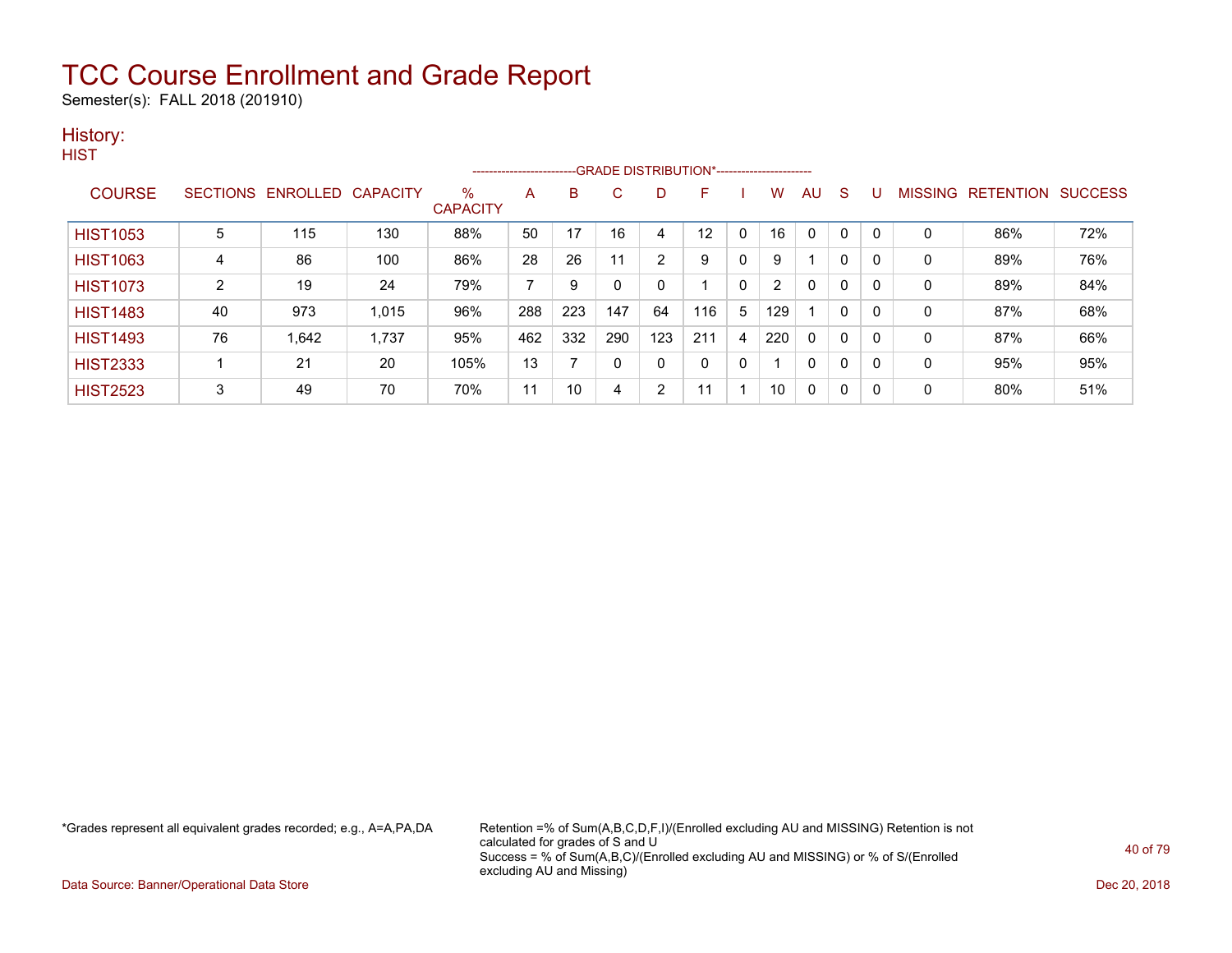# TCC Course Enrollment and Grade Report

Semester(s): FALL 2018 (201910)

## History:

### HIST

| COURSE | SECTIONS | ENROLLED | CAPACITY | % CAPACITY | A | B | C | D | F | I | W | AU | S | U | MISSING | RETENTION | SUCCESS |
|---|---|---|---|---|---|---|---|---|---|---|---|---|---|---|---|---|---|
| | | | | | GRADE DISTRIBUTION* | | | | | | | | | | | | |
| HIST1053 | 5 | 115 | 130 | 88% | 50 | 17 | 16 | 4 | 12 | 0 | 16 | 0 | 0 | 0 | 0 | 86% | 72% |
| HIST1063 | 4 | 86 | 100 | 86% | 28 | 26 | 11 | 2 | 9 | 0 | 9 | 1 | 0 | 0 | 0 | 89% | 76% |
| HIST1073 | 2 | 19 | 24 | 79% | 7 | 9 | 0 | 0 | 1 | 0 | 2 | 0 | 0 | 0 | 0 | 89% | 84% |
| HIST1483 | 40 | 973 | 1,015 | 96% | 288 | 223 | 147 | 64 | 116 | 5 | 129 | 1 | 0 | 0 | 0 | 87% | 68% |
| HIST1493 | 76 | 1,642 | 1,737 | 95% | 462 | 332 | 290 | 123 | 211 | 4 | 220 | 0 | 0 | 0 | 0 | 87% | 66% |
| HIST2333 | 1 | 21 | 20 | 105% | 13 | 7 | 0 | 0 | 0 | 0 | 1 | 0 | 0 | 0 | 0 | 95% | 95% |
| HIST2523 | 3 | 49 | 70 | 70% | 11 | 10 | 4 | 2 | 11 | 1 | 10 | 0 | 0 | 0 | 0 | 80% | 51% |

*Grades represent all equivalent grades recorded; e.g., A=A,PA,DA

Retention =% of Sum(A,B,C,D,F,I)/(Enrolled excluding AU and MISSING) Retention is not calculated for grades of S and U
Success = % of Sum(A,B,C)/(Enrolled excluding AU and MISSING) or % of S/(Enrolled excluding AU and Missing)

Data Source: Banner/Operational Data Store

Dec 20, 2018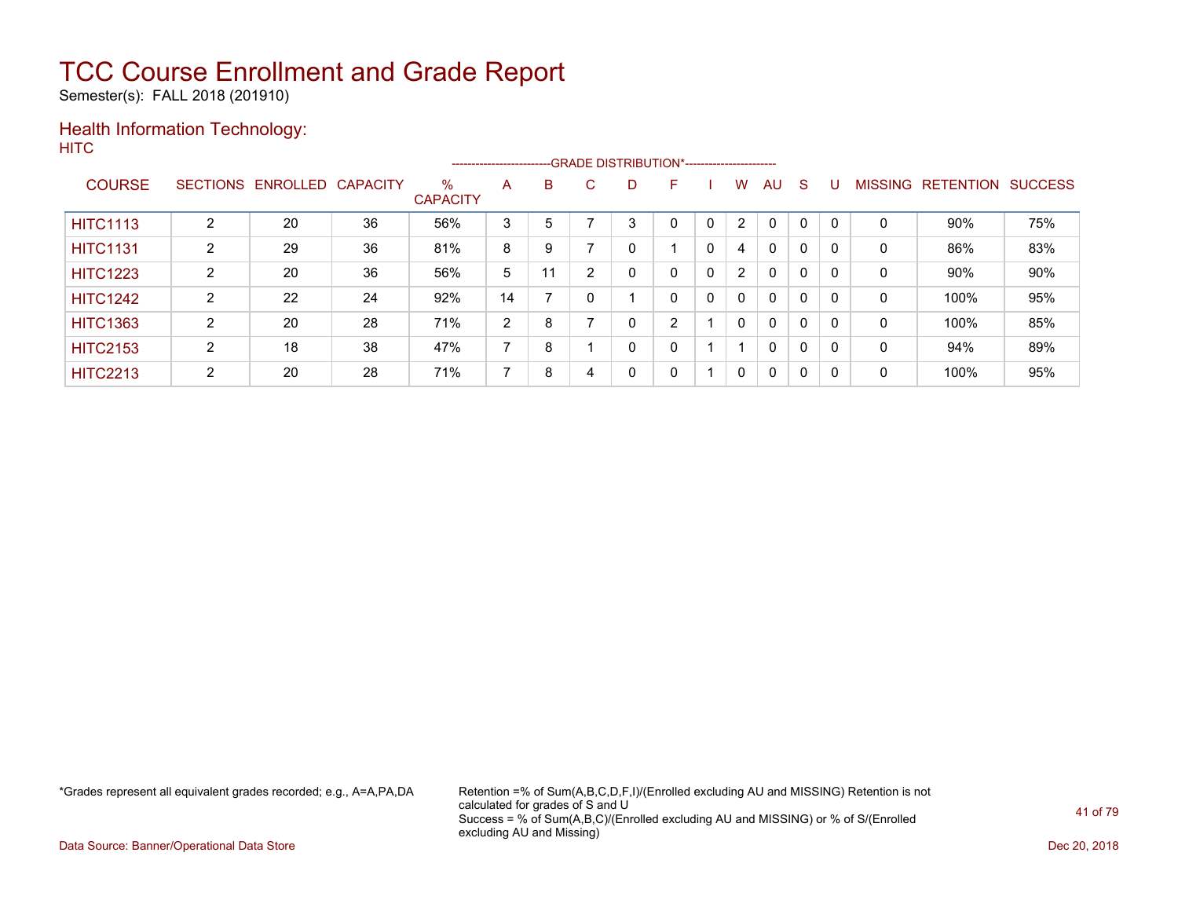# TCC Course Enrollment and Grade Report

Semester(s): FALL 2018 (201910)

## Health Information Technology:

HITC

| COURSE | SECTIONS | ENROLLED | CAPACITY | % CAPACITY | A | B | C | D | F | I | W | AU | S | U | MISSING | RETENTION | SUCCESS |
|---|---|---|---|---|---|---|---|---|---|---|---|---|---|---|---|---|---|
| HITC1113 | 2 | 20 | 36 | 56% | 3 | 5 | 7 | 3 | 0 | 0 | 2 | 0 | 0 | 0 | 0 | 90% | 75% |
| HITC1131 | 2 | 29 | 36 | 81% | 8 | 9 | 7 | 0 | 1 | 0 | 4 | 0 | 0 | 0 | 0 | 86% | 83% |
| HITC1223 | 2 | 20 | 36 | 56% | 5 | 11 | 2 | 0 | 0 | 0 | 2 | 0 | 0 | 0 | 0 | 90% | 90% |
| HITC1242 | 2 | 22 | 24 | 92% | 14 | 7 | 0 | 1 | 0 | 0 | 0 | 0 | 0 | 0 | 0 | 100% | 95% |
| HITC1363 | 2 | 20 | 28 | 71% | 2 | 8 | 7 | 0 | 2 | 1 | 0 | 0 | 0 | 0 | 0 | 100% | 85% |
| HITC2153 | 2 | 18 | 38 | 47% | 7 | 8 | 1 | 0 | 0 | 1 | 1 | 0 | 0 | 0 | 0 | 94% | 89% |
| HITC2213 | 2 | 20 | 28 | 71% | 7 | 8 | 4 | 0 | 0 | 1 | 0 | 0 | 0 | 0 | 0 | 100% | 95% |

(Columns A through U: GRADE DISTRIBUTION*)

*Grades represent all equivalent grades recorded; e.g., A=A,PA,DA

Retention =% of Sum(A,B,C,D,F,I)/(Enrolled excluding AU and MISSING) Retention is not calculated for grades of S and U
Success = % of Sum(A,B,C)/(Enrolled excluding AU and MISSING) or % of S/(Enrolled excluding AU and Missing)

Data Source: Banner/Operational Data Store

Dec 20, 2018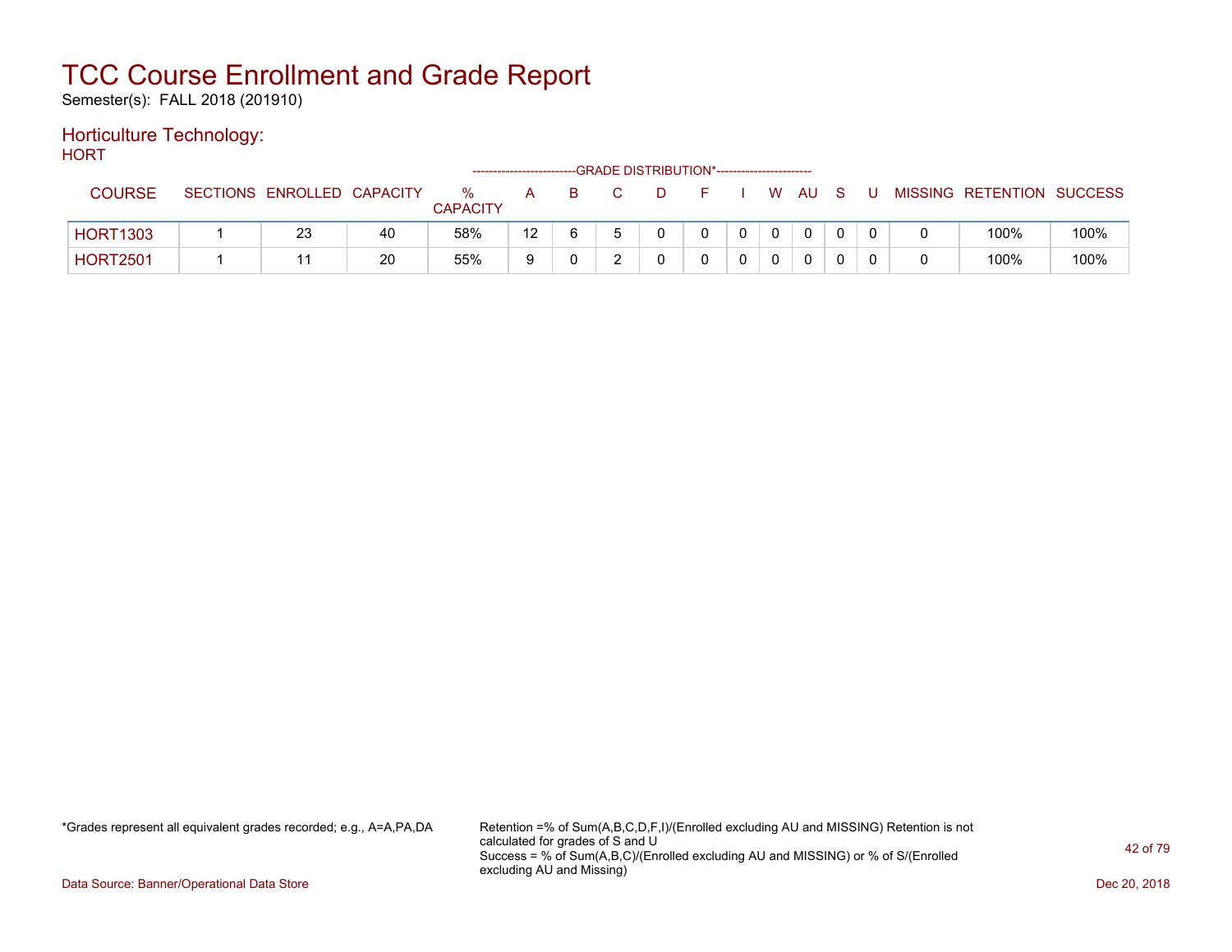# TCC Course Enrollment and Grade Report

Semester(s): FALL 2018 (201910)

## Horticulture Technology:

HORT

| COURSE | SECTIONS | ENROLLED | CAPACITY | % CAPACITY | A | B | C | D | F | I | W | AU | S | U | MISSING | RETENTION | SUCCESS |
|---|---|---|---|---|---|---|---|---|---|---|---|---|---|---|---|---|---|
| | | | | | GRADE DISTRIBUTION* | | | | | | | | | | | | |
| HORT1303 | 1 | 23 | 40 | 58% | 12 | 6 | 5 | 0 | 0 | 0 | 0 | 0 | 0 | 0 | 0 | 100% | 100% |
| HORT2501 | 1 | 11 | 20 | 55% | 9 | 0 | 2 | 0 | 0 | 0 | 0 | 0 | 0 | 0 | 0 | 100% | 100% |

*Grades represent all equivalent grades recorded; e.g., A=A,PA,DA

Retention =% of Sum(A,B,C,D,F,I)/(Enrolled excluding AU and MISSING) Retention is not calculated for grades of S and U
Success = % of Sum(A,B,C)/(Enrolled excluding AU and MISSING) or % of S/(Enrolled excluding AU and Missing)

Data Source: Banner/Operational Data Store

Dec 20, 2018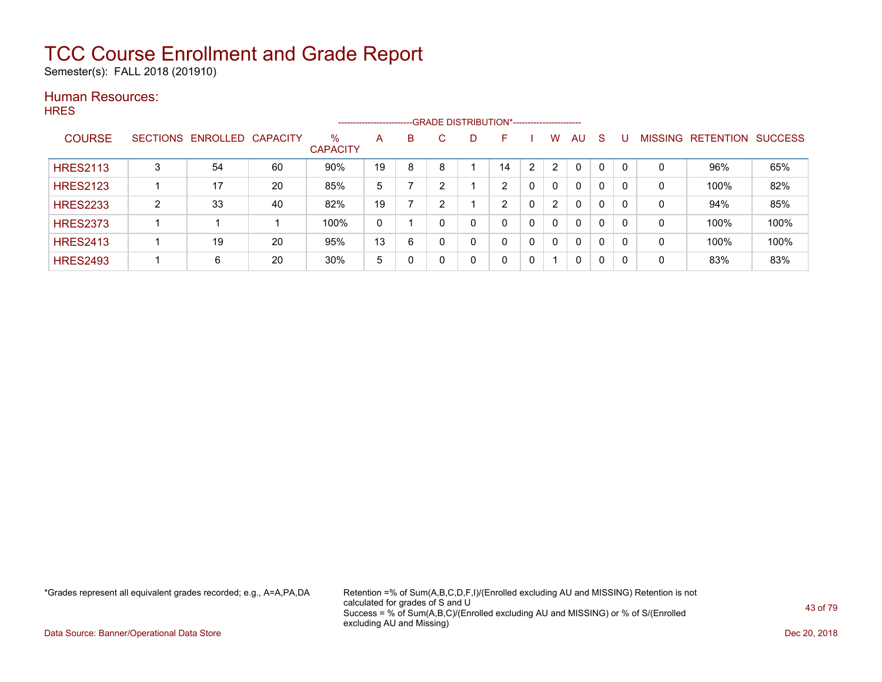# TCC Course Enrollment and Grade Report

Semester(s): FALL 2018 (201910)

## Human Resources:

### HRES

| COURSE | SECTIONS | ENROLLED | CAPACITY | % CAPACITY | A | B | C | D | F | I | W | AU | S | U | MISSING | RETENTION | SUCCESS |
|---|---|---|---|---|---|---|---|---|---|---|---|---|---|---|---|---|---|
| | | | | | GRADE DISTRIBUTION* | | | | | | | | | | | | |
| HRES2113 | 3 | 54 | 60 | 90% | 19 | 8 | 8 | 1 | 14 | 2 | 2 | 0 | 0 | 0 | 0 | 96% | 65% |
| HRES2123 | 1 | 17 | 20 | 85% | 5 | 7 | 2 | 1 | 2 | 0 | 0 | 0 | 0 | 0 | 0 | 100% | 82% |
| HRES2233 | 2 | 33 | 40 | 82% | 19 | 7 | 2 | 1 | 2 | 0 | 2 | 0 | 0 | 0 | 0 | 94% | 85% |
| HRES2373 | 1 | 1 | 1 | 100% | 0 | 1 | 0 | 0 | 0 | 0 | 0 | 0 | 0 | 0 | 0 | 100% | 100% |
| HRES2413 | 1 | 19 | 20 | 95% | 13 | 6 | 0 | 0 | 0 | 0 | 0 | 0 | 0 | 0 | 0 | 100% | 100% |
| HRES2493 | 1 | 6 | 20 | 30% | 5 | 0 | 0 | 0 | 0 | 0 | 1 | 0 | 0 | 0 | 0 | 83% | 83% |

*Grades represent all equivalent grades recorded; e.g., A=A,PA,DA

Retention =% of Sum(A,B,C,D,F,I)/(Enrolled excluding AU and MISSING) Retention is not calculated for grades of S and U
Success = % of Sum(A,B,C)/(Enrolled excluding AU and MISSING) or % of S/(Enrolled excluding AU and Missing)

Data Source: Banner/Operational Data Store

Dec 20, 2018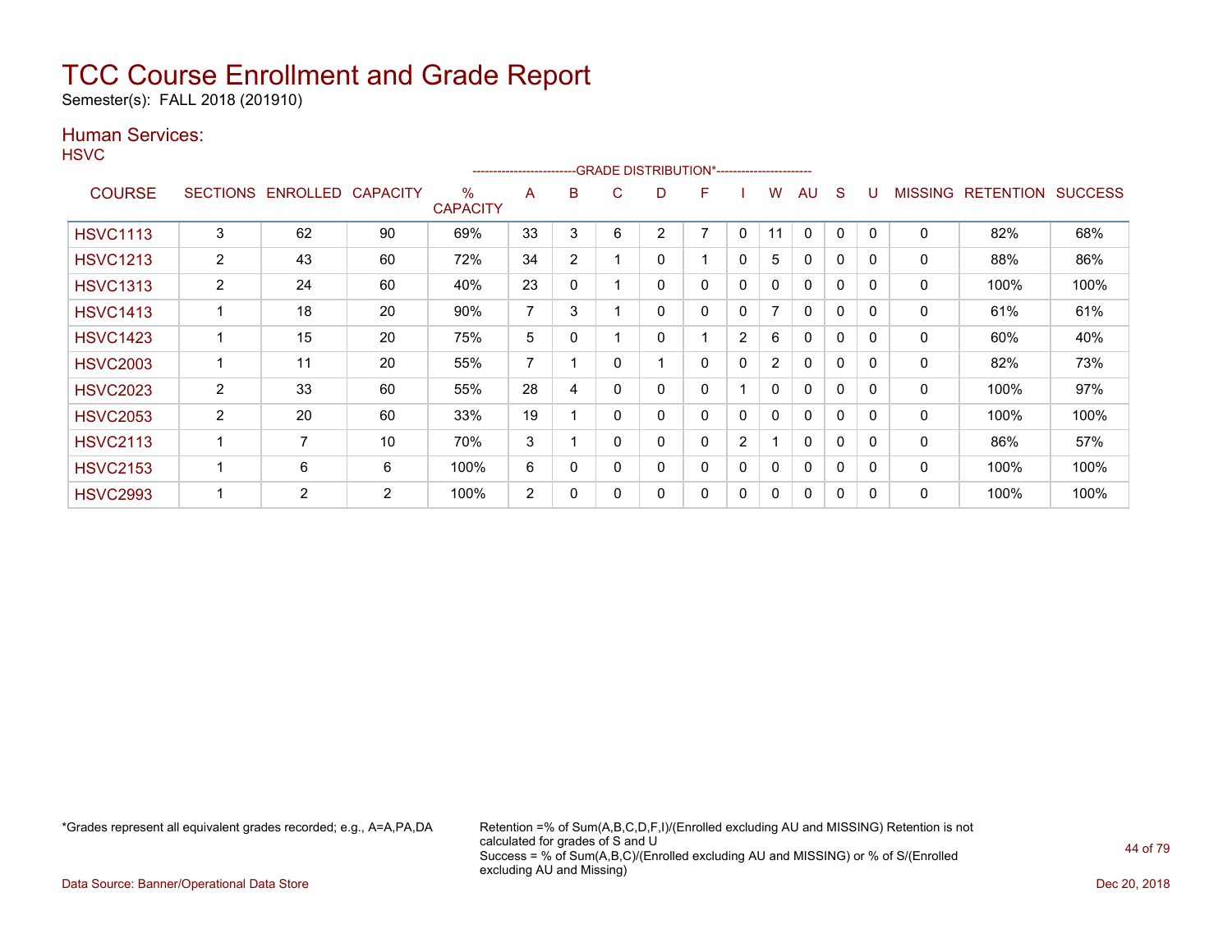# TCC Course Enrollment and Grade Report

Semester(s): FALL 2018 (201910)

## Human Services:

HSVC

| COURSE | SECTIONS | ENROLLED | CAPACITY | % CAPACITY | A | B | C | D | F | I | W | AU | S | U | MISSING | RETENTION | SUCCESS |
|---|---|---|---|---|---|---|---|---|---|---|---|---|---|---|---|---|---|
| | | | | | GRADE DISTRIBUTION* | | | | | | | | | | | | |
| HSVC1113 | 3 | 62 | 90 | 69% | 33 | 3 | 6 | 2 | 7 | 0 | 11 | 0 | 0 | 0 | 0 | 82% | 68% |
| HSVC1213 | 2 | 43 | 60 | 72% | 34 | 2 | 1 | 0 | 1 | 0 | 5 | 0 | 0 | 0 | 0 | 88% | 86% |
| HSVC1313 | 2 | 24 | 60 | 40% | 23 | 0 | 1 | 0 | 0 | 0 | 0 | 0 | 0 | 0 | 0 | 100% | 100% |
| HSVC1413 | 1 | 18 | 20 | 90% | 7 | 3 | 1 | 0 | 0 | 0 | 7 | 0 | 0 | 0 | 0 | 61% | 61% |
| HSVC1423 | 1 | 15 | 20 | 75% | 5 | 0 | 1 | 0 | 1 | 2 | 6 | 0 | 0 | 0 | 0 | 60% | 40% |
| HSVC2003 | 1 | 11 | 20 | 55% | 7 | 1 | 0 | 1 | 0 | 0 | 2 | 0 | 0 | 0 | 0 | 82% | 73% |
| HSVC2023 | 2 | 33 | 60 | 55% | 28 | 4 | 0 | 0 | 0 | 1 | 0 | 0 | 0 | 0 | 0 | 100% | 97% |
| HSVC2053 | 2 | 20 | 60 | 33% | 19 | 1 | 0 | 0 | 0 | 0 | 0 | 0 | 0 | 0 | 0 | 100% | 100% |
| HSVC2113 | 1 | 7 | 10 | 70% | 3 | 1 | 0 | 0 | 0 | 2 | 1 | 0 | 0 | 0 | 0 | 86% | 57% |
| HSVC2153 | 1 | 6 | 6 | 100% | 6 | 0 | 0 | 0 | 0 | 0 | 0 | 0 | 0 | 0 | 0 | 100% | 100% |
| HSVC2993 | 1 | 2 | 2 | 100% | 2 | 0 | 0 | 0 | 0 | 0 | 0 | 0 | 0 | 0 | 0 | 100% | 100% |

*Grades represent all equivalent grades recorded; e.g., A=A,PA,DA

Retention =% of Sum(A,B,C,D,F,I)/(Enrolled excluding AU and MISSING) Retention is not calculated for grades of S and U
Success = % of Sum(A,B,C)/(Enrolled excluding AU and MISSING) or % of S/(Enrolled excluding AU and Missing)

Data Source: Banner/Operational Data Store

Dec 20, 2018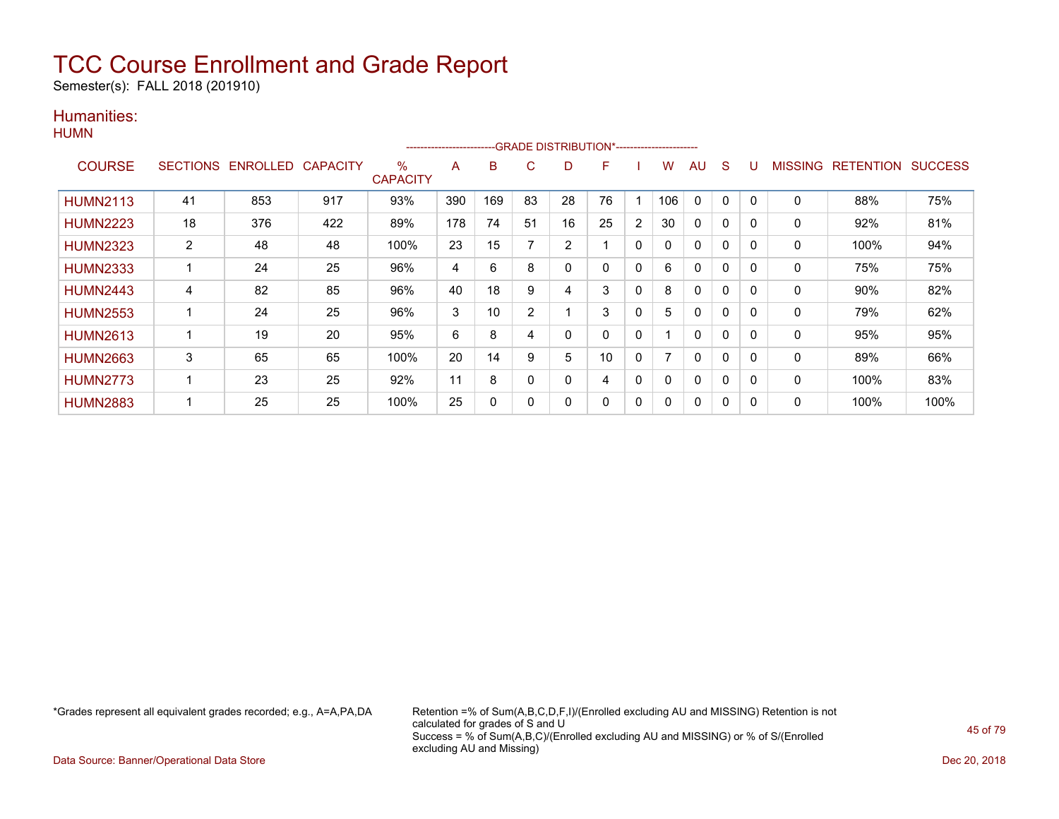# TCC Course Enrollment and Grade Report

Semester(s): FALL 2018 (201910)

## Humanities:

HUMN

| COURSE | SECTIONS | ENROLLED | CAPACITY | % CAPACITY | A | B | C | D | F | I | W | AU | S | U | MISSING | RETENTION | SUCCESS |
|---|---|---|---|---|---|---|---|---|---|---|---|---|---|---|---|---|---|
| | | | | | GRADE DISTRIBUTION* | | | | | | | | | | | | |
| HUMN2113 | 41 | 853 | 917 | 93% | 390 | 169 | 83 | 28 | 76 | 1 | 106 | 0 | 0 | 0 | 0 | 88% | 75% |
| HUMN2223 | 18 | 376 | 422 | 89% | 178 | 74 | 51 | 16 | 25 | 2 | 30 | 0 | 0 | 0 | 0 | 92% | 81% |
| HUMN2323 | 2 | 48 | 48 | 100% | 23 | 15 | 7 | 2 | 1 | 0 | 0 | 0 | 0 | 0 | 0 | 100% | 94% |
| HUMN2333 | 1 | 24 | 25 | 96% | 4 | 6 | 8 | 0 | 0 | 0 | 6 | 0 | 0 | 0 | 0 | 75% | 75% |
| HUMN2443 | 4 | 82 | 85 | 96% | 40 | 18 | 9 | 4 | 3 | 0 | 8 | 0 | 0 | 0 | 0 | 90% | 82% |
| HUMN2553 | 1 | 24 | 25 | 96% | 3 | 10 | 2 | 1 | 3 | 0 | 5 | 0 | 0 | 0 | 0 | 79% | 62% |
| HUMN2613 | 1 | 19 | 20 | 95% | 6 | 8 | 4 | 0 | 0 | 0 | 1 | 0 | 0 | 0 | 0 | 95% | 95% |
| HUMN2663 | 3 | 65 | 65 | 100% | 20 | 14 | 9 | 5 | 10 | 0 | 7 | 0 | 0 | 0 | 0 | 89% | 66% |
| HUMN2773 | 1 | 23 | 25 | 92% | 11 | 8 | 0 | 0 | 4 | 0 | 0 | 0 | 0 | 0 | 0 | 100% | 83% |
| HUMN2883 | 1 | 25 | 25 | 100% | 25 | 0 | 0 | 0 | 0 | 0 | 0 | 0 | 0 | 0 | 0 | 100% | 100% |

*Grades represent all equivalent grades recorded; e.g., A=A,PA,DA

Retention =% of Sum(A,B,C,D,F,I)/(Enrolled excluding AU and MISSING) Retention is not calculated for grades of S and U
Success = % of Sum(A,B,C)/(Enrolled excluding AU and MISSING) or % of S/(Enrolled excluding AU and Missing)

Data Source: Banner/Operational Data Store

Dec 20, 2018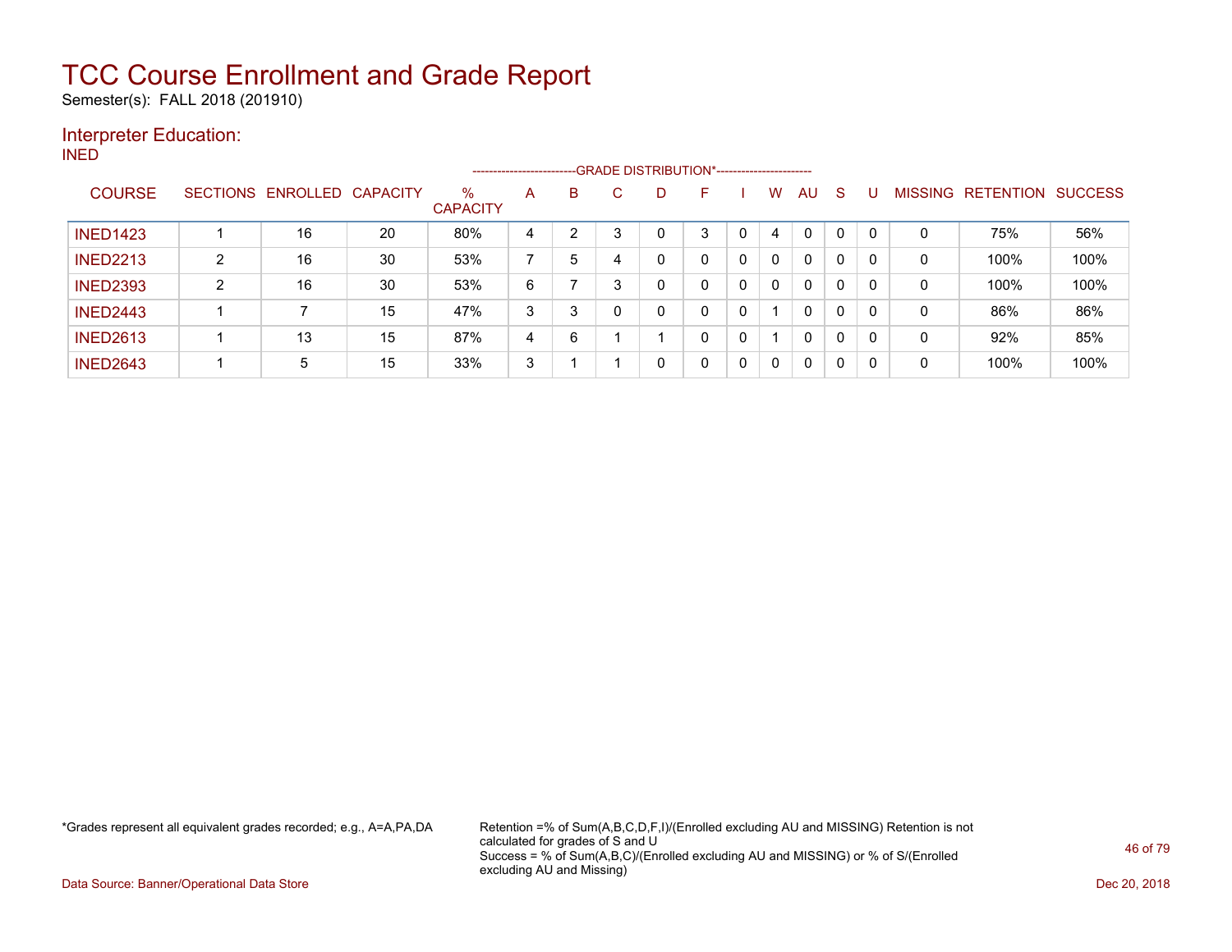# TCC Course Enrollment and Grade Report

Semester(s): FALL 2018 (201910)

## Interpreter Education:

INED

| COURSE | SECTIONS | ENROLLED | CAPACITY | % CAPACITY | A | B | C | D | F | I | W | AU | S | U | MISSING | RETENTION | SUCCESS |
|---|---|---|---|---|---|---|---|---|---|---|---|---|---|---|---|---|---|
| | | | | | GRADE DISTRIBUTION* | | | | | | | | | | | | |
| INED1423 | 1 | 16 | 20 | 80% | 4 | 2 | 3 | 0 | 3 | 0 | 4 | 0 | 0 | 0 | 0 | 75% | 56% |
| INED2213 | 2 | 16 | 30 | 53% | 7 | 5 | 4 | 0 | 0 | 0 | 0 | 0 | 0 | 0 | 0 | 100% | 100% |
| INED2393 | 2 | 16 | 30 | 53% | 6 | 7 | 3 | 0 | 0 | 0 | 0 | 0 | 0 | 0 | 0 | 100% | 100% |
| INED2443 | 1 | 7 | 15 | 47% | 3 | 3 | 0 | 0 | 0 | 0 | 1 | 0 | 0 | 0 | 0 | 86% | 86% |
| INED2613 | 1 | 13 | 15 | 87% | 4 | 6 | 1 | 1 | 0 | 0 | 1 | 0 | 0 | 0 | 0 | 92% | 85% |
| INED2643 | 1 | 5 | 15 | 33% | 3 | 1 | 1 | 0 | 0 | 0 | 0 | 0 | 0 | 0 | 0 | 100% | 100% |

*Grades represent all equivalent grades recorded; e.g., A=A,PA,DA

Retention =% of Sum(A,B,C,D,F,I)/(Enrolled excluding AU and MISSING) Retention is not calculated for grades of S and U
Success = % of Sum(A,B,C)/(Enrolled excluding AU and MISSING) or % of S/(Enrolled excluding AU and Missing)

Data Source: Banner/Operational Data Store

Dec 20, 2018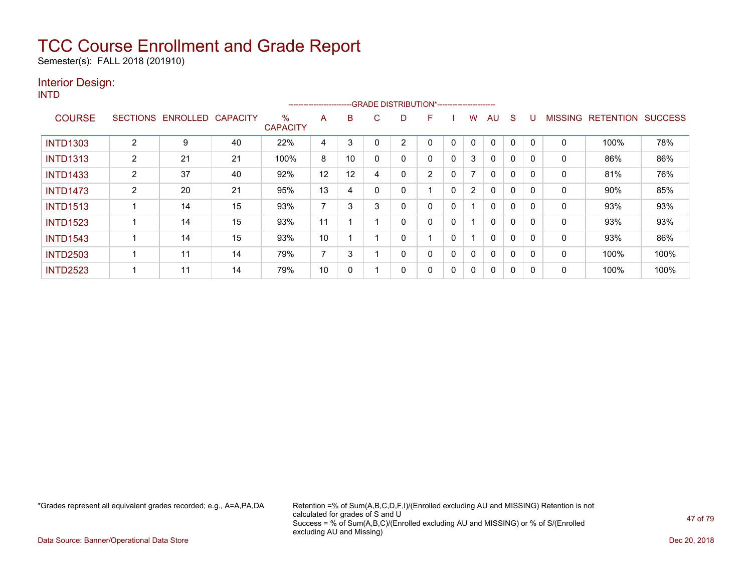# TCC Course Enrollment and Grade Report

Semester(s): FALL 2018 (201910)

## Interior Design:

### INTD

| COURSE | SECTIONS | ENROLLED | CAPACITY | % CAPACITY | A | B | C | D | F | I | W | AU | S | U | MISSING | RETENTION | SUCCESS |
|---|---|---|---|---|---|---|---|---|---|---|---|---|---|---|---|---|---|
| | | | | | GRADE DISTRIBUTION* | | | | | | | | | | | | |
| INTD1303 | 2 | 9 | 40 | 22% | 4 | 3 | 0 | 2 | 0 | 0 | 0 | 0 | 0 | 0 | 0 | 100% | 78% |
| INTD1313 | 2 | 21 | 21 | 100% | 8 | 10 | 0 | 0 | 0 | 0 | 3 | 0 | 0 | 0 | 0 | 86% | 86% |
| INTD1433 | 2 | 37 | 40 | 92% | 12 | 12 | 4 | 0 | 2 | 0 | 7 | 0 | 0 | 0 | 0 | 81% | 76% |
| INTD1473 | 2 | 20 | 21 | 95% | 13 | 4 | 0 | 0 | 1 | 0 | 2 | 0 | 0 | 0 | 0 | 90% | 85% |
| INTD1513 | 1 | 14 | 15 | 93% | 7 | 3 | 3 | 0 | 0 | 0 | 1 | 0 | 0 | 0 | 0 | 93% | 93% |
| INTD1523 | 1 | 14 | 15 | 93% | 11 | 1 | 1 | 0 | 0 | 0 | 1 | 0 | 0 | 0 | 0 | 93% | 93% |
| INTD1543 | 1 | 14 | 15 | 93% | 10 | 1 | 1 | 0 | 1 | 0 | 1 | 0 | 0 | 0 | 0 | 93% | 86% |
| INTD2503 | 1 | 11 | 14 | 79% | 7 | 3 | 1 | 0 | 0 | 0 | 0 | 0 | 0 | 0 | 0 | 100% | 100% |
| INTD2523 | 1 | 11 | 14 | 79% | 10 | 0 | 1 | 0 | 0 | 0 | 0 | 0 | 0 | 0 | 0 | 100% | 100% |

*Grades represent all equivalent grades recorded; e.g., A=A,PA,DA

Retention =% of Sum(A,B,C,D,F,I)/(Enrolled excluding AU and MISSING) Retention is not calculated for grades of S and U
Success = % of Sum(A,B,C)/(Enrolled excluding AU and MISSING) or % of S/(Enrolled excluding AU and Missing)

Data Source: Banner/Operational Data Store

Dec 20, 2018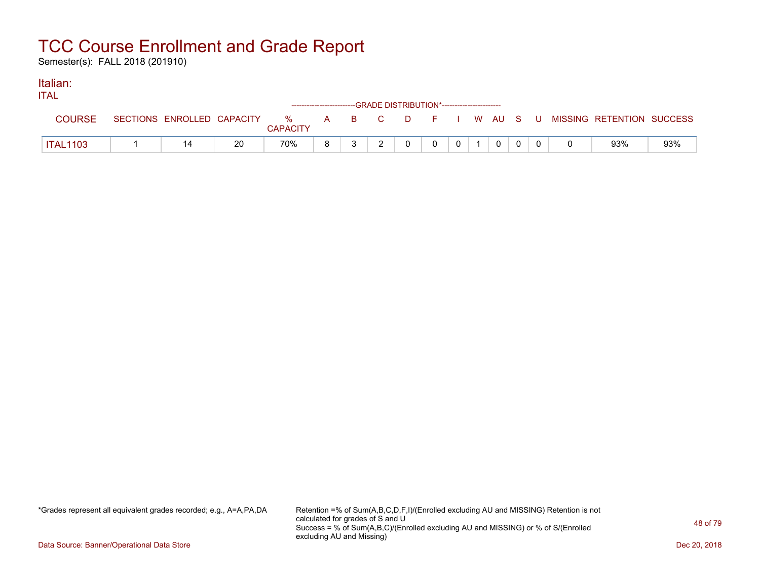# TCC Course Enrollment and Grade Report

Semester(s): FALL 2018 (201910)

## Italian:

ITAL

| COURSE | SECTIONS | ENROLLED | CAPACITY | % CAPACITY | A | B | C | D | F | I | W | AU | S | U | MISSING | RETENTION | SUCCESS |
|---|---|---|---|---|---|---|---|---|---|---|---|---|---|---|---|---|---|
| ITAL1103 | 1 | 14 | 20 | 70% | 8 | 3 | 2 | 0 | 0 | 0 | 1 | 0 | 0 | 0 | 0 | 93% | 93% |

*Grades represent all equivalent grades recorded; e.g., A=A,PA,DA

Retention =% of Sum(A,B,C,D,F,I)/(Enrolled excluding AU and MISSING) Retention is not calculated for grades of S and U
Success = % of Sum(A,B,C)/(Enrolled excluding AU and MISSING) or % of S/(Enrolled excluding AU and Missing)

Data Source: Banner/Operational Data Store

Dec 20, 2018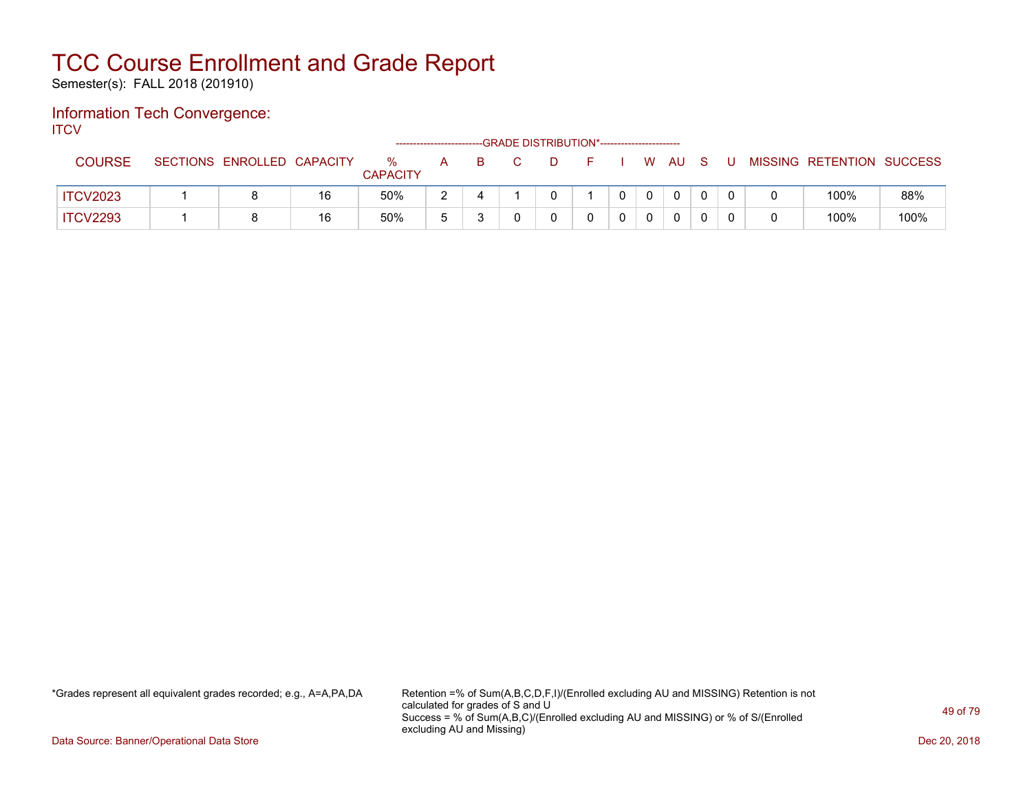# TCC Course Enrollment and Grade Report

Semester(s): FALL 2018 (201910)

## Information Tech Convergence:

ITCV

| COURSE | SECTIONS | ENROLLED | CAPACITY | % CAPACITY | A | B | C | D | F | I | W | AU | S | U | MISSING | RETENTION | SUCCESS |
|---|---|---|---|---|---|---|---|---|---|---|---|---|---|---|---|---|---|
| | | | | | GRADE DISTRIBUTION* | | | | | | | | | | | | |
| ITCV2023 | 1 | 8 | 16 | 50% | 2 | 4 | 1 | 0 | 1 | 0 | 0 | 0 | 0 | 0 | 0 | 100% | 88% |
| ITCV2293 | 1 | 8 | 16 | 50% | 5 | 3 | 0 | 0 | 0 | 0 | 0 | 0 | 0 | 0 | 0 | 100% | 100% |

*Grades represent all equivalent grades recorded; e.g., A=A,PA,DA

Retention =% of Sum(A,B,C,D,F,I)/(Enrolled excluding AU and MISSING) Retention is not calculated for grades of S and U
Success = % of Sum(A,B,C)/(Enrolled excluding AU and MISSING) or % of S/(Enrolled excluding AU and Missing)

Data Source: Banner/Operational Data Store

Dec 20, 2018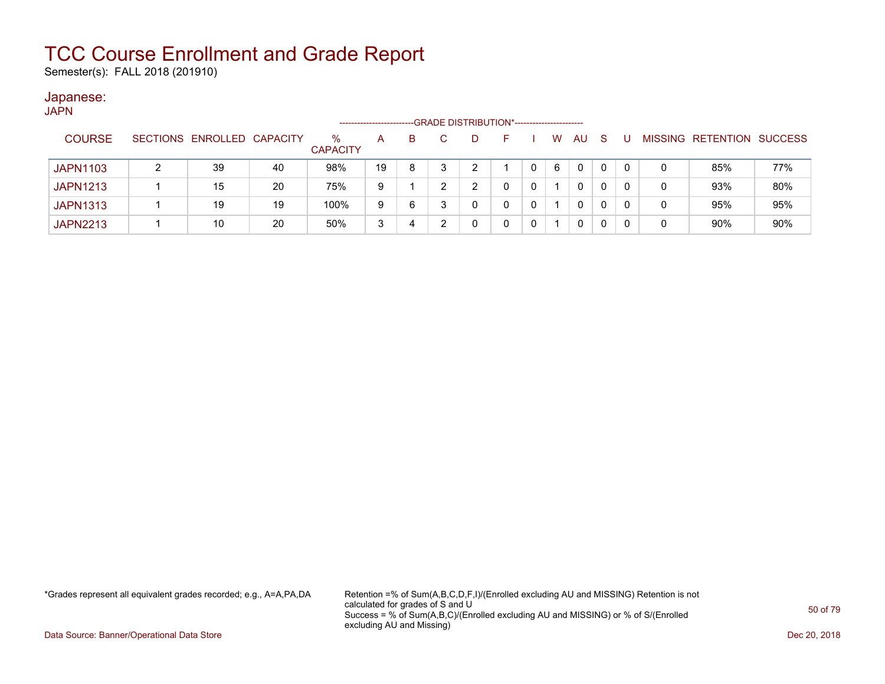# TCC Course Enrollment and Grade Report

Semester(s): FALL 2018 (201910)

## Japanese:

JAPN

| COURSE | SECTIONS | ENROLLED | CAPACITY | % CAPACITY | A | B | C | D | F | I | W | AU | S | U | MISSING | RETENTION | SUCCESS |
|---|---|---|---|---|---|---|---|---|---|---|---|---|---|---|---|---|---|
| | | | | | GRADE DISTRIBUTION* | | | | | | | | | | | | |
| JAPN1103 | 2 | 39 | 40 | 98% | 19 | 8 | 3 | 2 | 1 | 0 | 6 | 0 | 0 | 0 | 0 | 85% | 77% |
| JAPN1213 | 1 | 15 | 20 | 75% | 9 | 1 | 2 | 2 | 0 | 0 | 1 | 0 | 0 | 0 | 0 | 93% | 80% |
| JAPN1313 | 1 | 19 | 19 | 100% | 9 | 6 | 3 | 0 | 0 | 0 | 1 | 0 | 0 | 0 | 0 | 95% | 95% |
| JAPN2213 | 1 | 10 | 20 | 50% | 3 | 4 | 2 | 0 | 0 | 0 | 1 | 0 | 0 | 0 | 0 | 90% | 90% |

*Grades represent all equivalent grades recorded; e.g., A=A,PA,DA

Retention =% of Sum(A,B,C,D,F,I)/(Enrolled excluding AU and MISSING) Retention is not calculated for grades of S and U
Success = % of Sum(A,B,C)/(Enrolled excluding AU and MISSING) or % of S/(Enrolled excluding AU and Missing)

Data Source: Banner/Operational Data Store

Dec 20, 2018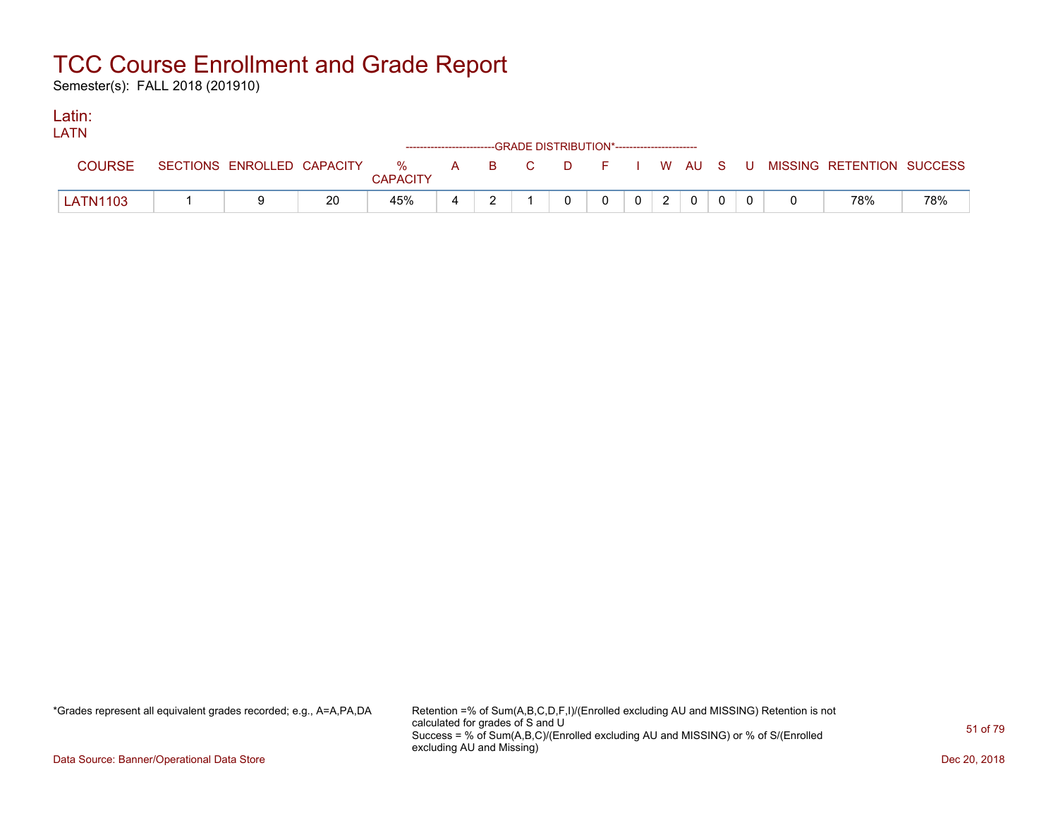# TCC Course Enrollment and Grade Report

Semester(s): FALL 2018 (201910)

## Latin:

LATN

| COURSE | SECTIONS | ENROLLED | CAPACITY | % CAPACITY | A | B | C | D | F | I | W | AU | S | U | MISSING | RETENTION | SUCCESS |
|---|---|---|---|---|---|---|---|---|---|---|---|---|---|---|---|---|---|
| | | | | | GRADE DISTRIBUTION* | | | | | | | | | | | | |
| LATN1103 | 1 | 9 | 20 | 45% | 4 | 2 | 1 | 0 | 0 | 0 | 2 | 0 | 0 | 0 | 0 | 78% | 78% |

*Grades represent all equivalent grades recorded; e.g., A=A,PA,DA

Retention =% of Sum(A,B,C,D,F,I)/(Enrolled excluding AU and MISSING) Retention is not calculated for grades of S and U
Success = % of Sum(A,B,C)/(Enrolled excluding AU and MISSING) or % of S/(Enrolled excluding AU and Missing)

Data Source: Banner/Operational Data Store

Dec 20, 2018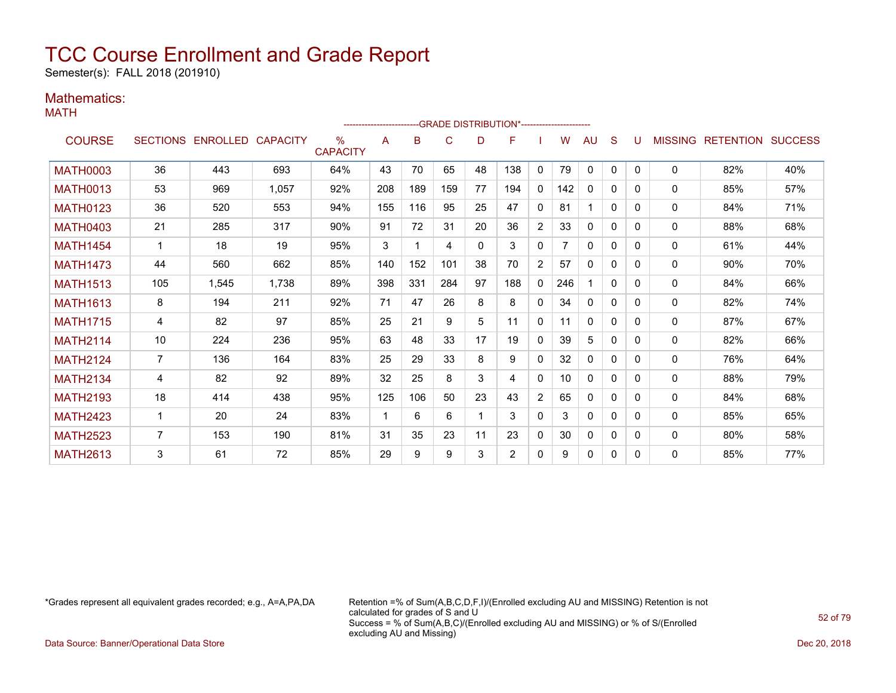# TCC Course Enrollment and Grade Report

Semester(s): FALL 2018 (201910)

## Mathematics:

MATH

| COURSE | SECTIONS | ENROLLED | CAPACITY | % CAPACITY | A | B | C | D | F | I | W | AU | S | U | MISSING | RETENTION | SUCCESS |
|---|---|---|---|---|---|---|---|---|---|---|---|---|---|---|---|---|---|
| | | | | | GRADE DISTRIBUTION* | | | | | | | | | | | | |
| MATH0003 | 36 | 443 | 693 | 64% | 43 | 70 | 65 | 48 | 138 | 0 | 79 | 0 | 0 | 0 | 0 | 82% | 40% |
| MATH0013 | 53 | 969 | 1,057 | 92% | 208 | 189 | 159 | 77 | 194 | 0 | 142 | 0 | 0 | 0 | 0 | 85% | 57% |
| MATH0123 | 36 | 520 | 553 | 94% | 155 | 116 | 95 | 25 | 47 | 0 | 81 | 1 | 0 | 0 | 0 | 84% | 71% |
| MATH0403 | 21 | 285 | 317 | 90% | 91 | 72 | 31 | 20 | 36 | 2 | 33 | 0 | 0 | 0 | 0 | 88% | 68% |
| MATH1454 | 1 | 18 | 19 | 95% | 3 | 1 | 4 | 0 | 3 | 0 | 7 | 0 | 0 | 0 | 0 | 61% | 44% |
| MATH1473 | 44 | 560 | 662 | 85% | 140 | 152 | 101 | 38 | 70 | 2 | 57 | 0 | 0 | 0 | 0 | 90% | 70% |
| MATH1513 | 105 | 1,545 | 1,738 | 89% | 398 | 331 | 284 | 97 | 188 | 0 | 246 | 1 | 0 | 0 | 0 | 84% | 66% |
| MATH1613 | 8 | 194 | 211 | 92% | 71 | 47 | 26 | 8 | 8 | 0 | 34 | 0 | 0 | 0 | 0 | 82% | 74% |
| MATH1715 | 4 | 82 | 97 | 85% | 25 | 21 | 9 | 5 | 11 | 0 | 11 | 0 | 0 | 0 | 0 | 87% | 67% |
| MATH2114 | 10 | 224 | 236 | 95% | 63 | 48 | 33 | 17 | 19 | 0 | 39 | 5 | 0 | 0 | 0 | 82% | 66% |
| MATH2124 | 7 | 136 | 164 | 83% | 25 | 29 | 33 | 8 | 9 | 0 | 32 | 0 | 0 | 0 | 0 | 76% | 64% |
| MATH2134 | 4 | 82 | 92 | 89% | 32 | 25 | 8 | 3 | 4 | 0 | 10 | 0 | 0 | 0 | 0 | 88% | 79% |
| MATH2193 | 18 | 414 | 438 | 95% | 125 | 106 | 50 | 23 | 43 | 2 | 65 | 0 | 0 | 0 | 0 | 84% | 68% |
| MATH2423 | 1 | 20 | 24 | 83% | 1 | 6 | 6 | 1 | 3 | 0 | 3 | 0 | 0 | 0 | 0 | 85% | 65% |
| MATH2523 | 7 | 153 | 190 | 81% | 31 | 35 | 23 | 11 | 23 | 0 | 30 | 0 | 0 | 0 | 0 | 80% | 58% |
| MATH2613 | 3 | 61 | 72 | 85% | 29 | 9 | 9 | 3 | 2 | 0 | 9 | 0 | 0 | 0 | 0 | 85% | 77% |

*Grades represent all equivalent grades recorded; e.g., A=A,PA,DA

Retention =% of Sum(A,B,C,D,F,I)/(Enrolled excluding AU and MISSING) Retention is not calculated for grades of S and U
Success = % of Sum(A,B,C)/(Enrolled excluding AU and MISSING) or % of S/(Enrolled excluding AU and Missing)

Data Source: Banner/Operational Data Store

Dec 20, 2018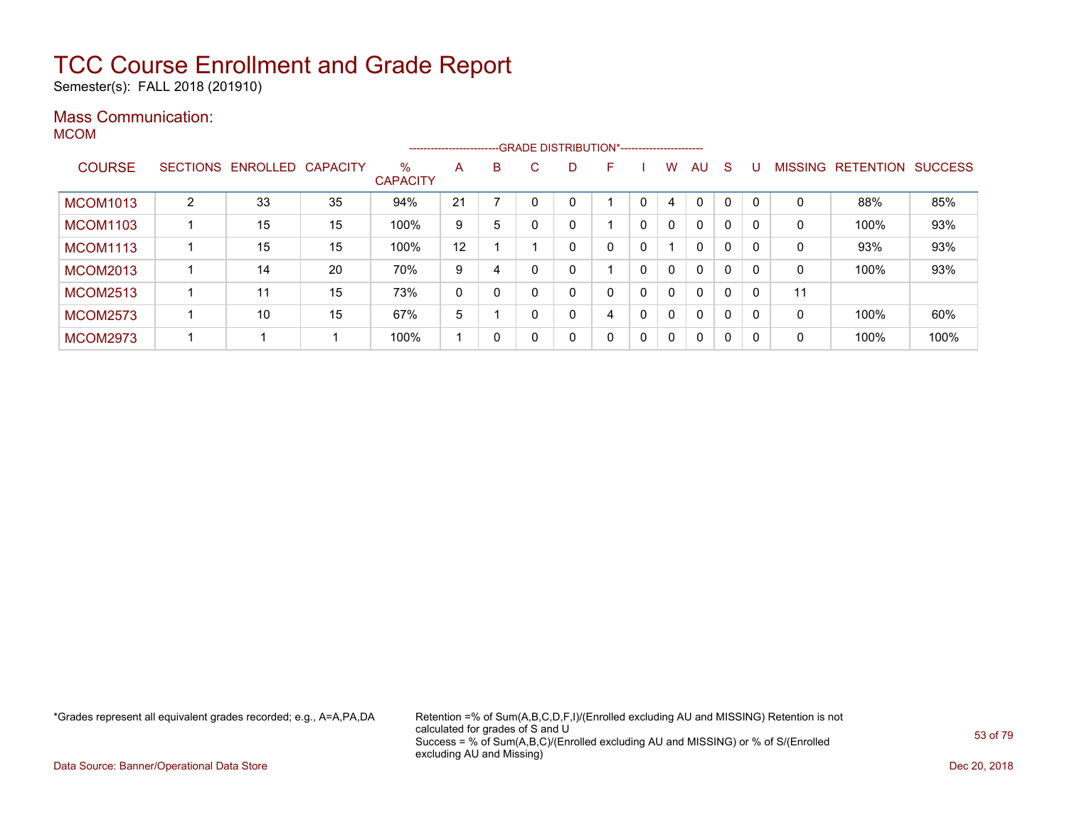# TCC Course Enrollment and Grade Report

Semester(s): FALL 2018 (201910)

## Mass Communication:

MCOM

| COURSE | SECTIONS | ENROLLED | CAPACITY | % CAPACITY | A | B | C | D | F | I | W | AU | S | U | MISSING | RETENTION | SUCCESS |
|---|---|---|---|---|---|---|---|---|---|---|---|---|---|---|---|---|---|
| | | | | | GRADE DISTRIBUTION* | | | | | | | | | | | | |
| MCOM1013 | 2 | 33 | 35 | 94% | 21 | 7 | 0 | 0 | 1 | 0 | 4 | 0 | 0 | 0 | 0 | 88% | 85% |
| MCOM1103 | 1 | 15 | 15 | 100% | 9 | 5 | 0 | 0 | 1 | 0 | 0 | 0 | 0 | 0 | 0 | 100% | 93% |
| MCOM1113 | 1 | 15 | 15 | 100% | 12 | 1 | 1 | 0 | 0 | 0 | 1 | 0 | 0 | 0 | 0 | 93% | 93% |
| MCOM2013 | 1 | 14 | 20 | 70% | 9 | 4 | 0 | 0 | 1 | 0 | 0 | 0 | 0 | 0 | 0 | 100% | 93% |
| MCOM2513 | 1 | 11 | 15 | 73% | 0 | 0 | 0 | 0 | 0 | 0 | 0 | 0 | 0 | 0 | 11 | | |
| MCOM2573 | 1 | 10 | 15 | 67% | 5 | 1 | 0 | 0 | 4 | 0 | 0 | 0 | 0 | 0 | 0 | 100% | 60% |
| MCOM2973 | 1 | 1 | 1 | 100% | 1 | 0 | 0 | 0 | 0 | 0 | 0 | 0 | 0 | 0 | 0 | 100% | 100% |

*Grades represent all equivalent grades recorded; e.g., A=A,PA,DA

Retention =% of Sum(A,B,C,D,F,I)/(Enrolled excluding AU and MISSING) Retention is not calculated for grades of S and U
Success = % of Sum(A,B,C)/(Enrolled excluding AU and MISSING) or % of S/(Enrolled excluding AU and Missing)

Data Source: Banner/Operational Data Store

Dec 20, 2018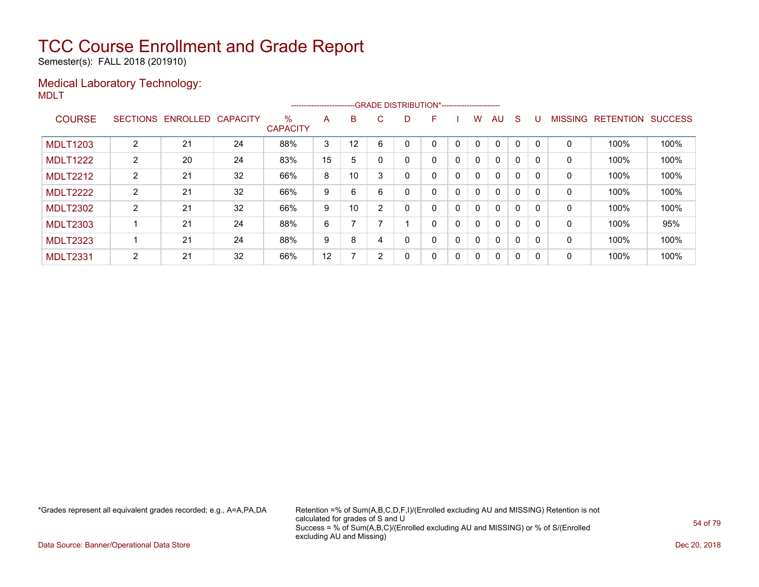# TCC Course Enrollment and Grade Report

Semester(s): FALL 2018 (201910)

## Medical Laboratory Technology:

MDLT

| COURSE | SECTIONS | ENROLLED | CAPACITY | % CAPACITY | A | B | C | D | F | I | W | AU | S | U | MISSING | RETENTION | SUCCESS |
|---|---|---|---|---|---|---|---|---|---|---|---|---|---|---|---|---|---|
| | | | | | GRADE DISTRIBUTION* | | | | | | | | | | | | |
| MDLT1203 | 2 | 21 | 24 | 88% | 3 | 12 | 6 | 0 | 0 | 0 | 0 | 0 | 0 | 0 | 0 | 100% | 100% |
| MDLT1222 | 2 | 20 | 24 | 83% | 15 | 5 | 0 | 0 | 0 | 0 | 0 | 0 | 0 | 0 | 0 | 100% | 100% |
| MDLT2212 | 2 | 21 | 32 | 66% | 8 | 10 | 3 | 0 | 0 | 0 | 0 | 0 | 0 | 0 | 0 | 100% | 100% |
| MDLT2222 | 2 | 21 | 32 | 66% | 9 | 6 | 6 | 0 | 0 | 0 | 0 | 0 | 0 | 0 | 0 | 100% | 100% |
| MDLT2302 | 2 | 21 | 32 | 66% | 9 | 10 | 2 | 0 | 0 | 0 | 0 | 0 | 0 | 0 | 0 | 100% | 100% |
| MDLT2303 | 1 | 21 | 24 | 88% | 6 | 7 | 7 | 1 | 0 | 0 | 0 | 0 | 0 | 0 | 0 | 100% | 95% |
| MDLT2323 | 1 | 21 | 24 | 88% | 9 | 8 | 4 | 0 | 0 | 0 | 0 | 0 | 0 | 0 | 0 | 100% | 100% |
| MDLT2331 | 2 | 21 | 32 | 66% | 12 | 7 | 2 | 0 | 0 | 0 | 0 | 0 | 0 | 0 | 0 | 100% | 100% |

*Grades represent all equivalent grades recorded; e.g., A=A,PA,DA

Retention =% of Sum(A,B,C,D,F,I)/(Enrolled excluding AU and MISSING) Retention is not calculated for grades of S and U
Success = % of Sum(A,B,C)/(Enrolled excluding AU and MISSING) or % of S/(Enrolled excluding AU and Missing)

Data Source: Banner/Operational Data Store

Dec 20, 2018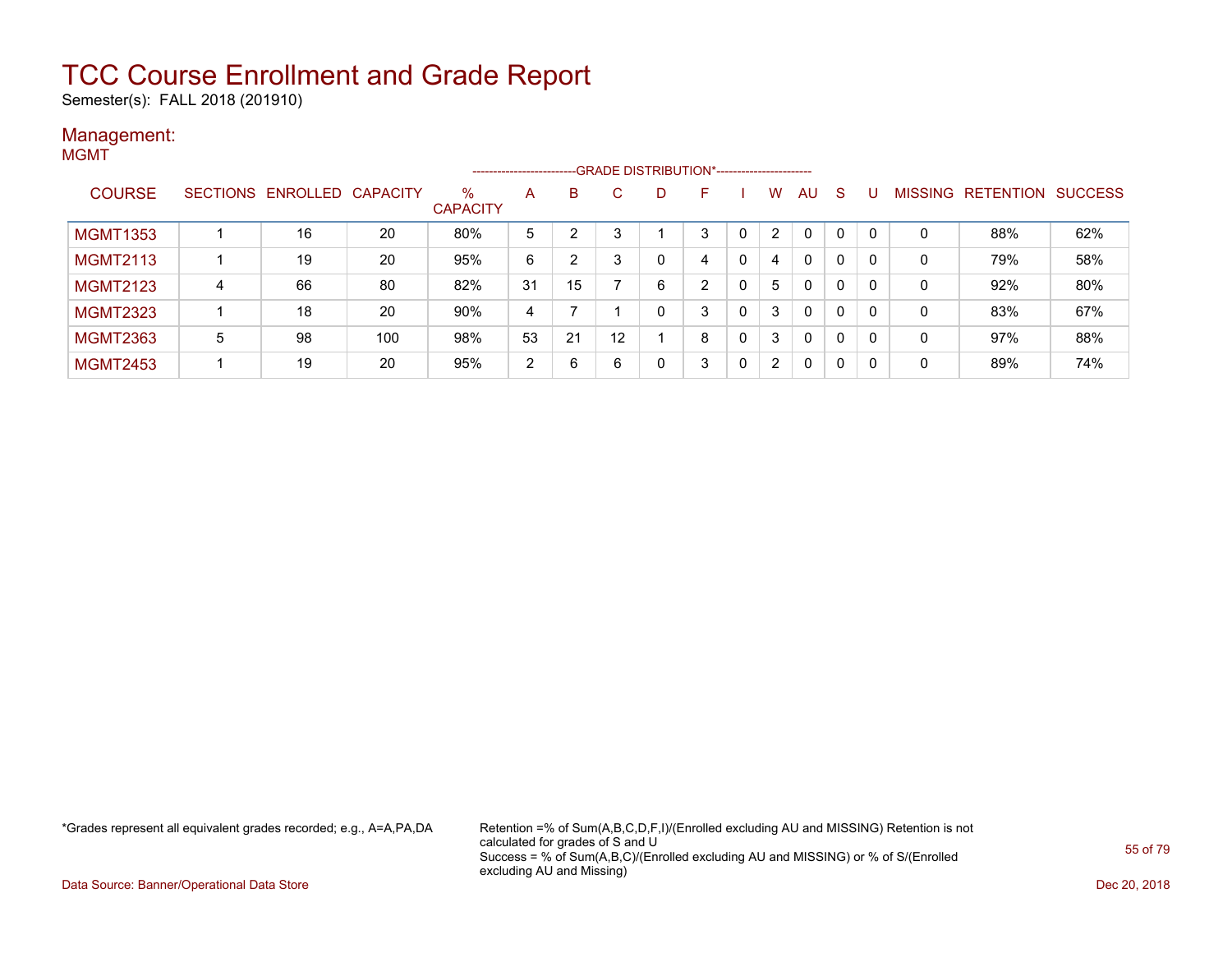# TCC Course Enrollment and Grade Report

Semester(s): FALL 2018 (201910)

## Management:

MGMT

| COURSE | SECTIONS | ENROLLED | CAPACITY | % CAPACITY | A | B | C | D | F | I | W | AU | S | U | MISSING | RETENTION | SUCCESS |
|---|---|---|---|---|---|---|---|---|---|---|---|---|---|---|---|---|---|
| | | | | | GRADE DISTRIBUTION* | | | | | | | | | | | | |
| MGMT1353 | 1 | 16 | 20 | 80% | 5 | 2 | 3 | 1 | 3 | 0 | 2 | 0 | 0 | 0 | 0 | 88% | 62% |
| MGMT2113 | 1 | 19 | 20 | 95% | 6 | 2 | 3 | 0 | 4 | 0 | 4 | 0 | 0 | 0 | 0 | 79% | 58% |
| MGMT2123 | 4 | 66 | 80 | 82% | 31 | 15 | 7 | 6 | 2 | 0 | 5 | 0 | 0 | 0 | 0 | 92% | 80% |
| MGMT2323 | 1 | 18 | 20 | 90% | 4 | 7 | 1 | 0 | 3 | 0 | 3 | 0 | 0 | 0 | 0 | 83% | 67% |
| MGMT2363 | 5 | 98 | 100 | 98% | 53 | 21 | 12 | 1 | 8 | 0 | 3 | 0 | 0 | 0 | 0 | 97% | 88% |
| MGMT2453 | 1 | 19 | 20 | 95% | 2 | 6 | 6 | 0 | 3 | 0 | 2 | 0 | 0 | 0 | 0 | 89% | 74% |

*Grades represent all equivalent grades recorded; e.g., A=A,PA,DA

Retention =% of Sum(A,B,C,D,F,I)/(Enrolled excluding AU and MISSING) Retention is not calculated for grades of S and U
Success = % of Sum(A,B,C)/(Enrolled excluding AU and MISSING) or % of S/(Enrolled excluding AU and Missing)

Data Source: Banner/Operational Data Store

Dec 20, 2018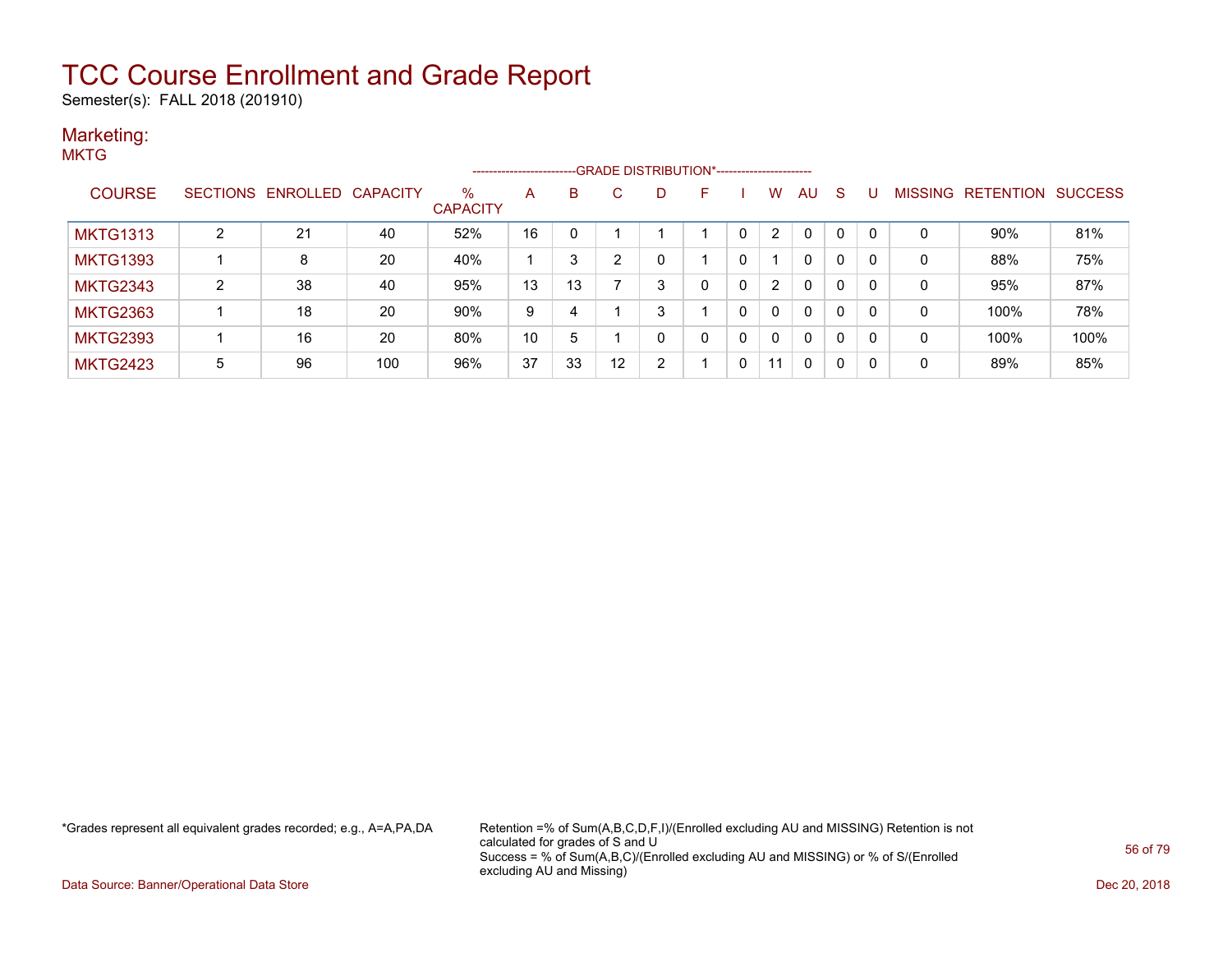# TCC Course Enrollment and Grade Report

Semester(s): FALL 2018 (201910)

## Marketing:

MKTG

| COURSE | SECTIONS | ENROLLED | CAPACITY | % CAPACITY | A | B | C | D | F | I | W | AU | S | U | MISSING | RETENTION | SUCCESS |
|---|---|---|---|---|---|---|---|---|---|---|---|---|---|---|---|---|---|
| | | | | | GRADE DISTRIBUTION* | | | | | | | | | | | | |
| MKTG1313 | 2 | 21 | 40 | 52% | 16 | 0 | 1 | 1 | 1 | 0 | 2 | 0 | 0 | 0 | 0 | 90% | 81% |
| MKTG1393 | 1 | 8 | 20 | 40% | 1 | 3 | 2 | 0 | 1 | 0 | 1 | 0 | 0 | 0 | 0 | 88% | 75% |
| MKTG2343 | 2 | 38 | 40 | 95% | 13 | 13 | 7 | 3 | 0 | 0 | 2 | 0 | 0 | 0 | 0 | 95% | 87% |
| MKTG2363 | 1 | 18 | 20 | 90% | 9 | 4 | 1 | 3 | 1 | 0 | 0 | 0 | 0 | 0 | 0 | 100% | 78% |
| MKTG2393 | 1 | 16 | 20 | 80% | 10 | 5 | 1 | 0 | 0 | 0 | 0 | 0 | 0 | 0 | 0 | 100% | 100% |
| MKTG2423 | 5 | 96 | 100 | 96% | 37 | 33 | 12 | 2 | 1 | 0 | 11 | 0 | 0 | 0 | 0 | 89% | 85% |

*Grades represent all equivalent grades recorded; e.g., A=A,PA,DA

Retention =% of Sum(A,B,C,D,F,I)/(Enrolled excluding AU and MISSING) Retention is not calculated for grades of S and U
Success = % of Sum(A,B,C)/(Enrolled excluding AU and MISSING) or % of S/(Enrolled excluding AU and Missing)

Data Source: Banner/Operational Data Store

Dec 20, 2018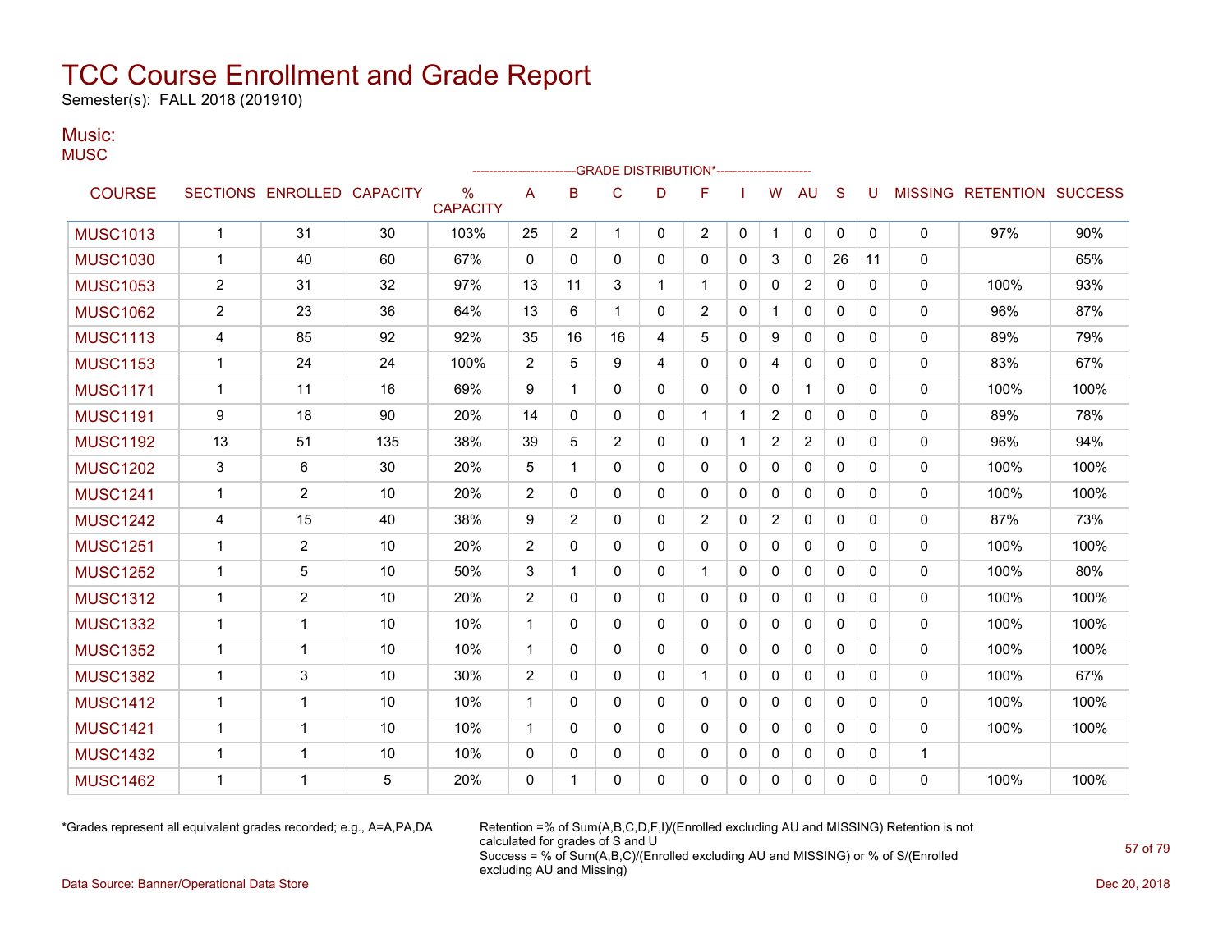# TCC Course Enrollment and Grade Report

Semester(s): FALL 2018 (201910)

## Music:

MUSC

| COURSE | SECTIONS | ENROLLED | CAPACITY | % CAPACITY | A | B | C | D | F | I | W | AU | S | U | MISSING | RETENTION | SUCCESS |
|---|---|---|---|---|---|---|---|---|---|---|---|---|---|---|---|---|---|
| | | | | | GRADE DISTRIBUTION* | | | | | | | | | | | | |
| MUSC1013 | 1 | 31 | 30 | 103% | 25 | 2 | 1 | 0 | 2 | 0 | 1 | 0 | 0 | 0 | 0 | 97% | 90% |
| MUSC1030 | 1 | 40 | 60 | 67% | 0 | 0 | 0 | 0 | 0 | 0 | 3 | 0 | 26 | 11 | 0 | | 65% |
| MUSC1053 | 2 | 31 | 32 | 97% | 13 | 11 | 3 | 1 | 1 | 0 | 0 | 2 | 0 | 0 | 0 | 100% | 93% |
| MUSC1062 | 2 | 23 | 36 | 64% | 13 | 6 | 1 | 0 | 2 | 0 | 1 | 0 | 0 | 0 | 0 | 96% | 87% |
| MUSC1113 | 4 | 85 | 92 | 92% | 35 | 16 | 16 | 4 | 5 | 0 | 9 | 0 | 0 | 0 | 0 | 89% | 79% |
| MUSC1153 | 1 | 24 | 24 | 100% | 2 | 5 | 9 | 4 | 0 | 0 | 4 | 0 | 0 | 0 | 0 | 83% | 67% |
| MUSC1171 | 1 | 11 | 16 | 69% | 9 | 1 | 0 | 0 | 0 | 0 | 0 | 1 | 0 | 0 | 0 | 100% | 100% |
| MUSC1191 | 9 | 18 | 90 | 20% | 14 | 0 | 0 | 0 | 1 | 1 | 2 | 0 | 0 | 0 | 0 | 89% | 78% |
| MUSC1192 | 13 | 51 | 135 | 38% | 39 | 5 | 2 | 0 | 0 | 1 | 2 | 2 | 0 | 0 | 0 | 96% | 94% |
| MUSC1202 | 3 | 6 | 30 | 20% | 5 | 1 | 0 | 0 | 0 | 0 | 0 | 0 | 0 | 0 | 0 | 100% | 100% |
| MUSC1241 | 1 | 2 | 10 | 20% | 2 | 0 | 0 | 0 | 0 | 0 | 0 | 0 | 0 | 0 | 0 | 100% | 100% |
| MUSC1242 | 4 | 15 | 40 | 38% | 9 | 2 | 0 | 0 | 2 | 0 | 2 | 0 | 0 | 0 | 0 | 87% | 73% |
| MUSC1251 | 1 | 2 | 10 | 20% | 2 | 0 | 0 | 0 | 0 | 0 | 0 | 0 | 0 | 0 | 0 | 100% | 100% |
| MUSC1252 | 1 | 5 | 10 | 50% | 3 | 1 | 0 | 0 | 1 | 0 | 0 | 0 | 0 | 0 | 0 | 100% | 80% |
| MUSC1312 | 1 | 2 | 10 | 20% | 2 | 0 | 0 | 0 | 0 | 0 | 0 | 0 | 0 | 0 | 0 | 100% | 100% |
| MUSC1332 | 1 | 1 | 10 | 10% | 1 | 0 | 0 | 0 | 0 | 0 | 0 | 0 | 0 | 0 | 0 | 100% | 100% |
| MUSC1352 | 1 | 1 | 10 | 10% | 1 | 0 | 0 | 0 | 0 | 0 | 0 | 0 | 0 | 0 | 0 | 100% | 100% |
| MUSC1382 | 1 | 3 | 10 | 30% | 2 | 0 | 0 | 0 | 1 | 0 | 0 | 0 | 0 | 0 | 0 | 100% | 67% |
| MUSC1412 | 1 | 1 | 10 | 10% | 1 | 0 | 0 | 0 | 0 | 0 | 0 | 0 | 0 | 0 | 0 | 100% | 100% |
| MUSC1421 | 1 | 1 | 10 | 10% | 1 | 0 | 0 | 0 | 0 | 0 | 0 | 0 | 0 | 0 | 0 | 100% | 100% |
| MUSC1432 | 1 | 1 | 10 | 10% | 0 | 0 | 0 | 0 | 0 | 0 | 0 | 0 | 0 | 0 | 1 | | |
| MUSC1462 | 1 | 1 | 5 | 20% | 0 | 1 | 0 | 0 | 0 | 0 | 0 | 0 | 0 | 0 | 0 | 100% | 100% |

*Grades represent all equivalent grades recorded; e.g., A=A,PA,DA

Retention =% of Sum(A,B,C,D,F,I)/(Enrolled excluding AU and MISSING) Retention is not calculated for grades of S and U
Success = % of Sum(A,B,C)/(Enrolled excluding AU and MISSING) or % of S/(Enrolled excluding AU and Missing)

Data Source: Banner/Operational Data Store

Dec 20, 2018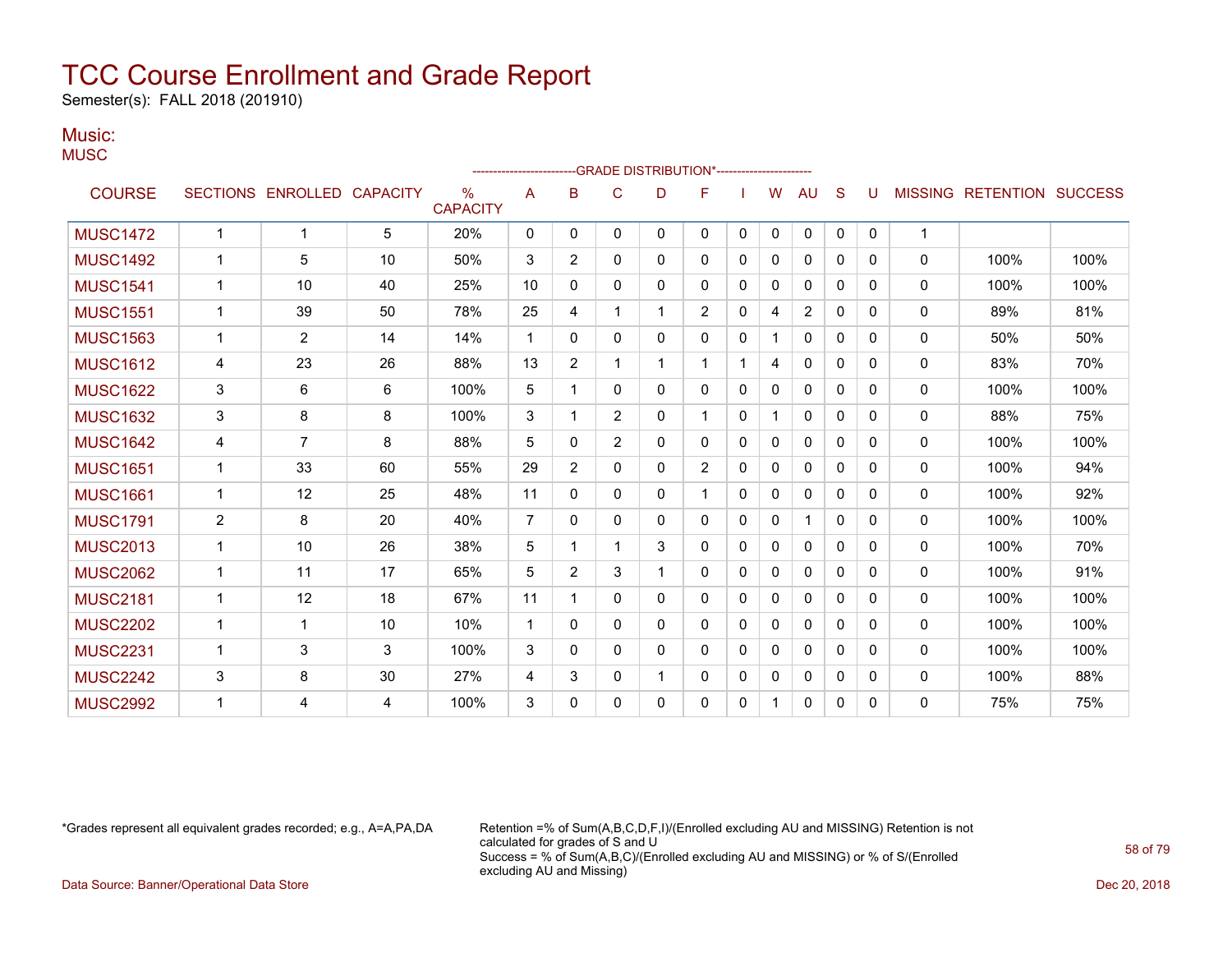# TCC Course Enrollment and Grade Report

Semester(s): FALL 2018 (201910)

## Music:

MUSC

| COURSE | SECTIONS | ENROLLED | CAPACITY | % CAPACITY | A | B | C | D | F | I | W | AU | S | U | MISSING | RETENTION | SUCCESS |
|---|---|---|---|---|---|---|---|---|---|---|---|---|---|---|---|---|---|
| | | | | | GRADE DISTRIBUTION* | | | | | | | | | | | | |
| MUSC1472 | 1 | 1 | 5 | 20% | 0 | 0 | 0 | 0 | 0 | 0 | 0 | 0 | 0 | 0 | 1 | | |
| MUSC1492 | 1 | 5 | 10 | 50% | 3 | 2 | 0 | 0 | 0 | 0 | 0 | 0 | 0 | 0 | 0 | 100% | 100% |
| MUSC1541 | 1 | 10 | 40 | 25% | 10 | 0 | 0 | 0 | 0 | 0 | 0 | 0 | 0 | 0 | 0 | 100% | 100% |
| MUSC1551 | 1 | 39 | 50 | 78% | 25 | 4 | 1 | 1 | 2 | 0 | 4 | 2 | 0 | 0 | 0 | 89% | 81% |
| MUSC1563 | 1 | 2 | 14 | 14% | 1 | 0 | 0 | 0 | 0 | 0 | 1 | 0 | 0 | 0 | 0 | 50% | 50% |
| MUSC1612 | 4 | 23 | 26 | 88% | 13 | 2 | 1 | 1 | 1 | 1 | 4 | 0 | 0 | 0 | 0 | 83% | 70% |
| MUSC1622 | 3 | 6 | 6 | 100% | 5 | 1 | 0 | 0 | 0 | 0 | 0 | 0 | 0 | 0 | 0 | 100% | 100% |
| MUSC1632 | 3 | 8 | 8 | 100% | 3 | 1 | 2 | 0 | 1 | 0 | 1 | 0 | 0 | 0 | 0 | 88% | 75% |
| MUSC1642 | 4 | 7 | 8 | 88% | 5 | 0 | 2 | 0 | 0 | 0 | 0 | 0 | 0 | 0 | 0 | 100% | 100% |
| MUSC1651 | 1 | 33 | 60 | 55% | 29 | 2 | 0 | 0 | 2 | 0 | 0 | 0 | 0 | 0 | 0 | 100% | 94% |
| MUSC1661 | 1 | 12 | 25 | 48% | 11 | 0 | 0 | 0 | 1 | 0 | 0 | 0 | 0 | 0 | 0 | 100% | 92% |
| MUSC1791 | 2 | 8 | 20 | 40% | 7 | 0 | 0 | 0 | 0 | 0 | 0 | 1 | 0 | 0 | 0 | 100% | 100% |
| MUSC2013 | 1 | 10 | 26 | 38% | 5 | 1 | 1 | 3 | 0 | 0 | 0 | 0 | 0 | 0 | 0 | 100% | 70% |
| MUSC2062 | 1 | 11 | 17 | 65% | 5 | 2 | 3 | 1 | 0 | 0 | 0 | 0 | 0 | 0 | 0 | 100% | 91% |
| MUSC2181 | 1 | 12 | 18 | 67% | 11 | 1 | 0 | 0 | 0 | 0 | 0 | 0 | 0 | 0 | 0 | 100% | 100% |
| MUSC2202 | 1 | 1 | 10 | 10% | 1 | 0 | 0 | 0 | 0 | 0 | 0 | 0 | 0 | 0 | 0 | 100% | 100% |
| MUSC2231 | 1 | 3 | 3 | 100% | 3 | 0 | 0 | 0 | 0 | 0 | 0 | 0 | 0 | 0 | 0 | 100% | 100% |
| MUSC2242 | 3 | 8 | 30 | 27% | 4 | 3 | 0 | 1 | 0 | 0 | 0 | 0 | 0 | 0 | 0 | 100% | 88% |
| MUSC2992 | 1 | 4 | 4 | 100% | 3 | 0 | 0 | 0 | 0 | 0 | 1 | 0 | 0 | 0 | 0 | 75% | 75% |

*Grades represent all equivalent grades recorded; e.g., A=A,PA,DA

Retention =% of Sum(A,B,C,D,F,I)/(Enrolled excluding AU and MISSING) Retention is not calculated for grades of S and U
Success = % of Sum(A,B,C)/(Enrolled excluding AU and MISSING) or % of S/(Enrolled excluding AU and Missing)

Data Source: Banner/Operational Data Store

Dec 20, 2018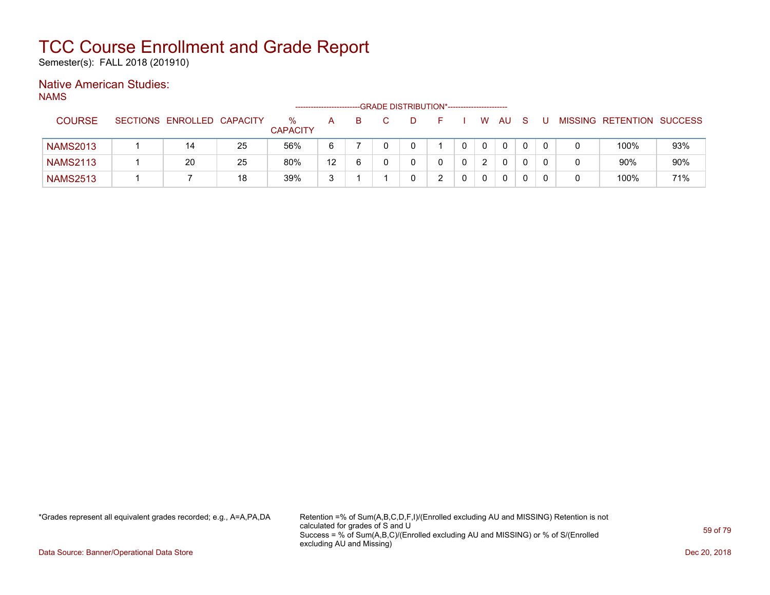# TCC Course Enrollment and Grade Report

Semester(s): FALL 2018 (201910)

## Native American Studies:

NAMS

| COURSE | SECTIONS | ENROLLED | CAPACITY | % CAPACITY | A | B | C | D | F | I | W | AU | S | U | MISSING | RETENTION | SUCCESS |
|---|---|---|---|---|---|---|---|---|---|---|---|---|---|---|---|---|---|
| | | | | | GRADE DISTRIBUTION* | | | | | | | | | | | | |
| NAMS2013 | 1 | 14 | 25 | 56% | 6 | 7 | 0 | 0 | 1 | 0 | 0 | 0 | 0 | 0 | 0 | 100% | 93% |
| NAMS2113 | 1 | 20 | 25 | 80% | 12 | 6 | 0 | 0 | 0 | 0 | 2 | 0 | 0 | 0 | 0 | 90% | 90% |
| NAMS2513 | 1 | 7 | 18 | 39% | 3 | 1 | 1 | 0 | 2 | 0 | 0 | 0 | 0 | 0 | 0 | 100% | 71% |

*Grades represent all equivalent grades recorded; e.g., A=A,PA,DA

Retention =% of Sum(A,B,C,D,F,I)/(Enrolled excluding AU and MISSING) Retention is not calculated for grades of S and U
Success = % of Sum(A,B,C)/(Enrolled excluding AU and MISSING) or % of S/(Enrolled excluding AU and Missing)

Data Source: Banner/Operational Data Store

Dec 20, 2018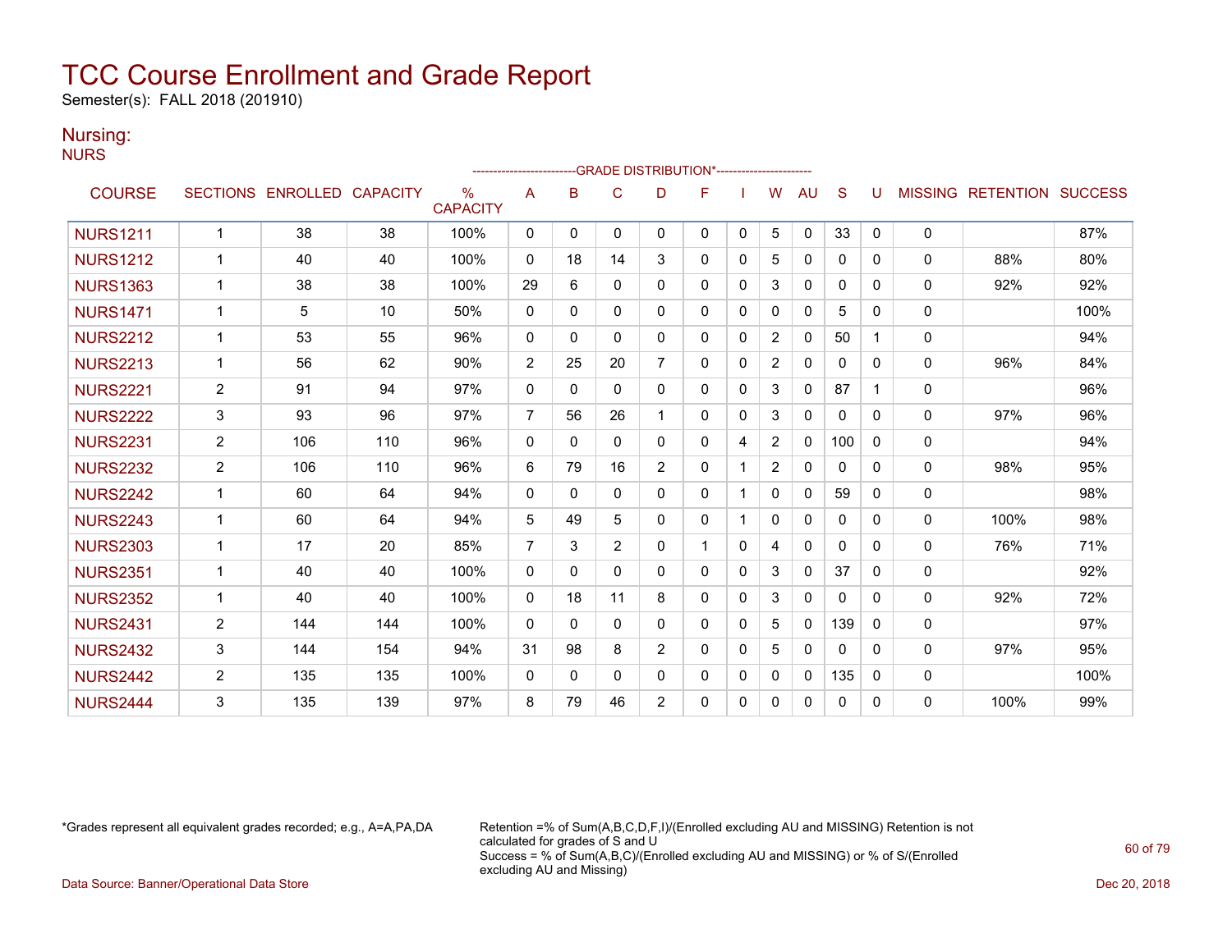# TCC Course Enrollment and Grade Report

Semester(s): FALL 2018 (201910)

## Nursing:

NURS

| COURSE | SECTIONS | ENROLLED | CAPACITY | % CAPACITY | A | B | C | D | F | I | W | AU | S | U | MISSING | RETENTION | SUCCESS |
|---|---|---|---|---|---|---|---|---|---|---|---|---|---|---|---|---|---|
| | | | | | GRADE DISTRIBUTION* | | | | | | | | | | | | |
| NURS1211 | 1 | 38 | 38 | 100% | 0 | 0 | 0 | 0 | 0 | 0 | 5 | 0 | 33 | 0 | 0 | | 87% |
| NURS1212 | 1 | 40 | 40 | 100% | 0 | 18 | 14 | 3 | 0 | 0 | 5 | 0 | 0 | 0 | 0 | 88% | 80% |
| NURS1363 | 1 | 38 | 38 | 100% | 29 | 6 | 0 | 0 | 0 | 0 | 3 | 0 | 0 | 0 | 0 | 92% | 92% |
| NURS1471 | 1 | 5 | 10 | 50% | 0 | 0 | 0 | 0 | 0 | 0 | 0 | 0 | 5 | 0 | 0 | | 100% |
| NURS2212 | 1 | 53 | 55 | 96% | 0 | 0 | 0 | 0 | 0 | 0 | 2 | 0 | 50 | 1 | 0 | | 94% |
| NURS2213 | 1 | 56 | 62 | 90% | 2 | 25 | 20 | 7 | 0 | 0 | 2 | 0 | 0 | 0 | 0 | 96% | 84% |
| NURS2221 | 2 | 91 | 94 | 97% | 0 | 0 | 0 | 0 | 0 | 0 | 3 | 0 | 87 | 1 | 0 | | 96% |
| NURS2222 | 3 | 93 | 96 | 97% | 7 | 56 | 26 | 1 | 0 | 0 | 3 | 0 | 0 | 0 | 0 | 97% | 96% |
| NURS2231 | 2 | 106 | 110 | 96% | 0 | 0 | 0 | 0 | 0 | 4 | 2 | 0 | 100 | 0 | 0 | | 94% |
| NURS2232 | 2 | 106 | 110 | 96% | 6 | 79 | 16 | 2 | 0 | 1 | 2 | 0 | 0 | 0 | 0 | 98% | 95% |
| NURS2242 | 1 | 60 | 64 | 94% | 0 | 0 | 0 | 0 | 0 | 1 | 0 | 0 | 59 | 0 | 0 | | 98% |
| NURS2243 | 1 | 60 | 64 | 94% | 5 | 49 | 5 | 0 | 0 | 1 | 0 | 0 | 0 | 0 | 0 | 100% | 98% |
| NURS2303 | 1 | 17 | 20 | 85% | 7 | 3 | 2 | 0 | 1 | 0 | 4 | 0 | 0 | 0 | 0 | 76% | 71% |
| NURS2351 | 1 | 40 | 40 | 100% | 0 | 0 | 0 | 0 | 0 | 0 | 3 | 0 | 37 | 0 | 0 | | 92% |
| NURS2352 | 1 | 40 | 40 | 100% | 0 | 18 | 11 | 8 | 0 | 0 | 3 | 0 | 0 | 0 | 0 | 92% | 72% |
| NURS2431 | 2 | 144 | 144 | 100% | 0 | 0 | 0 | 0 | 0 | 0 | 5 | 0 | 139 | 0 | 0 | | 97% |
| NURS2432 | 3 | 144 | 154 | 94% | 31 | 98 | 8 | 2 | 0 | 0 | 5 | 0 | 0 | 0 | 0 | 97% | 95% |
| NURS2442 | 2 | 135 | 135 | 100% | 0 | 0 | 0 | 0 | 0 | 0 | 0 | 0 | 135 | 0 | 0 | | 100% |
| NURS2444 | 3 | 135 | 139 | 97% | 8 | 79 | 46 | 2 | 0 | 0 | 0 | 0 | 0 | 0 | 0 | 100% | 99% |

*Grades represent all equivalent grades recorded; e.g., A=A,PA,DA

Retention =% of Sum(A,B,C,D,F,I)/(Enrolled excluding AU and MISSING) Retention is not calculated for grades of S and U
Success = % of Sum(A,B,C)/(Enrolled excluding AU and MISSING) or % of S/(Enrolled excluding AU and Missing)

Data Source: Banner/Operational Data Store

Dec 20, 2018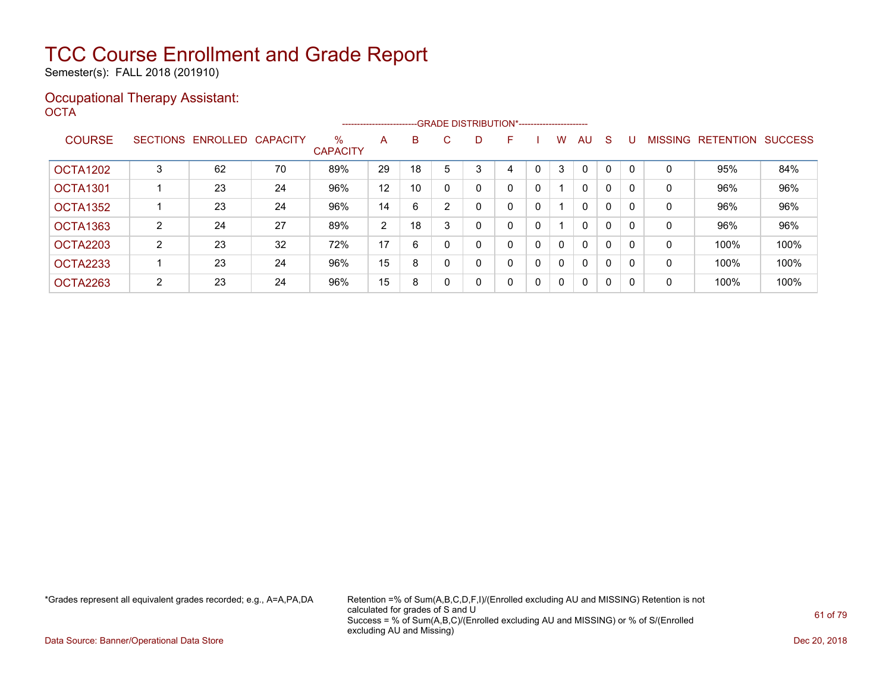# TCC Course Enrollment and Grade Report

Semester(s): FALL 2018 (201910)

## Occupational Therapy Assistant:

OCTA

| COURSE | SECTIONS | ENROLLED | CAPACITY | % CAPACITY | A | B | C | D | F | I | W | AU | S | U | MISSING | RETENTION | SUCCESS |
|---|---|---|---|---|---|---|---|---|---|---|---|---|---|---|---|---|---|
| | | | | | GRADE DISTRIBUTION* | | | | | | | | | | | | |
| OCTA1202 | 3 | 62 | 70 | 89% | 29 | 18 | 5 | 3 | 4 | 0 | 3 | 0 | 0 | 0 | 0 | 95% | 84% |
| OCTA1301 | 1 | 23 | 24 | 96% | 12 | 10 | 0 | 0 | 0 | 0 | 1 | 0 | 0 | 0 | 0 | 96% | 96% |
| OCTA1352 | 1 | 23 | 24 | 96% | 14 | 6 | 2 | 0 | 0 | 0 | 1 | 0 | 0 | 0 | 0 | 96% | 96% |
| OCTA1363 | 2 | 24 | 27 | 89% | 2 | 18 | 3 | 0 | 0 | 0 | 1 | 0 | 0 | 0 | 0 | 96% | 96% |
| OCTA2203 | 2 | 23 | 32 | 72% | 17 | 6 | 0 | 0 | 0 | 0 | 0 | 0 | 0 | 0 | 0 | 100% | 100% |
| OCTA2233 | 1 | 23 | 24 | 96% | 15 | 8 | 0 | 0 | 0 | 0 | 0 | 0 | 0 | 0 | 0 | 100% | 100% |
| OCTA2263 | 2 | 23 | 24 | 96% | 15 | 8 | 0 | 0 | 0 | 0 | 0 | 0 | 0 | 0 | 0 | 100% | 100% |

*Grades represent all equivalent grades recorded; e.g., A=A,PA,DA

Retention =% of Sum(A,B,C,D,F,I)/(Enrolled excluding AU and MISSING) Retention is not calculated for grades of S and U
Success = % of Sum(A,B,C)/(Enrolled excluding AU and MISSING) or % of S/(Enrolled excluding AU and Missing)

Data Source: Banner/Operational Data Store

Dec 20, 2018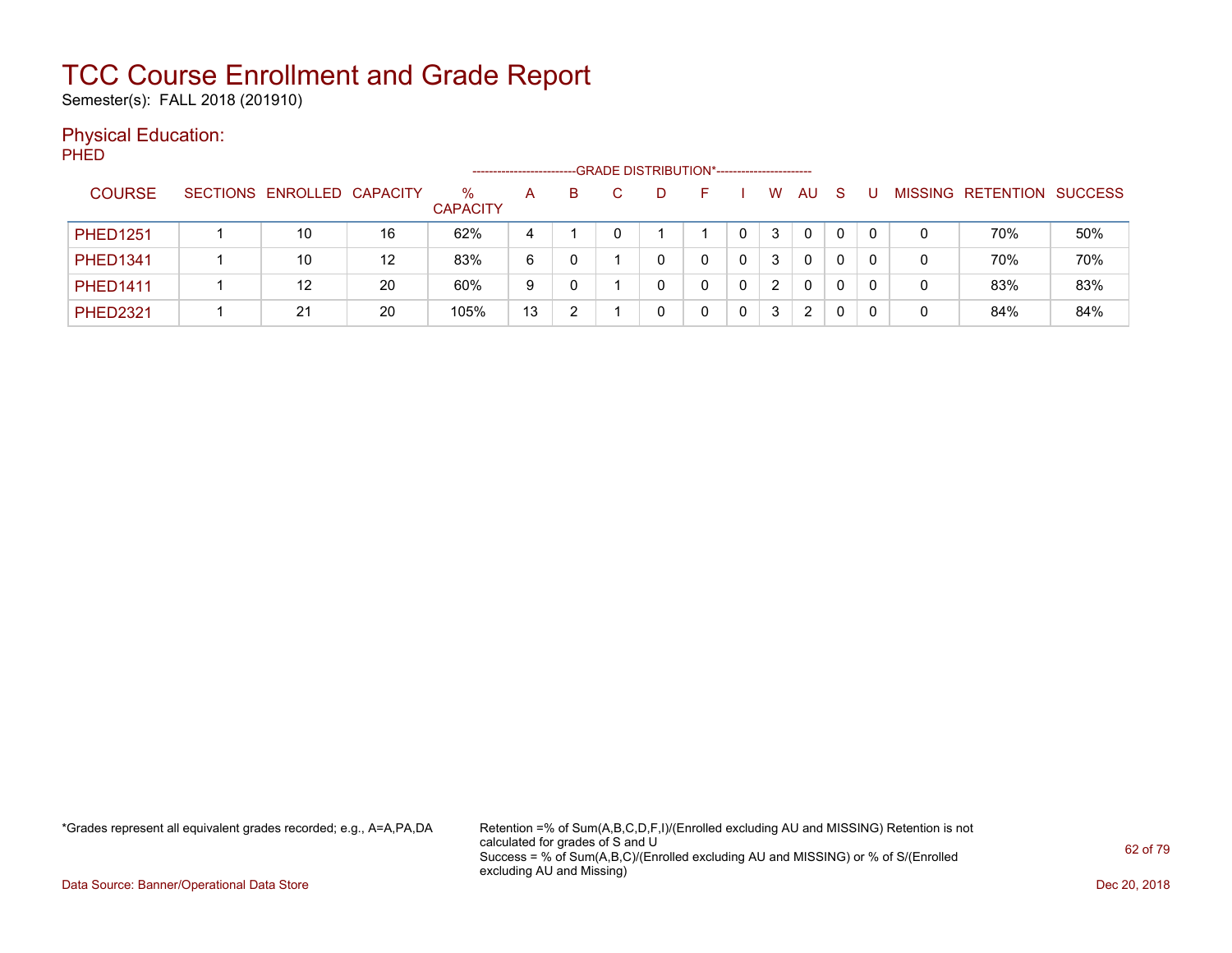# TCC Course Enrollment and Grade Report

Semester(s): FALL 2018 (201910)

## Physical Education:

PHED

| COURSE | SECTIONS | ENROLLED | CAPACITY | % CAPACITY | A | B | C | D | F | I | W | AU | S | U | MISSING | RETENTION | SUCCESS |
|---|---|---|---|---|---|---|---|---|---|---|---|---|---|---|---|---|---|
| | | | | | GRADE DISTRIBUTION* | | | | | | | | | | | | |
| PHED1251 | 1 | 10 | 16 | 62% | 4 | 1 | 0 | 1 | 1 | 0 | 3 | 0 | 0 | 0 | 0 | 70% | 50% |
| PHED1341 | 1 | 10 | 12 | 83% | 6 | 0 | 1 | 0 | 0 | 0 | 3 | 0 | 0 | 0 | 0 | 70% | 70% |
| PHED1411 | 1 | 12 | 20 | 60% | 9 | 0 | 1 | 0 | 0 | 0 | 2 | 0 | 0 | 0 | 0 | 83% | 83% |
| PHED2321 | 1 | 21 | 20 | 105% | 13 | 2 | 1 | 0 | 0 | 0 | 3 | 2 | 0 | 0 | 0 | 84% | 84% |

*Grades represent all equivalent grades recorded; e.g., A=A,PA,DA

Retention =% of Sum(A,B,C,D,F,I)/(Enrolled excluding AU and MISSING) Retention is not calculated for grades of S and U
Success = % of Sum(A,B,C)/(Enrolled excluding AU and MISSING) or % of S/(Enrolled excluding AU and Missing)

Data Source: Banner/Operational Data Store

Dec 20, 2018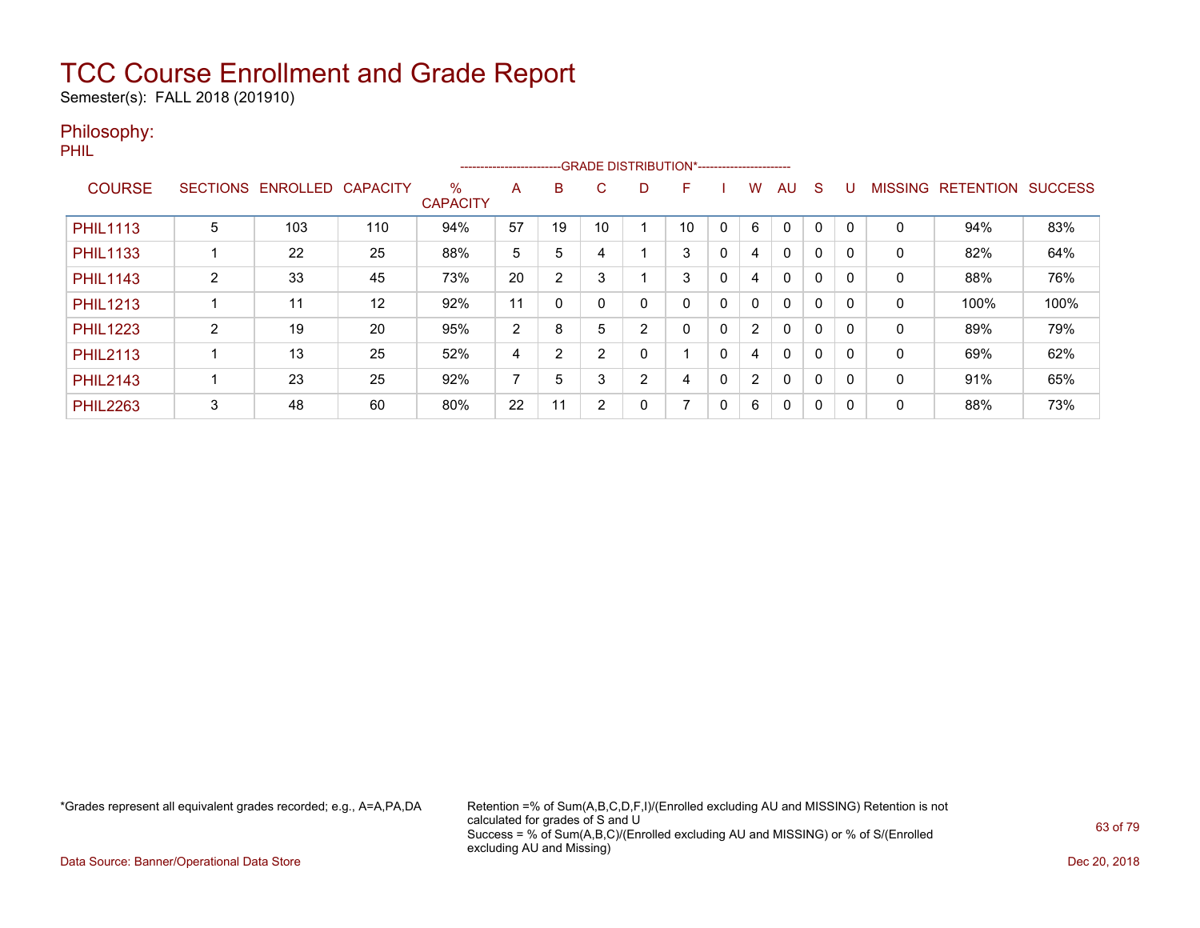# TCC Course Enrollment and Grade Report

Semester(s): FALL 2018 (201910)

## Philosophy:

PHIL

| COURSE | SECTIONS | ENROLLED | CAPACITY | % CAPACITY | A | B | C | D | F | I | W | AU | S | U | MISSING | RETENTION | SUCCESS |
|---|---|---|---|---|---|---|---|---|---|---|---|---|---|---|---|---|---|
| | | | | | GRADE DISTRIBUTION* | | | | | | | | | | | | |
| PHIL1113 | 5 | 103 | 110 | 94% | 57 | 19 | 10 | 1 | 10 | 0 | 6 | 0 | 0 | 0 | 0 | 94% | 83% |
| PHIL1133 | 1 | 22 | 25 | 88% | 5 | 5 | 4 | 1 | 3 | 0 | 4 | 0 | 0 | 0 | 0 | 82% | 64% |
| PHIL1143 | 2 | 33 | 45 | 73% | 20 | 2 | 3 | 1 | 3 | 0 | 4 | 0 | 0 | 0 | 0 | 88% | 76% |
| PHIL1213 | 1 | 11 | 12 | 92% | 11 | 0 | 0 | 0 | 0 | 0 | 0 | 0 | 0 | 0 | 0 | 100% | 100% |
| PHIL1223 | 2 | 19 | 20 | 95% | 2 | 8 | 5 | 2 | 0 | 0 | 2 | 0 | 0 | 0 | 0 | 89% | 79% |
| PHIL2113 | 1 | 13 | 25 | 52% | 4 | 2 | 2 | 0 | 1 | 0 | 4 | 0 | 0 | 0 | 0 | 69% | 62% |
| PHIL2143 | 1 | 23 | 25 | 92% | 7 | 5 | 3 | 2 | 4 | 0 | 2 | 0 | 0 | 0 | 0 | 91% | 65% |
| PHIL2263 | 3 | 48 | 60 | 80% | 22 | 11 | 2 | 0 | 7 | 0 | 6 | 0 | 0 | 0 | 0 | 88% | 73% |

*Grades represent all equivalent grades recorded; e.g., A=A,PA,DA

Retention =% of Sum(A,B,C,D,F,I)/(Enrolled excluding AU and MISSING) Retention is not calculated for grades of S and U
Success = % of Sum(A,B,C)/(Enrolled excluding AU and MISSING) or % of S/(Enrolled excluding AU and Missing)

Data Source: Banner/Operational Data Store

Dec 20, 2018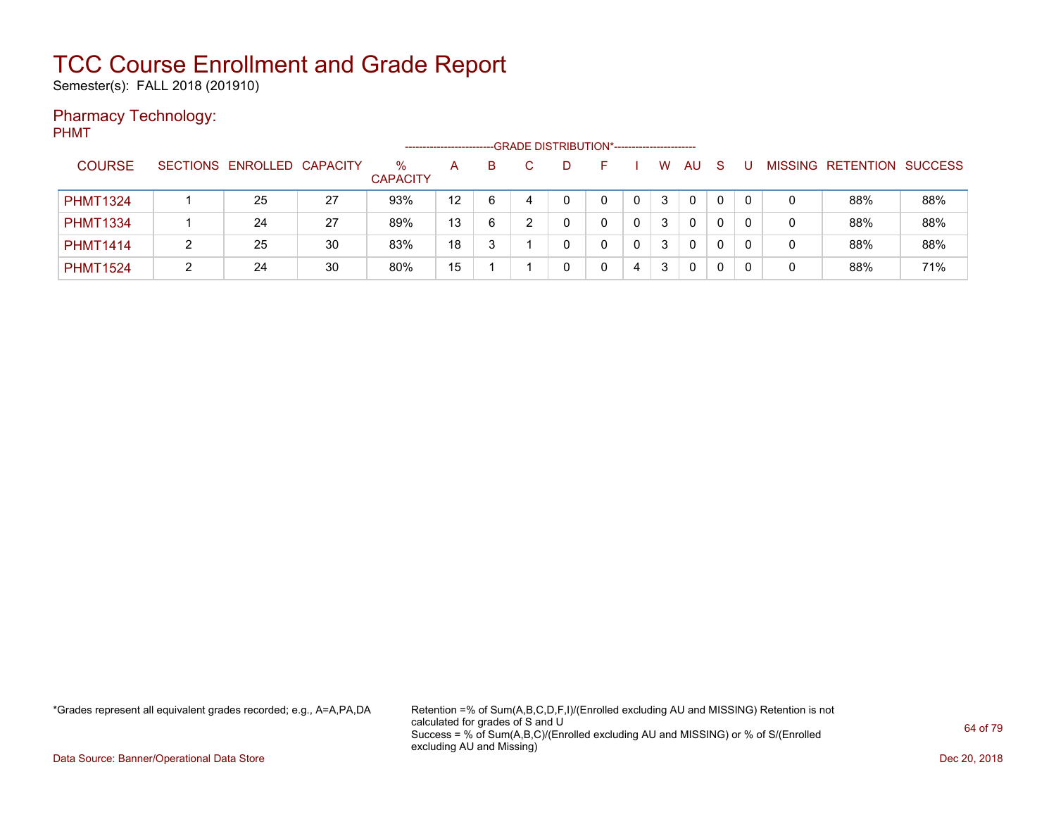# TCC Course Enrollment and Grade Report

Semester(s): FALL 2018 (201910)

## Pharmacy Technology:

PHMT

| COURSE | SECTIONS | ENROLLED | CAPACITY | % CAPACITY | A | B | C | D | F | I | W | AU | S | U | MISSING | RETENTION | SUCCESS |
|---|---|---|---|---|---|---|---|---|---|---|---|---|---|---|---|---|---|
| | | | | | GRADE DISTRIBUTION* | | | | | | | | | | | | |
| PHMT1324 | 1 | 25 | 27 | 93% | 12 | 6 | 4 | 0 | 0 | 0 | 3 | 0 | 0 | 0 | 0 | 88% | 88% |
| PHMT1334 | 1 | 24 | 27 | 89% | 13 | 6 | 2 | 0 | 0 | 0 | 3 | 0 | 0 | 0 | 0 | 88% | 88% |
| PHMT1414 | 2 | 25 | 30 | 83% | 18 | 3 | 1 | 0 | 0 | 0 | 3 | 0 | 0 | 0 | 0 | 88% | 88% |
| PHMT1524 | 2 | 24 | 30 | 80% | 15 | 1 | 1 | 0 | 0 | 4 | 3 | 0 | 0 | 0 | 0 | 88% | 71% |

*Grades represent all equivalent grades recorded; e.g., A=A,PA,DA

Retention =% of Sum(A,B,C,D,F,I)/(Enrolled excluding AU and MISSING) Retention is not calculated for grades of S and U
Success = % of Sum(A,B,C)/(Enrolled excluding AU and MISSING) or % of S/(Enrolled excluding AU and Missing)

Data Source: Banner/Operational Data Store

Dec 20, 2018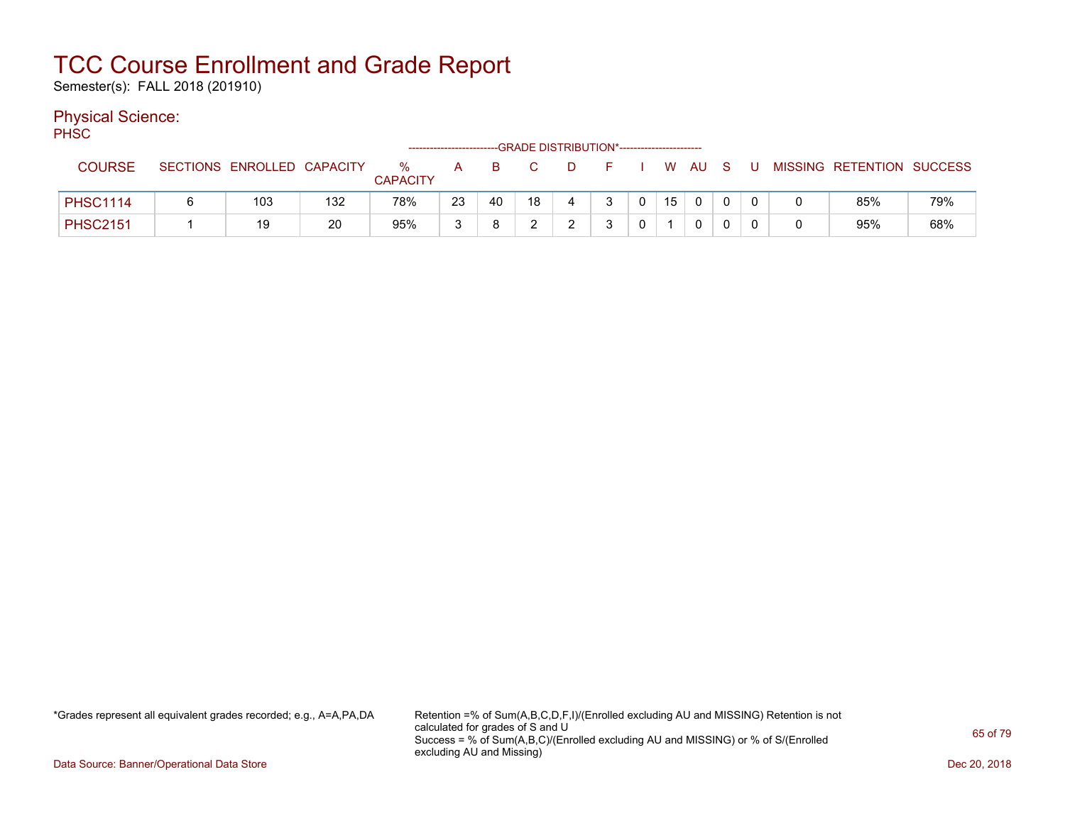# TCC Course Enrollment and Grade Report

Semester(s): FALL 2018 (201910)

## Physical Science:

PHSC

| COURSE | SECTIONS | ENROLLED | CAPACITY | % CAPACITY | A | B | C | D | F | I | W | AU | S | U | MISSING | RETENTION | SUCCESS |
|---|---|---|---|---|---|---|---|---|---|---|---|---|---|---|---|---|---|
| | | | | | GRADE DISTRIBUTION* | | | | | | | | | | | | |
| PHSC1114 | 6 | 103 | 132 | 78% | 23 | 40 | 18 | 4 | 3 | 0 | 15 | 0 | 0 | 0 | 0 | 85% | 79% |
| PHSC2151 | 1 | 19 | 20 | 95% | 3 | 8 | 2 | 2 | 3 | 0 | 1 | 0 | 0 | 0 | 0 | 95% | 68% |

*Grades represent all equivalent grades recorded; e.g., A=A,PA,DA

Retention =% of Sum(A,B,C,D,F,I)/(Enrolled excluding AU and MISSING) Retention is not calculated for grades of S and U
Success = % of Sum(A,B,C)/(Enrolled excluding AU and MISSING) or % of S/(Enrolled excluding AU and Missing)

Data Source: Banner/Operational Data Store

Dec 20, 2018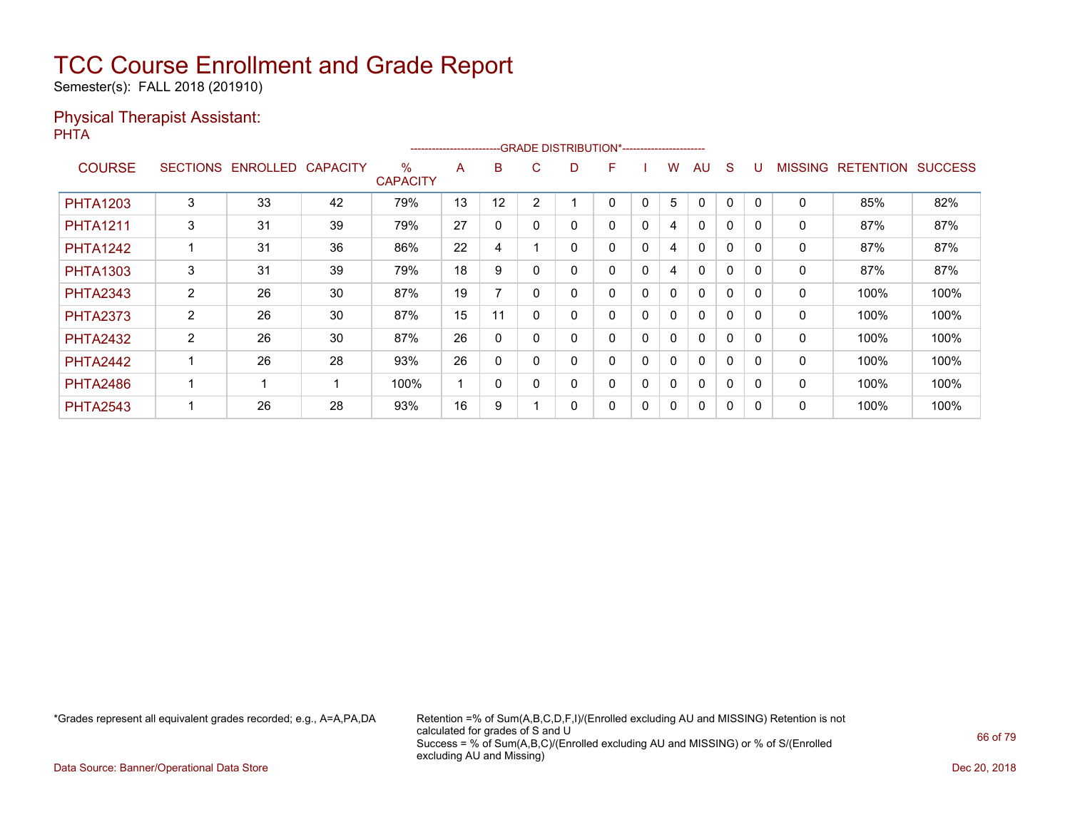# TCC Course Enrollment and Grade Report

Semester(s): FALL 2018 (201910)

## Physical Therapist Assistant:

PHTA

| COURSE | SECTIONS | ENROLLED | CAPACITY | % CAPACITY | A | B | C | D | F | I | W | AU | S | U | MISSING | RETENTION | SUCCESS |
|---|---|---|---|---|---|---|---|---|---|---|---|---|---|---|---|---|---|
| | | | | | --------GRADE DISTRIBUTION*-------- | | | | | | | | | | | | |
| PHTA1203 | 3 | 33 | 42 | 79% | 13 | 12 | 2 | 1 | 0 | 0 | 5 | 0 | 0 | 0 | 0 | 85% | 82% |
| PHTA1211 | 3 | 31 | 39 | 79% | 27 | 0 | 0 | 0 | 0 | 0 | 4 | 0 | 0 | 0 | 0 | 87% | 87% |
| PHTA1242 | 1 | 31 | 36 | 86% | 22 | 4 | 1 | 0 | 0 | 0 | 4 | 0 | 0 | 0 | 0 | 87% | 87% |
| PHTA1303 | 3 | 31 | 39 | 79% | 18 | 9 | 0 | 0 | 0 | 0 | 4 | 0 | 0 | 0 | 0 | 87% | 87% |
| PHTA2343 | 2 | 26 | 30 | 87% | 19 | 7 | 0 | 0 | 0 | 0 | 0 | 0 | 0 | 0 | 0 | 100% | 100% |
| PHTA2373 | 2 | 26 | 30 | 87% | 15 | 11 | 0 | 0 | 0 | 0 | 0 | 0 | 0 | 0 | 0 | 100% | 100% |
| PHTA2432 | 2 | 26 | 30 | 87% | 26 | 0 | 0 | 0 | 0 | 0 | 0 | 0 | 0 | 0 | 0 | 100% | 100% |
| PHTA2442 | 1 | 26 | 28 | 93% | 26 | 0 | 0 | 0 | 0 | 0 | 0 | 0 | 0 | 0 | 0 | 100% | 100% |
| PHTA2486 | 1 | 1 | 1 | 100% | 1 | 0 | 0 | 0 | 0 | 0 | 0 | 0 | 0 | 0 | 0 | 100% | 100% |
| PHTA2543 | 1 | 26 | 28 | 93% | 16 | 9 | 1 | 0 | 0 | 0 | 0 | 0 | 0 | 0 | 0 | 100% | 100% |

*Grades represent all equivalent grades recorded; e.g., A=A,PA,DA

Retention =% of Sum(A,B,C,D,F,I)/(Enrolled excluding AU and MISSING) Retention is not calculated for grades of S and U
Success = % of Sum(A,B,C)/(Enrolled excluding AU and MISSING) or % of S/(Enrolled excluding AU and Missing)

Data Source: Banner/Operational Data Store

Dec 20, 2018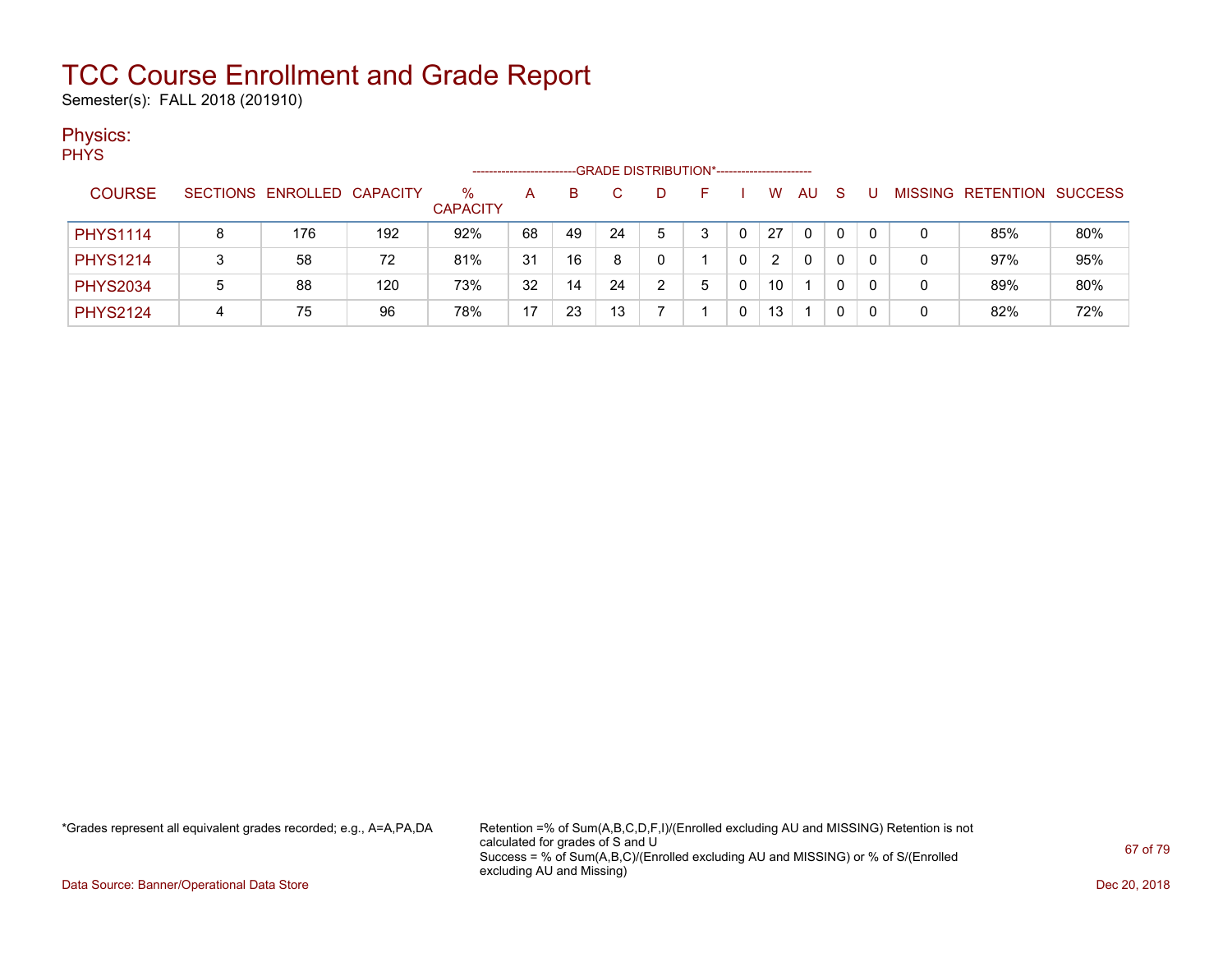# TCC Course Enrollment and Grade Report

Semester(s): FALL 2018 (201910)

## Physics:

### PHYS

| COURSE | SECTIONS | ENROLLED | CAPACITY | % CAPACITY | A | B | C | D | F | I | W | AU | S | U | MISSING | RETENTION | SUCCESS |
|---|---|---|---|---|---|---|---|---|---|---|---|---|---|---|---|---|---|
| | | | | | GRADE DISTRIBUTION* | | | | | | | | | | | | |
| PHYS1114 | 8 | 176 | 192 | 92% | 68 | 49 | 24 | 5 | 3 | 0 | 27 | 0 | 0 | 0 | 0 | 85% | 80% |
| PHYS1214 | 3 | 58 | 72 | 81% | 31 | 16 | 8 | 0 | 1 | 0 | 2 | 0 | 0 | 0 | 0 | 97% | 95% |
| PHYS2034 | 5 | 88 | 120 | 73% | 32 | 14 | 24 | 2 | 5 | 0 | 10 | 1 | 0 | 0 | 0 | 89% | 80% |
| PHYS2124 | 4 | 75 | 96 | 78% | 17 | 23 | 13 | 7 | 1 | 0 | 13 | 1 | 0 | 0 | 0 | 82% | 72% |

*Grades represent all equivalent grades recorded; e.g., A=A,PA,DA

Retention =% of Sum(A,B,C,D,F,I)/(Enrolled excluding AU and MISSING) Retention is not calculated for grades of S and U
Success = % of Sum(A,B,C)/(Enrolled excluding AU and MISSING) or % of S/(Enrolled excluding AU and Missing)

Data Source: Banner/Operational Data Store

Dec 20, 2018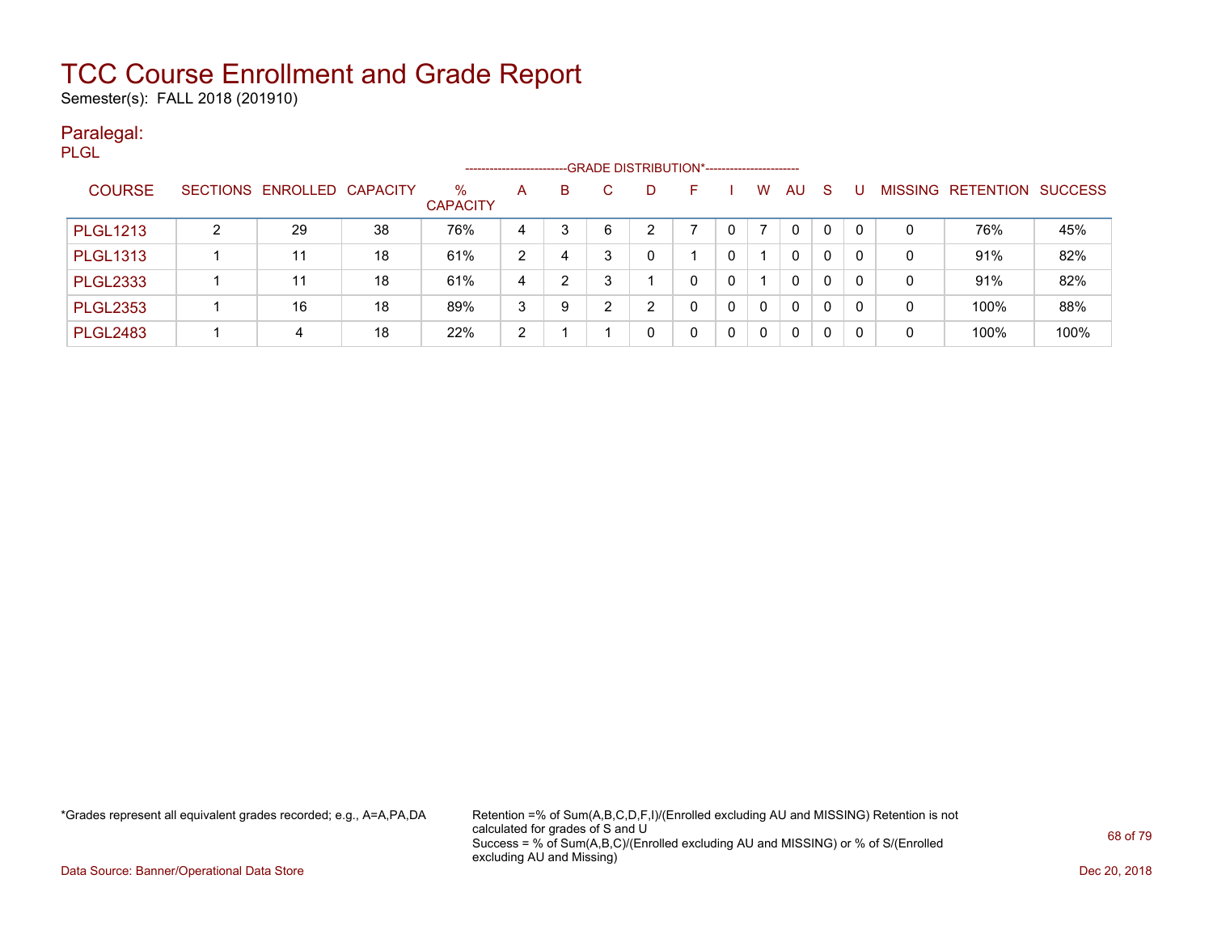# TCC Course Enrollment and Grade Report

Semester(s): FALL 2018 (201910)

## Paralegal:

PLGL

| COURSE | SECTIONS | ENROLLED | CAPACITY | % CAPACITY | A | B | C | D | F | I | W | AU | S | U | MISSING | RETENTION | SUCCESS |
|---|---|---|---|---|---|---|---|---|---|---|---|---|---|---|---|---|---|
| | | | | | GRADE DISTRIBUTION* | | | | | | | | | | | | |
| PLGL1213 | 2 | 29 | 38 | 76% | 4 | 3 | 6 | 2 | 7 | 0 | 7 | 0 | 0 | 0 | 0 | 76% | 45% |
| PLGL1313 | 1 | 11 | 18 | 61% | 2 | 4 | 3 | 0 | 1 | 0 | 1 | 0 | 0 | 0 | 0 | 91% | 82% |
| PLGL2333 | 1 | 11 | 18 | 61% | 4 | 2 | 3 | 1 | 0 | 0 | 1 | 0 | 0 | 0 | 0 | 91% | 82% |
| PLGL2353 | 1 | 16 | 18 | 89% | 3 | 9 | 2 | 2 | 0 | 0 | 0 | 0 | 0 | 0 | 0 | 100% | 88% |
| PLGL2483 | 1 | 4 | 18 | 22% | 2 | 1 | 1 | 0 | 0 | 0 | 0 | 0 | 0 | 0 | 0 | 100% | 100% |

*Grades represent all equivalent grades recorded; e.g., A=A,PA,DA

Retention =% of Sum(A,B,C,D,F,I)/(Enrolled excluding AU and MISSING) Retention is not calculated for grades of S and U
Success = % of Sum(A,B,C)/(Enrolled excluding AU and MISSING) or % of S/(Enrolled excluding AU and Missing)

Data Source: Banner/Operational Data Store

Dec 20, 2018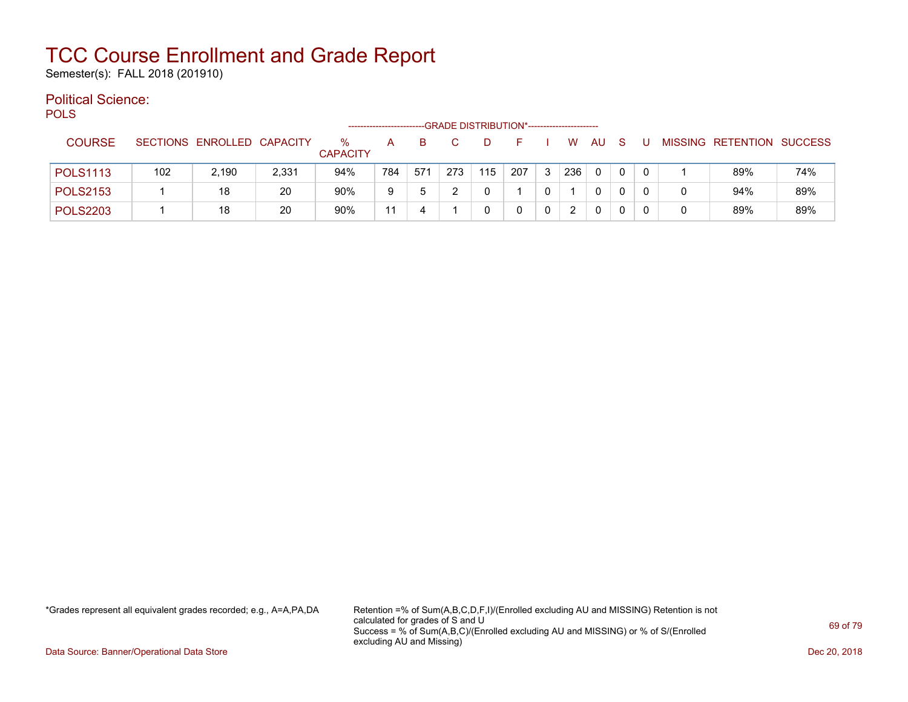# TCC Course Enrollment and Grade Report

Semester(s): FALL 2018 (201910)

## Political Science:

POLS

| COURSE | SECTIONS | ENROLLED | CAPACITY | % CAPACITY | A | B | C | D | F | I | W | AU | S | U | MISSING | RETENTION | SUCCESS |
|---|---|---|---|---|---|---|---|---|---|---|---|---|---|---|---|---|---|
| | | | | | GRADE DISTRIBUTION* | | | | | | | | | | | | |
| POLS1113 | 102 | 2,190 | 2,331 | 94% | 784 | 571 | 273 | 115 | 207 | 3 | 236 | 0 | 0 | 0 | 1 | 89% | 74% |
| POLS2153 | 1 | 18 | 20 | 90% | 9 | 5 | 2 | 0 | 1 | 0 | 1 | 0 | 0 | 0 | 0 | 94% | 89% |
| POLS2203 | 1 | 18 | 20 | 90% | 11 | 4 | 1 | 0 | 0 | 0 | 2 | 0 | 0 | 0 | 0 | 89% | 89% |

*Grades represent all equivalent grades recorded; e.g., A=A,PA,DA

Retention =% of Sum(A,B,C,D,F,I)/(Enrolled excluding AU and MISSING) Retention is not calculated for grades of S and U

Success = % of Sum(A,B,C)/(Enrolled excluding AU and MISSING) or % of S/(Enrolled excluding AU and Missing)

Data Source: Banner/Operational Data Store

Dec 20, 2018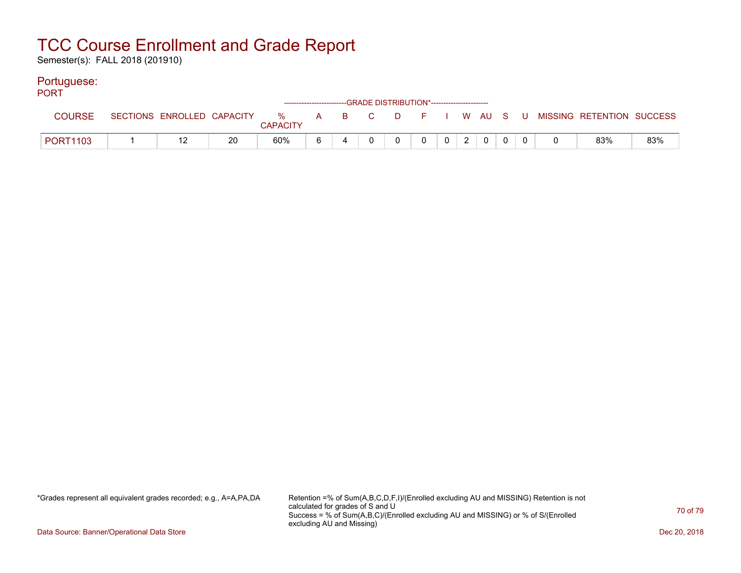# TCC Course Enrollment and Grade Report

Semester(s): FALL 2018 (201910)

## Portuguese:

PORT

| COURSE | SECTIONS | ENROLLED | CAPACITY | % CAPACITY | A | B | C | D | F | I | W | AU | S | U | MISSING | RETENTION | SUCCESS |
|---|---|---|---|---|---|---|---|---|---|---|---|---|---|---|---|---|---|
| | | | | | -GRADE DISTRIBUTION*- | | | | | | | | | | | | |
| PORT1103 | 1 | 12 | 20 | 60% | 6 | 4 | 0 | 0 | 0 | 0 | 2 | 0 | 0 | 0 | 0 | 83% | 83% |

*Grades represent all equivalent grades recorded; e.g., A=A,PA,DA

Retention =% of Sum(A,B,C,D,F,I)/(Enrolled excluding AU and MISSING) Retention is not calculated for grades of S and U

Success = % of Sum(A,B,C)/(Enrolled excluding AU and MISSING) or % of S/(Enrolled excluding AU and Missing)

Data Source: Banner/Operational Data Store

Dec 20, 2018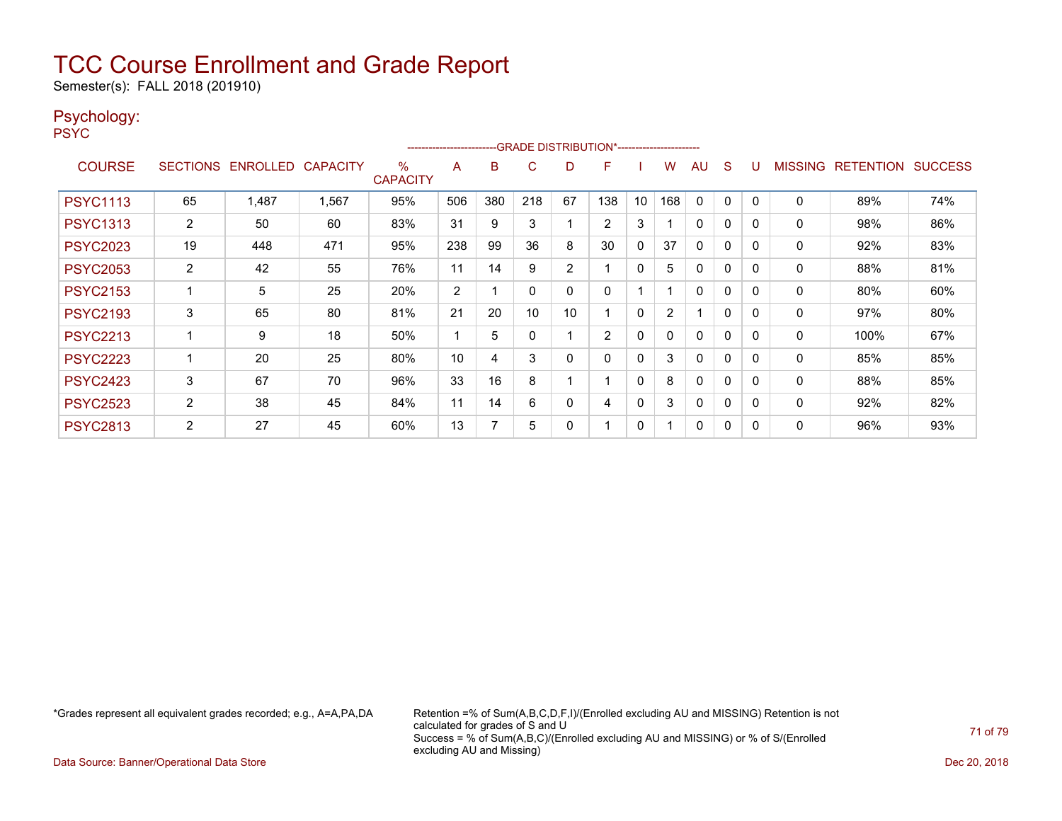# TCC Course Enrollment and Grade Report

Semester(s): FALL 2018 (201910)

## Psychology:

PSYC

| COURSE | SECTIONS | ENROLLED | CAPACITY | % CAPACITY | A | B | C | D | F | I | W | AU | S | U | MISSING | RETENTION | SUCCESS |
|---|---|---|---|---|---|---|---|---|---|---|---|---|---|---|---|---|---|
| | | | | | GRADE DISTRIBUTION* | | | | | | | | | | | | |
| PSYC1113 | 65 | 1,487 | 1,567 | 95% | 506 | 380 | 218 | 67 | 138 | 10 | 168 | 0 | 0 | 0 | 0 | 89% | 74% |
| PSYC1313 | 2 | 50 | 60 | 83% | 31 | 9 | 3 | 1 | 2 | 3 | 1 | 0 | 0 | 0 | 0 | 98% | 86% |
| PSYC2023 | 19 | 448 | 471 | 95% | 238 | 99 | 36 | 8 | 30 | 0 | 37 | 0 | 0 | 0 | 0 | 92% | 83% |
| PSYC2053 | 2 | 42 | 55 | 76% | 11 | 14 | 9 | 2 | 1 | 0 | 5 | 0 | 0 | 0 | 0 | 88% | 81% |
| PSYC2153 | 1 | 5 | 25 | 20% | 2 | 1 | 0 | 0 | 0 | 1 | 1 | 0 | 0 | 0 | 0 | 80% | 60% |
| PSYC2193 | 3 | 65 | 80 | 81% | 21 | 20 | 10 | 10 | 1 | 0 | 2 | 1 | 0 | 0 | 0 | 97% | 80% |
| PSYC2213 | 1 | 9 | 18 | 50% | 1 | 5 | 0 | 1 | 2 | 0 | 0 | 0 | 0 | 0 | 0 | 100% | 67% |
| PSYC2223 | 1 | 20 | 25 | 80% | 10 | 4 | 3 | 0 | 0 | 0 | 3 | 0 | 0 | 0 | 0 | 85% | 85% |
| PSYC2423 | 3 | 67 | 70 | 96% | 33 | 16 | 8 | 1 | 1 | 0 | 8 | 0 | 0 | 0 | 0 | 88% | 85% |
| PSYC2523 | 2 | 38 | 45 | 84% | 11 | 14 | 6 | 0 | 4 | 0 | 3 | 0 | 0 | 0 | 0 | 92% | 82% |
| PSYC2813 | 2 | 27 | 45 | 60% | 13 | 7 | 5 | 0 | 1 | 0 | 1 | 0 | 0 | 0 | 0 | 96% | 93% |

*Grades represent all equivalent grades recorded; e.g., A=A,PA,DA

Retention =% of Sum(A,B,C,D,F,I)/(Enrolled excluding AU and MISSING) Retention is not calculated for grades of S and U
Success = % of Sum(A,B,C)/(Enrolled excluding AU and MISSING) or % of S/(Enrolled excluding AU and Missing)

Data Source: Banner/Operational Data Store

Dec 20, 2018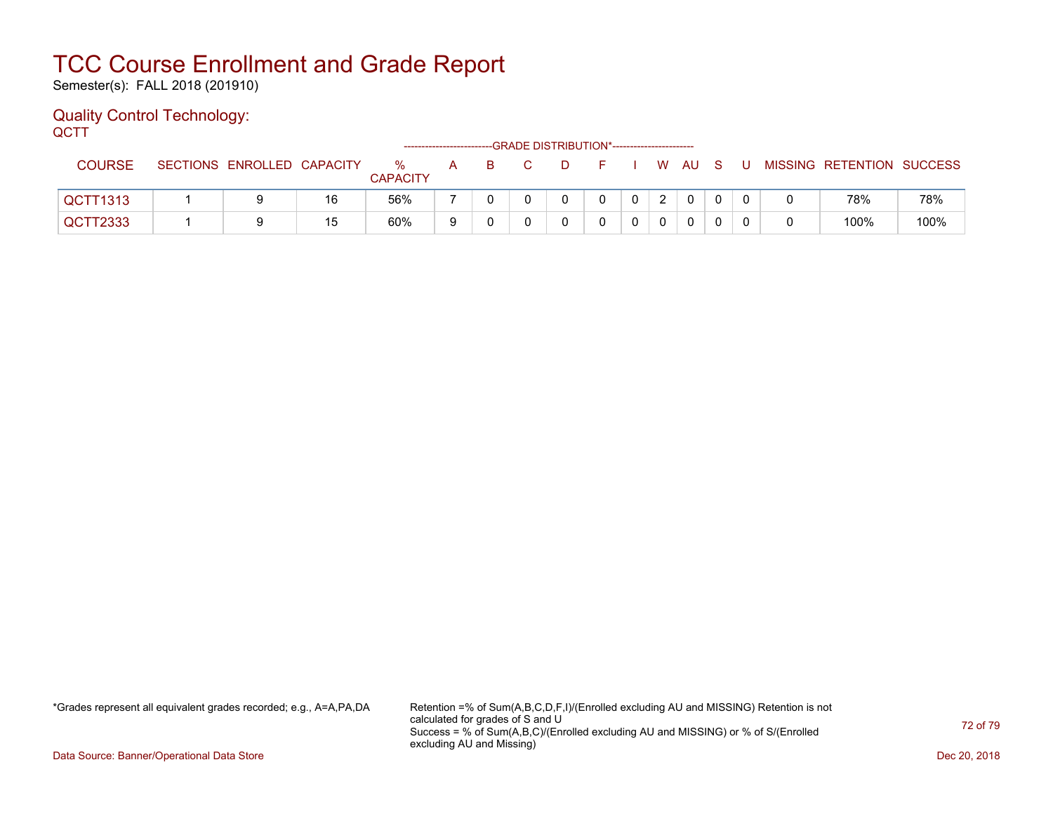# TCC Course Enrollment and Grade Report

Semester(s): FALL 2018 (201910)

## Quality Control Technology:

QCTT

| COURSE | SECTIONS | ENROLLED | CAPACITY | % CAPACITY | A | B | C | D | F | I | W | AU | S | U | MISSING | RETENTION | SUCCESS |
|---|---|---|---|---|---|---|---|---|---|---|---|---|---|---|---|---|---|
| | | | | | GRADE DISTRIBUTION* | | | | | | | | | | | | |
| QCTT1313 | 1 | 9 | 16 | 56% | 7 | 0 | 0 | 0 | 0 | 0 | 2 | 0 | 0 | 0 | 0 | 78% | 78% |
| QCTT2333 | 1 | 9 | 15 | 60% | 9 | 0 | 0 | 0 | 0 | 0 | 0 | 0 | 0 | 0 | 0 | 100% | 100% |

*Grades represent all equivalent grades recorded; e.g., A=A,PA,DA

Retention =% of Sum(A,B,C,D,F,I)/(Enrolled excluding AU and MISSING) Retention is not calculated for grades of S and U
Success = % of Sum(A,B,C)/(Enrolled excluding AU and MISSING) or % of S/(Enrolled excluding AU and Missing)

Data Source: Banner/Operational Data Store

Dec 20, 2018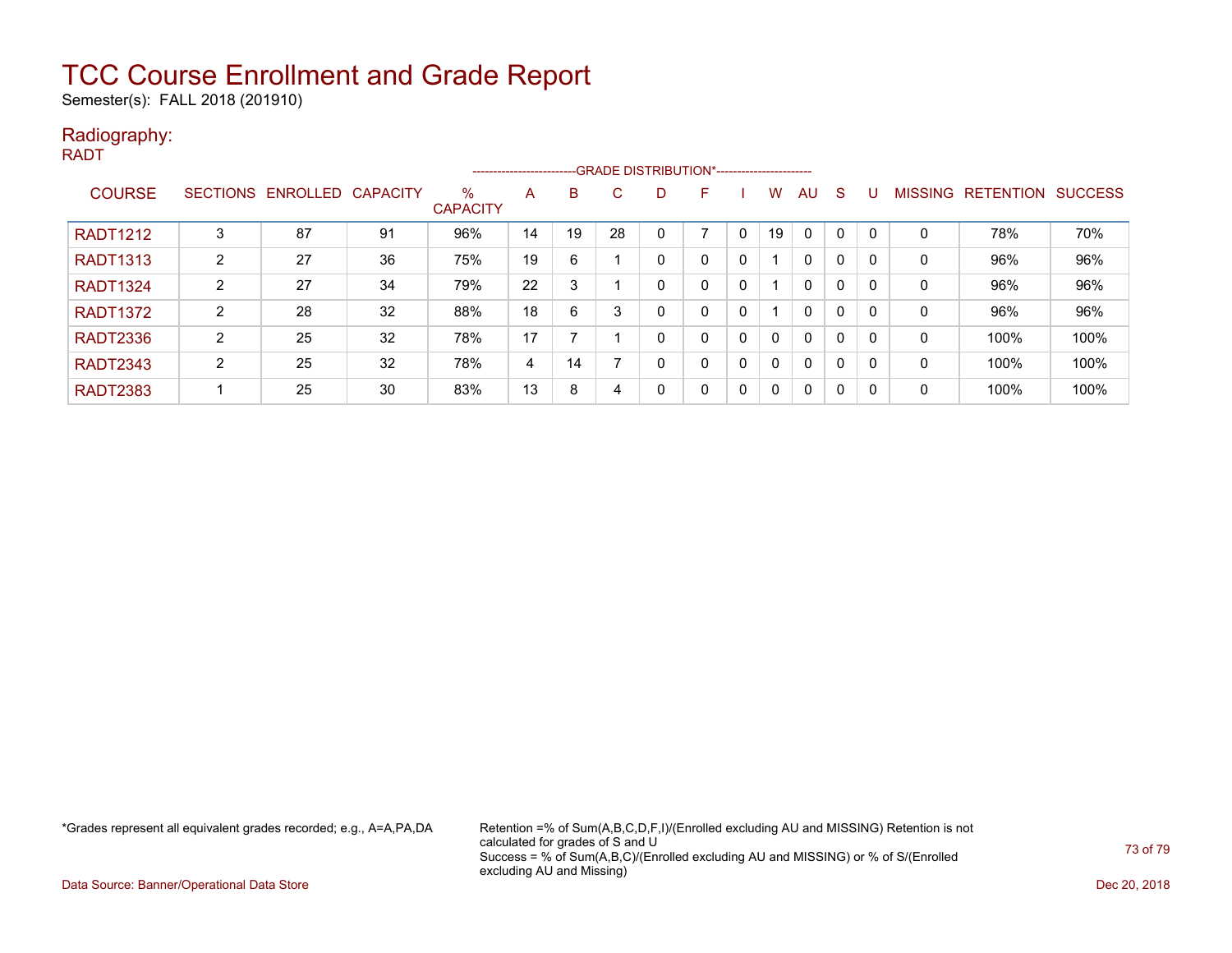# TCC Course Enrollment and Grade Report

Semester(s): FALL 2018 (201910)

## Radiography:

RADT

| COURSE | SECTIONS | ENROLLED | CAPACITY | % CAPACITY | A | B | C | D | F | I | W | AU | S | U | MISSING | RETENTION | SUCCESS |
|---|---|---|---|---|---|---|---|---|---|---|---|---|---|---|---|---|---|
| | | | | | GRADE DISTRIBUTION* | | | | | | | | | | | | |
| RADT1212 | 3 | 87 | 91 | 96% | 14 | 19 | 28 | 0 | 7 | 0 | 19 | 0 | 0 | 0 | 0 | 78% | 70% |
| RADT1313 | 2 | 27 | 36 | 75% | 19 | 6 | 1 | 0 | 0 | 0 | 1 | 0 | 0 | 0 | 0 | 96% | 96% |
| RADT1324 | 2 | 27 | 34 | 79% | 22 | 3 | 1 | 0 | 0 | 0 | 1 | 0 | 0 | 0 | 0 | 96% | 96% |
| RADT1372 | 2 | 28 | 32 | 88% | 18 | 6 | 3 | 0 | 0 | 0 | 1 | 0 | 0 | 0 | 0 | 96% | 96% |
| RADT2336 | 2 | 25 | 32 | 78% | 17 | 7 | 1 | 0 | 0 | 0 | 0 | 0 | 0 | 0 | 0 | 100% | 100% |
| RADT2343 | 2 | 25 | 32 | 78% | 4 | 14 | 7 | 0 | 0 | 0 | 0 | 0 | 0 | 0 | 0 | 100% | 100% |
| RADT2383 | 1 | 25 | 30 | 83% | 13 | 8 | 4 | 0 | 0 | 0 | 0 | 0 | 0 | 0 | 0 | 100% | 100% |

*Grades represent all equivalent grades recorded; e.g., A=A,PA,DA

Retention =% of Sum(A,B,C,D,F,I)/(Enrolled excluding AU and MISSING) Retention is not calculated for grades of S and U
Success = % of Sum(A,B,C)/(Enrolled excluding AU and MISSING) or % of S/(Enrolled excluding AU and Missing)

Data Source: Banner/Operational Data Store

Dec 20, 2018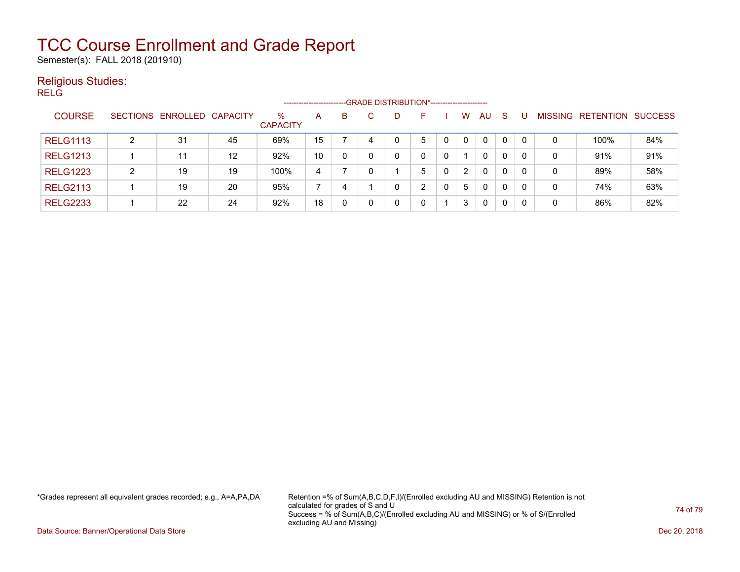# TCC Course Enrollment and Grade Report

Semester(s): FALL 2018 (201910)

## Religious Studies:

RELG

| COURSE | SECTIONS | ENROLLED | CAPACITY | % CAPACITY | A | B | C | D | F | I | W | AU | S | U | MISSING | RETENTION | SUCCESS |
|---|---|---|---|---|---|---|---|---|---|---|---|---|---|---|---|---|---|
| RELG1113 | 2 | 31 | 45 | 69% | 15 | 7 | 4 | 0 | 5 | 0 | 0 | 0 | 0 | 0 | 0 | 100% | 84% |
| RELG1213 | 1 | 11 | 12 | 92% | 10 | 0 | 0 | 0 | 0 | 0 | 1 | 0 | 0 | 0 | 0 | 91% | 91% |
| RELG1223 | 2 | 19 | 19 | 100% | 4 | 7 | 0 | 1 | 5 | 0 | 2 | 0 | 0 | 0 | 0 | 89% | 58% |
| RELG2113 | 1 | 19 | 20 | 95% | 7 | 4 | 1 | 0 | 2 | 0 | 5 | 0 | 0 | 0 | 0 | 74% | 63% |
| RELG2233 | 1 | 22 | 24 | 92% | 18 | 0 | 0 | 0 | 0 | 1 | 3 | 0 | 0 | 0 | 0 | 86% | 82% |

(A through U columns: GRADE DISTRIBUTION*)

*Grades represent all equivalent grades recorded; e.g., A=A,PA,DA

Retention =% of Sum(A,B,C,D,F,I)/(Enrolled excluding AU and MISSING) Retention is not calculated for grades of S and U

Success = % of Sum(A,B,C)/(Enrolled excluding AU and MISSING) or % of S/(Enrolled excluding AU and Missing)

Data Source: Banner/Operational Data Store

Dec 20, 2018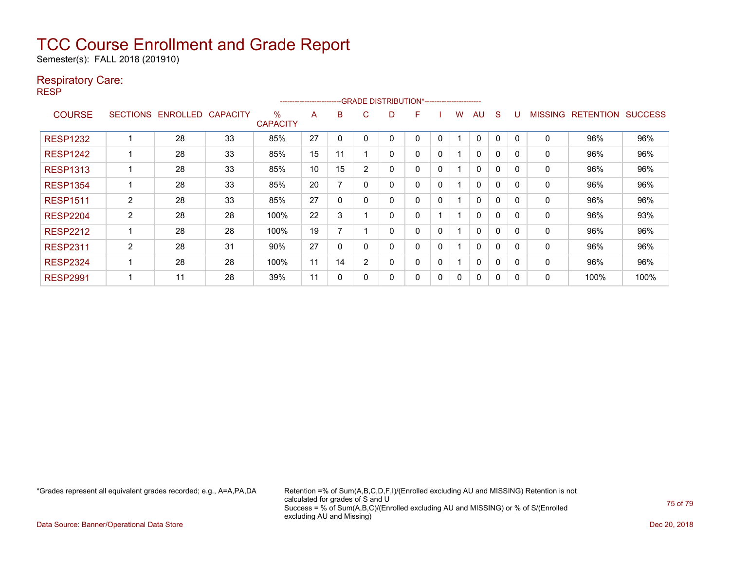# TCC Course Enrollment and Grade Report

Semester(s): FALL 2018 (201910)

## Respiratory Care:

RESP

| COURSE | SECTIONS | ENROLLED | CAPACITY | % CAPACITY | A | B | C | D | F | I | W | AU | S | U | MISSING | RETENTION | SUCCESS |
|---|---|---|---|---|---|---|---|---|---|---|---|---|---|---|---|---|---|
| | | | | | GRADE DISTRIBUTION* | | | | | | | | | | | | |
| RESP1232 | 1 | 28 | 33 | 85% | 27 | 0 | 0 | 0 | 0 | 0 | 1 | 0 | 0 | 0 | 0 | 96% | 96% |
| RESP1242 | 1 | 28 | 33 | 85% | 15 | 11 | 1 | 0 | 0 | 0 | 1 | 0 | 0 | 0 | 0 | 96% | 96% |
| RESP1313 | 1 | 28 | 33 | 85% | 10 | 15 | 2 | 0 | 0 | 0 | 1 | 0 | 0 | 0 | 0 | 96% | 96% |
| RESP1354 | 1 | 28 | 33 | 85% | 20 | 7 | 0 | 0 | 0 | 0 | 1 | 0 | 0 | 0 | 0 | 96% | 96% |
| RESP1511 | 2 | 28 | 33 | 85% | 27 | 0 | 0 | 0 | 0 | 0 | 1 | 0 | 0 | 0 | 0 | 96% | 96% |
| RESP2204 | 2 | 28 | 28 | 100% | 22 | 3 | 1 | 0 | 0 | 1 | 1 | 0 | 0 | 0 | 0 | 96% | 93% |
| RESP2212 | 1 | 28 | 28 | 100% | 19 | 7 | 1 | 0 | 0 | 0 | 1 | 0 | 0 | 0 | 0 | 96% | 96% |
| RESP2311 | 2 | 28 | 31 | 90% | 27 | 0 | 0 | 0 | 0 | 0 | 1 | 0 | 0 | 0 | 0 | 96% | 96% |
| RESP2324 | 1 | 28 | 28 | 100% | 11 | 14 | 2 | 0 | 0 | 0 | 1 | 0 | 0 | 0 | 0 | 96% | 96% |
| RESP2991 | 1 | 11 | 28 | 39% | 11 | 0 | 0 | 0 | 0 | 0 | 0 | 0 | 0 | 0 | 0 | 100% | 100% |

*Grades represent all equivalent grades recorded; e.g., A=A,PA,DA

Retention =% of Sum(A,B,C,D,F,I)/(Enrolled excluding AU and MISSING) Retention is not calculated for grades of S and U
Success = % of Sum(A,B,C)/(Enrolled excluding AU and MISSING) or % of S/(Enrolled excluding AU and Missing)

Data Source: Banner/Operational Data Store

Dec 20, 2018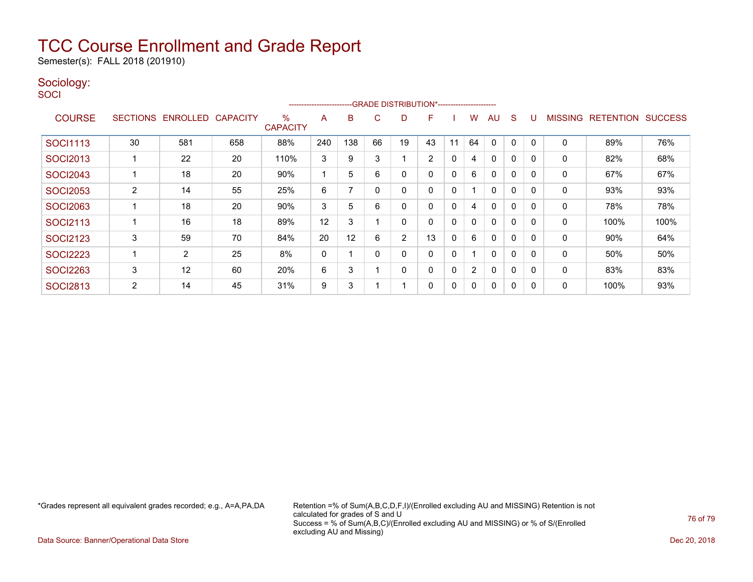# TCC Course Enrollment and Grade Report

Semester(s): FALL 2018 (201910)

## Sociology:

SOCI

| COURSE | SECTIONS | ENROLLED | CAPACITY | % CAPACITY | A | B | C | D | F | I | W | AU | S | U | MISSING | RETENTION | SUCCESS |
|---|---|---|---|---|---|---|---|---|---|---|---|---|---|---|---|---|---|
| | | | | | GRADE DISTRIBUTION* | | | | | | | | | | | | |
| SOCI1113 | 30 | 581 | 658 | 88% | 240 | 138 | 66 | 19 | 43 | 11 | 64 | 0 | 0 | 0 | 0 | 89% | 76% |
| SOCI2013 | 1 | 22 | 20 | 110% | 3 | 9 | 3 | 1 | 2 | 0 | 4 | 0 | 0 | 0 | 0 | 82% | 68% |
| SOCI2043 | 1 | 18 | 20 | 90% | 1 | 5 | 6 | 0 | 0 | 0 | 6 | 0 | 0 | 0 | 0 | 67% | 67% |
| SOCI2053 | 2 | 14 | 55 | 25% | 6 | 7 | 0 | 0 | 0 | 0 | 1 | 0 | 0 | 0 | 0 | 93% | 93% |
| SOCI2063 | 1 | 18 | 20 | 90% | 3 | 5 | 6 | 0 | 0 | 0 | 4 | 0 | 0 | 0 | 0 | 78% | 78% |
| SOCI2113 | 1 | 16 | 18 | 89% | 12 | 3 | 1 | 0 | 0 | 0 | 0 | 0 | 0 | 0 | 0 | 100% | 100% |
| SOCI2123 | 3 | 59 | 70 | 84% | 20 | 12 | 6 | 2 | 13 | 0 | 6 | 0 | 0 | 0 | 0 | 90% | 64% |
| SOCI2223 | 1 | 2 | 25 | 8% | 0 | 1 | 0 | 0 | 0 | 0 | 1 | 0 | 0 | 0 | 0 | 50% | 50% |
| SOCI2263 | 3 | 12 | 60 | 20% | 6 | 3 | 1 | 0 | 0 | 0 | 2 | 0 | 0 | 0 | 0 | 83% | 83% |
| SOCI2813 | 2 | 14 | 45 | 31% | 9 | 3 | 1 | 1 | 0 | 0 | 0 | 0 | 0 | 0 | 0 | 100% | 93% |

*Grades represent all equivalent grades recorded; e.g., A=A,PA,DA

Retention =% of Sum(A,B,C,D,F,I)/(Enrolled excluding AU and MISSING) Retention is not calculated for grades of S and U
Success = % of Sum(A,B,C)/(Enrolled excluding AU and MISSING) or % of S/(Enrolled excluding AU and Missing)

Data Source: Banner/Operational Data Store

Dec 20, 2018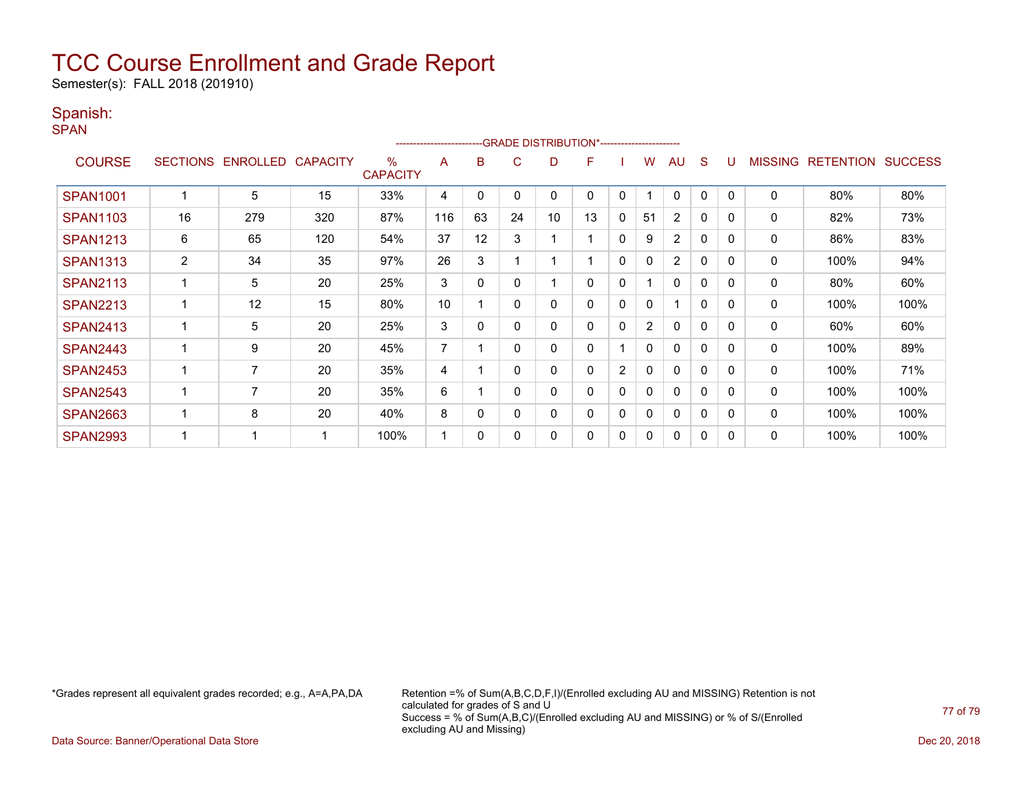# TCC Course Enrollment and Grade Report

Semester(s): FALL 2018 (201910)

## Spanish:

### SPAN

| COURSE | SECTIONS | ENROLLED | CAPACITY | % CAPACITY | A | B | C | D | F | I | W | AU | S | U | MISSING | RETENTION | SUCCESS |
|---|---|---|---|---|---|---|---|---|---|---|---|---|---|---|---|---|---|
| | | | | | GRADE DISTRIBUTION* | | | | | | | | | | | | |
| SPAN1001 | 1 | 5 | 15 | 33% | 4 | 0 | 0 | 0 | 0 | 0 | 1 | 0 | 0 | 0 | 0 | 80% | 80% |
| SPAN1103 | 16 | 279 | 320 | 87% | 116 | 63 | 24 | 10 | 13 | 0 | 51 | 2 | 0 | 0 | 0 | 82% | 73% |
| SPAN1213 | 6 | 65 | 120 | 54% | 37 | 12 | 3 | 1 | 1 | 0 | 9 | 2 | 0 | 0 | 0 | 86% | 83% |
| SPAN1313 | 2 | 34 | 35 | 97% | 26 | 3 | 1 | 1 | 1 | 0 | 0 | 2 | 0 | 0 | 0 | 100% | 94% |
| SPAN2113 | 1 | 5 | 20 | 25% | 3 | 0 | 0 | 1 | 0 | 0 | 1 | 0 | 0 | 0 | 0 | 80% | 60% |
| SPAN2213 | 1 | 12 | 15 | 80% | 10 | 1 | 0 | 0 | 0 | 0 | 0 | 1 | 0 | 0 | 0 | 100% | 100% |
| SPAN2413 | 1 | 5 | 20 | 25% | 3 | 0 | 0 | 0 | 0 | 0 | 2 | 0 | 0 | 0 | 0 | 60% | 60% |
| SPAN2443 | 1 | 9 | 20 | 45% | 7 | 1 | 0 | 0 | 0 | 1 | 0 | 0 | 0 | 0 | 0 | 100% | 89% |
| SPAN2453 | 1 | 7 | 20 | 35% | 4 | 1 | 0 | 0 | 0 | 2 | 0 | 0 | 0 | 0 | 0 | 100% | 71% |
| SPAN2543 | 1 | 7 | 20 | 35% | 6 | 1 | 0 | 0 | 0 | 0 | 0 | 0 | 0 | 0 | 0 | 100% | 100% |
| SPAN2663 | 1 | 8 | 20 | 40% | 8 | 0 | 0 | 0 | 0 | 0 | 0 | 0 | 0 | 0 | 0 | 100% | 100% |
| SPAN2993 | 1 | 1 | 1 | 100% | 1 | 0 | 0 | 0 | 0 | 0 | 0 | 0 | 0 | 0 | 0 | 100% | 100% |

*Grades represent all equivalent grades recorded; e.g., A=A,PA,DA

Retention =% of Sum(A,B,C,D,F,I)/(Enrolled excluding AU and MISSING) Retention is not calculated for grades of S and U
Success = % of Sum(A,B,C)/(Enrolled excluding AU and MISSING) or % of S/(Enrolled excluding AU and Missing)

Data Source: Banner/Operational Data Store

Dec 20, 2018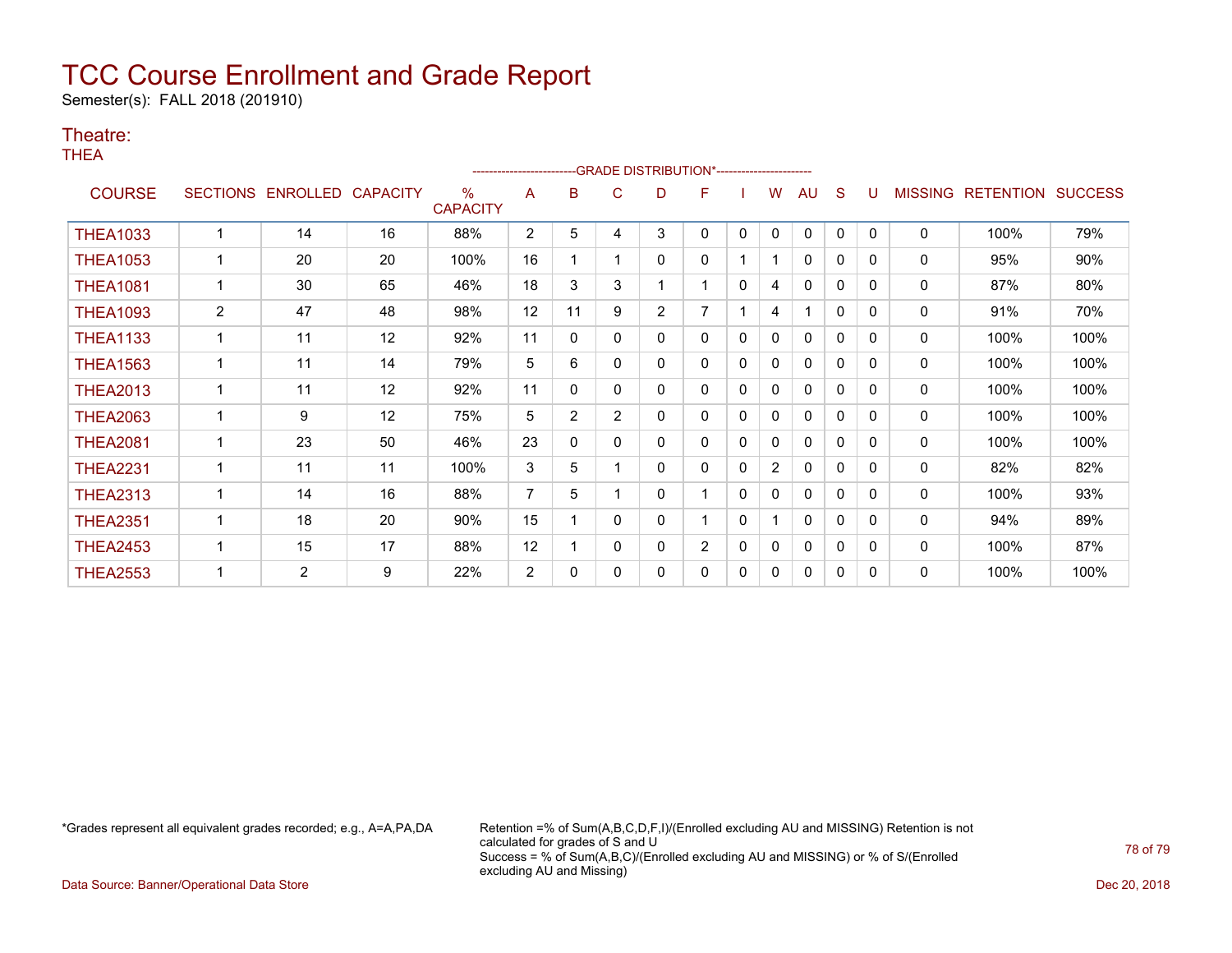# TCC Course Enrollment and Grade Report

Semester(s): FALL 2018 (201910)

## Theatre:

THEA

| COURSE | SECTIONS | ENROLLED | CAPACITY | % CAPACITY | A | B | C | D | F | I | W | AU | S | U | MISSING | RETENTION | SUCCESS |
|---|---|---|---|---|---|---|---|---|---|---|---|---|---|---|---|---|---|
| | | | | | GRADE DISTRIBUTION* | | | | | | | | | | | | |
| THEA1033 | 1 | 14 | 16 | 88% | 2 | 5 | 4 | 3 | 0 | 0 | 0 | 0 | 0 | 0 | 0 | 100% | 79% |
| THEA1053 | 1 | 20 | 20 | 100% | 16 | 1 | 1 | 0 | 0 | 1 | 1 | 0 | 0 | 0 | 0 | 95% | 90% |
| THEA1081 | 1 | 30 | 65 | 46% | 18 | 3 | 3 | 1 | 1 | 0 | 4 | 0 | 0 | 0 | 0 | 87% | 80% |
| THEA1093 | 2 | 47 | 48 | 98% | 12 | 11 | 9 | 2 | 7 | 1 | 4 | 1 | 0 | 0 | 0 | 91% | 70% |
| THEA1133 | 1 | 11 | 12 | 92% | 11 | 0 | 0 | 0 | 0 | 0 | 0 | 0 | 0 | 0 | 0 | 100% | 100% |
| THEA1563 | 1 | 11 | 14 | 79% | 5 | 6 | 0 | 0 | 0 | 0 | 0 | 0 | 0 | 0 | 0 | 100% | 100% |
| THEA2013 | 1 | 11 | 12 | 92% | 11 | 0 | 0 | 0 | 0 | 0 | 0 | 0 | 0 | 0 | 0 | 100% | 100% |
| THEA2063 | 1 | 9 | 12 | 75% | 5 | 2 | 2 | 0 | 0 | 0 | 0 | 0 | 0 | 0 | 0 | 100% | 100% |
| THEA2081 | 1 | 23 | 50 | 46% | 23 | 0 | 0 | 0 | 0 | 0 | 0 | 0 | 0 | 0 | 0 | 100% | 100% |
| THEA2231 | 1 | 11 | 11 | 100% | 3 | 5 | 1 | 0 | 0 | 0 | 2 | 0 | 0 | 0 | 0 | 82% | 82% |
| THEA2313 | 1 | 14 | 16 | 88% | 7 | 5 | 1 | 0 | 1 | 0 | 0 | 0 | 0 | 0 | 0 | 100% | 93% |
| THEA2351 | 1 | 18 | 20 | 90% | 15 | 1 | 0 | 0 | 1 | 0 | 1 | 0 | 0 | 0 | 0 | 94% | 89% |
| THEA2453 | 1 | 15 | 17 | 88% | 12 | 1 | 0 | 0 | 2 | 0 | 0 | 0 | 0 | 0 | 0 | 100% | 87% |
| THEA2553 | 1 | 2 | 9 | 22% | 2 | 0 | 0 | 0 | 0 | 0 | 0 | 0 | 0 | 0 | 0 | 100% | 100% |

*Grades represent all equivalent grades recorded; e.g., A=A,PA,DA

Retention =% of Sum(A,B,C,D,F,I)/(Enrolled excluding AU and MISSING) Retention is not calculated for grades of S and U
Success = % of Sum(A,B,C)/(Enrolled excluding AU and MISSING) or % of S/(Enrolled excluding AU and Missing)

Data Source: Banner/Operational Data Store

Dec 20, 2018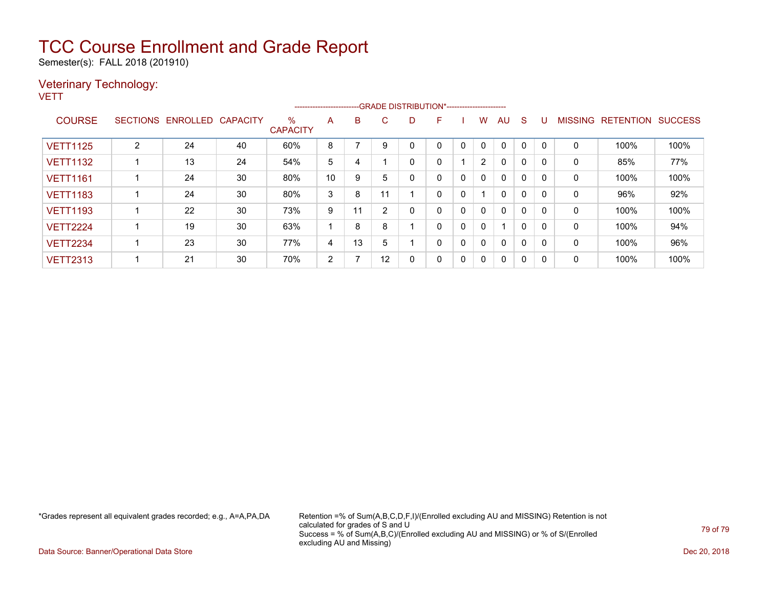# TCC Course Enrollment and Grade Report

Semester(s): FALL 2018 (201910)

## Veterinary Technology:

VETT

| COURSE | SECTIONS | ENROLLED | CAPACITY | % CAPACITY | A | B | C | D | F | I | W | AU | S | U | MISSING | RETENTION | SUCCESS |
|---|---|---|---|---|---|---|---|---|---|---|---|---|---|---|---|---|---|
| | | | | | GRADE DISTRIBUTION* | | | | | | | | | | | | |
| VETT1125 | 2 | 24 | 40 | 60% | 8 | 7 | 9 | 0 | 0 | 0 | 0 | 0 | 0 | 0 | 0 | 100% | 100% |
| VETT1132 | 1 | 13 | 24 | 54% | 5 | 4 | 1 | 0 | 0 | 1 | 2 | 0 | 0 | 0 | 0 | 85% | 77% |
| VETT1161 | 1 | 24 | 30 | 80% | 10 | 9 | 5 | 0 | 0 | 0 | 0 | 0 | 0 | 0 | 0 | 100% | 100% |
| VETT1183 | 1 | 24 | 30 | 80% | 3 | 8 | 11 | 1 | 0 | 0 | 1 | 0 | 0 | 0 | 0 | 96% | 92% |
| VETT1193 | 1 | 22 | 30 | 73% | 9 | 11 | 2 | 0 | 0 | 0 | 0 | 0 | 0 | 0 | 0 | 100% | 100% |
| VETT2224 | 1 | 19 | 30 | 63% | 1 | 8 | 8 | 1 | 0 | 0 | 0 | 1 | 0 | 0 | 0 | 100% | 94% |
| VETT2234 | 1 | 23 | 30 | 77% | 4 | 13 | 5 | 1 | 0 | 0 | 0 | 0 | 0 | 0 | 0 | 100% | 96% |
| VETT2313 | 1 | 21 | 30 | 70% | 2 | 7 | 12 | 0 | 0 | 0 | 0 | 0 | 0 | 0 | 0 | 100% | 100% |

*Grades represent all equivalent grades recorded; e.g., A=A,PA,DA

Retention =% of Sum(A,B,C,D,F,I)/(Enrolled excluding AU and MISSING) Retention is not calculated for grades of S and U
Success = % of Sum(A,B,C)/(Enrolled excluding AU and MISSING) or % of S/(Enrolled excluding AU and Missing)

Data Source: Banner/Operational Data Store

Dec 20, 2018